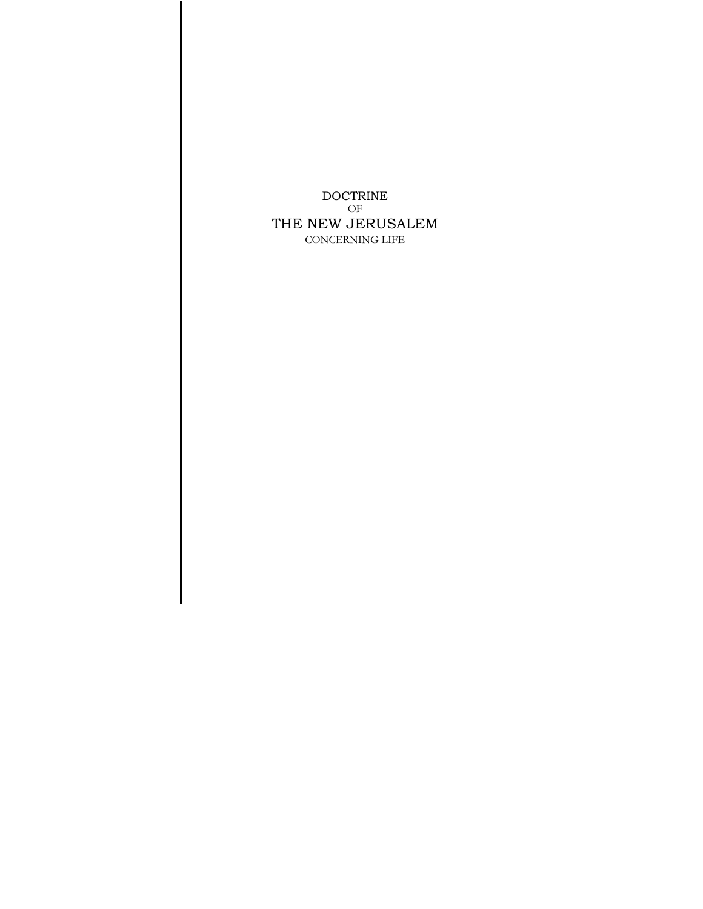# DOCTRINE

OF

# THE NEW JERUSALEM

CONCERNING LIFE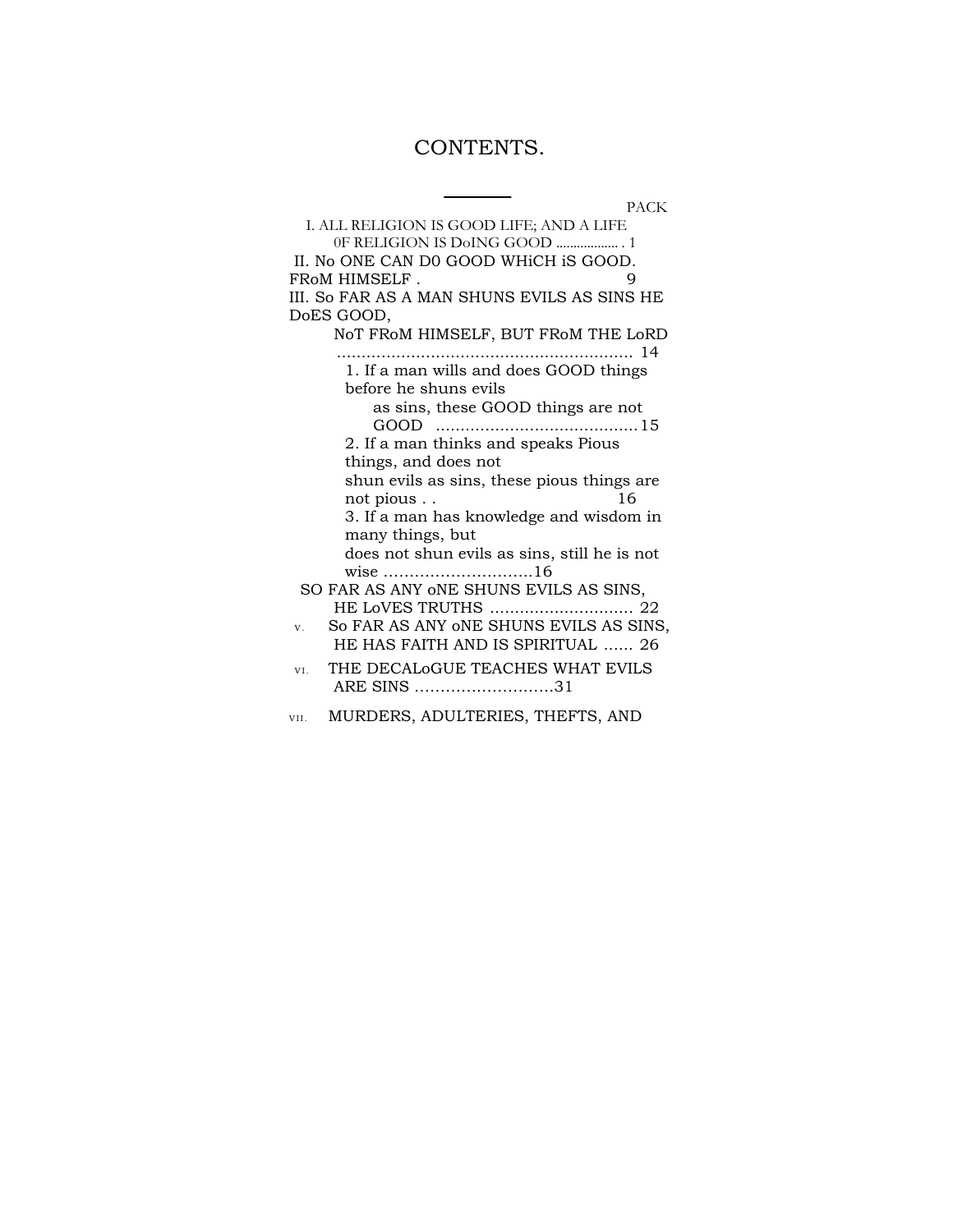# CONTENTS.

PACK

I. ALL RELIGION IS GOOD LIFE; AND A LIFE 0F RELIGION IS DoING GOOD .................. . 1

II. No ONE CAN D0 GOOD WHiCH iS GOOD. FRoM HIMSELF . 9

III. So FAR AS A MAN SHUNS EVILS AS SINS HE DoES GOOD, NoT FRoM HIMSELF, BUT FRoM THE LoRD ............................................................ 14

1. If a man wills and does GOOD things before he shuns evils as sins, these GOOD things are not GOOD ......................................... 15
2. If a man thinks and speaks Pious things, and does not shun evils as sins, these pious things are not pious . . 16
3. If a man has knowledge and wisdom in many things, but does not shun evils as sins, still he is not wise .............................16

SO FAR AS ANY oNE SHUNS EVILS AS SINS, HE LoVES TRUTHS ............................. 22

V. So FAR AS ANY oNE SHUNS EVILS AS SINS, HE HAS FAITH AND IS SPIRITUAL ...... 26

VI. THE DECALoGUE TEACHES WHAT EVILS ARE SINS ...........................31

VII. MURDERS, ADULTERIES, THEFTS, AND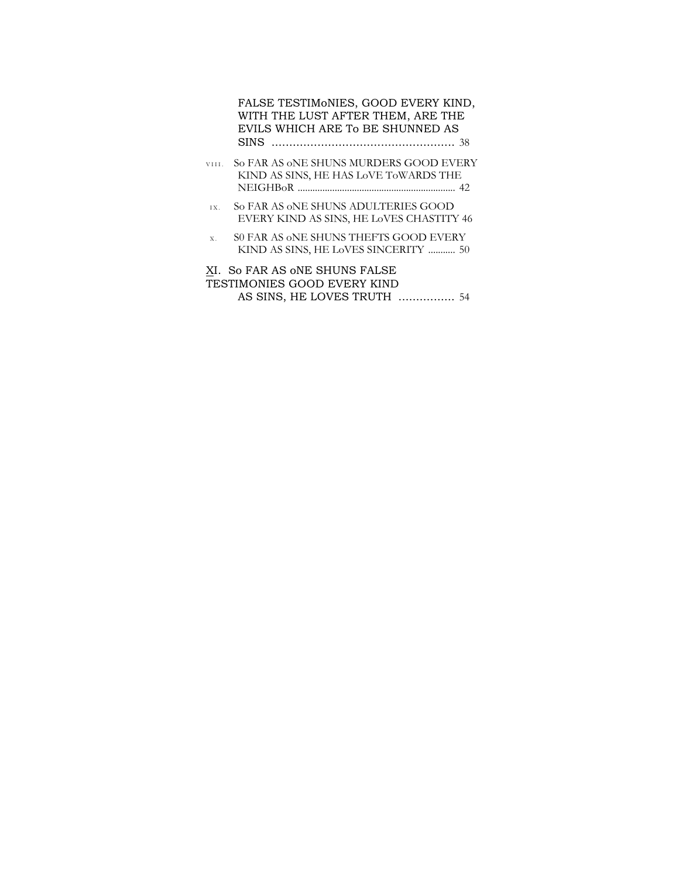FALSE TESTIMoNIES, GOOD EVERY KIND, WITH THE LUST AFTER THEM, ARE THE EVILS WHICH ARE To BE SHUNNED AS SINS .................................................... 38

VIII. So FAR AS oNE SHUNS MURDERS GOOD EVERY KIND AS SINS, HE HAS LoVE ToWARDS THE NEIGHBoR ................................................................ 42

IX. So FAR AS oNE SHUNS ADULTERIES GOOD EVERY KIND AS SINS, HE LoVES CHASTITY 46

X. S0 FAR AS oNE SHUNS THEFTS GOOD EVERY KIND AS SINS, HE LoVES SINCERITY ........... 50

XI. So FAR AS oNE SHUNS FALSE TESTIMONIES GOOD EVERY KIND AS SINS, HE LOVES TRUTH ................ 54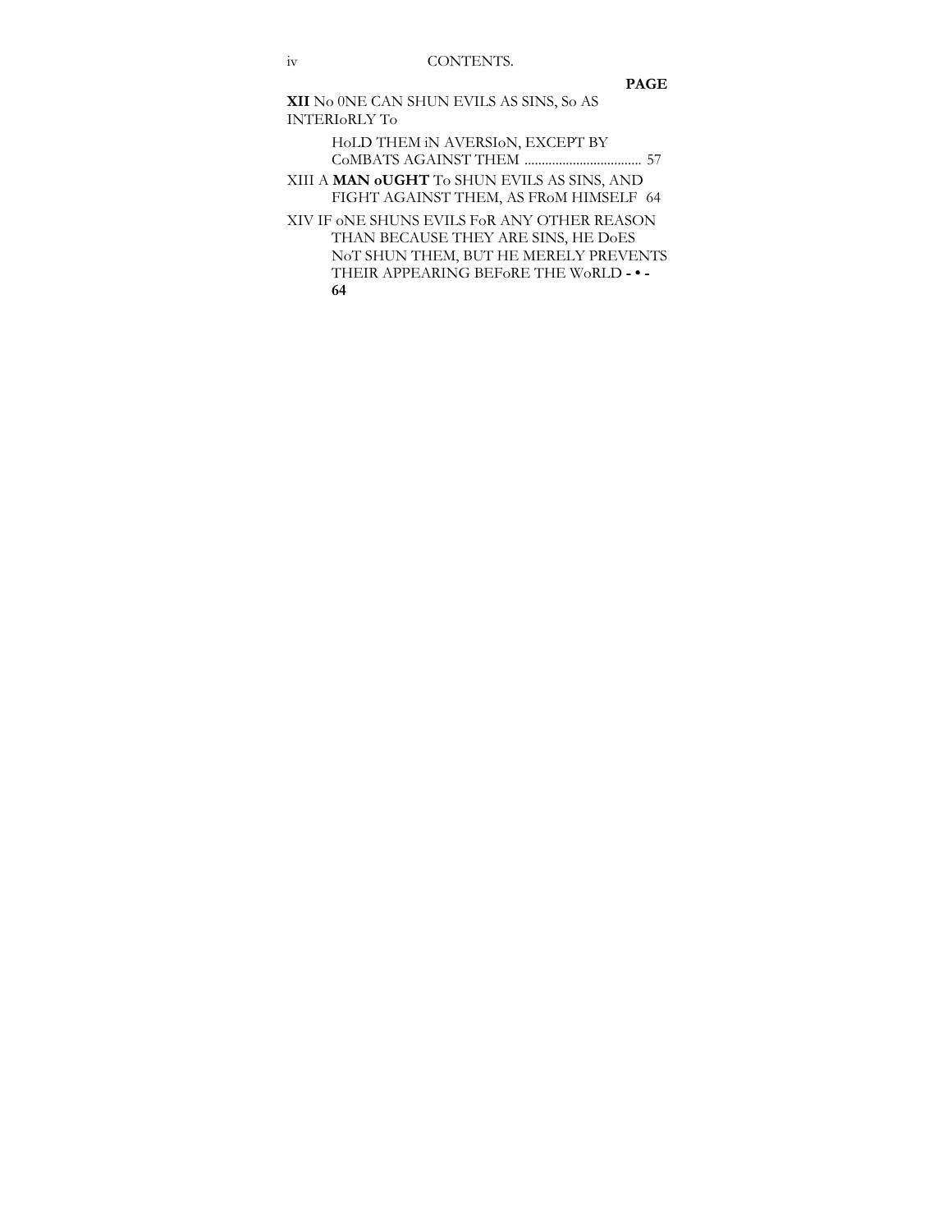**PAGE**

**XII** NO ONE CAN SHUN EVILS AS SINS, SO AS INTERIORLY TO HOLD THEM IN AVERSION, EXCEPT BY COMBATS AGAINST THEM .................................. 57

XIII A **MAN OUGHT** TO SHUN EVILS AS SINS, AND FIGHT AGAINST THEM, AS FROM HIMSELF 64

XIV IF ONE SHUNS EVILS FOR ANY OTHER REASON THAN BECAUSE THEY ARE SINS, HE DOES NOT SHUN THEM, BUT HE MERELY PREVENTS THEIR APPEARING BEFORE THE WORLD **- • - 64**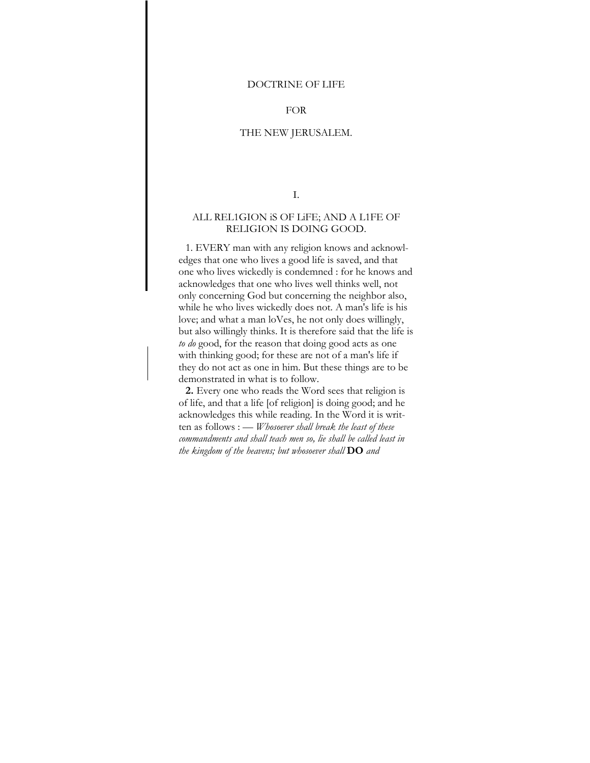# DOCTRINE OF LIFE

# FOR

# THE NEW JERUSALEM.

## I.

## ALL REL1GION iS OF LiFE; AND A L1FE OF RELIGION IS DOING GOOD.

1. EVERY man with any religion knows and acknowledges that one who lives a good life is saved, and that one who lives wickedly is condemned : for he knows and acknowledges that one who lives well thinks well, not only concerning God but concerning the neighbor also, while he who lives wickedly does not. A man's life is his love; and what a man loVes, he not only does willingly, but also willingly thinks. It is therefore said that the life is *to do* good, for the reason that doing good acts as one with thinking good; for these are not of a man's life if they do not act as one in him. But these things are to be demonstrated in what is to follow.

**2.** Every one who reads the Word sees that religion is of life, and that a life [of religion] is doing good; and he acknowledges this while reading. In the Word it is written as follows : — *Whosoever shall break the least of these commandments and shall teach men so, lie shall be called least in the kingdom of the heavens; but whosoever shall* **DO** *and*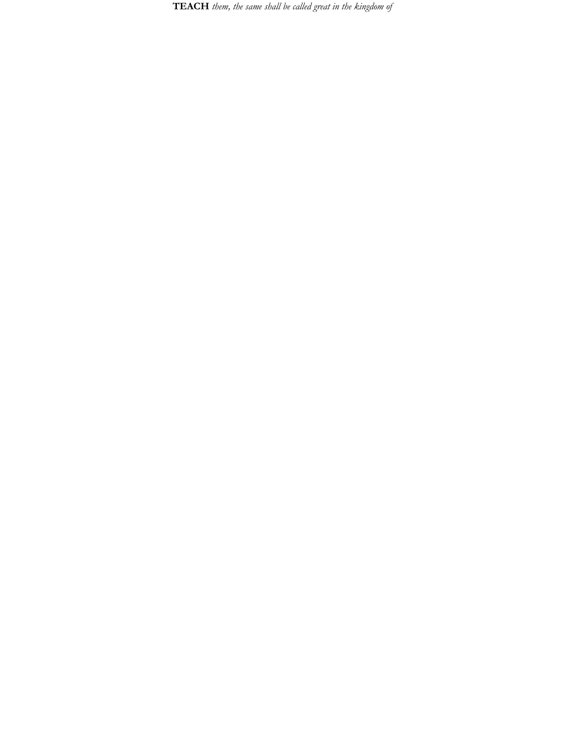**TEACH** *them, the same shall be called great in the kingdom of*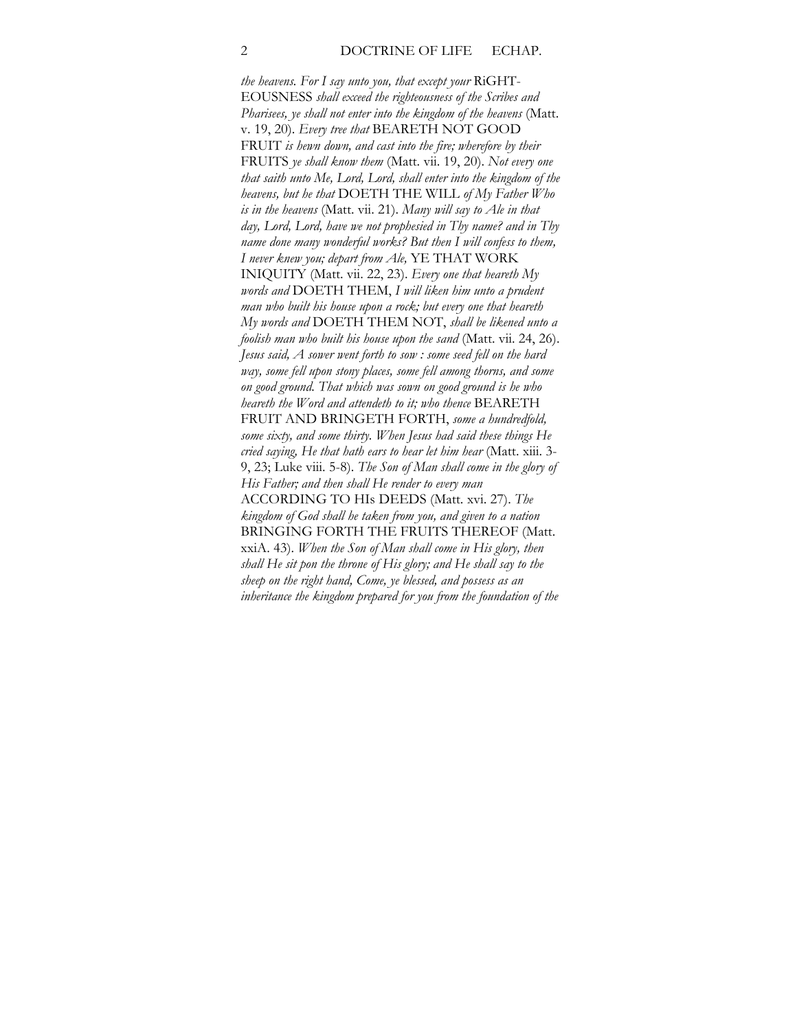*the heavens. For I say unto you, that except your* RiGHT-EOUSNESS *shall exceed the righteousness of the Scribes and Pharisees, ye shall not enter into the kingdom of the heavens* (Matt. v. 19, 20). *Every tree that* BEARETH NOT GOOD FRUIT *is hewn down, and cast into the fire; wherefore by their* FRUITS *ye shall know them* (Matt. vii. 19, 20). *Not every one that saith unto Me, Lord, Lord, shall enter into the kingdom of the heavens, but he that* DOETH THE WILL *of My Father Who is in the heavens* (Matt. vii. 21). *Many will say to Ale in that day, Lord, Lord, have we not prophesied in Thy name? and in Thy name done many wonderful works? But then I will confess to them, I never knew you; depart from Ale,* YE THAT WORK INIQUITY (Matt. vii. 22, 23). *Every one that heareth My words and* DOETH THEM, *I will liken him unto a prudent man who built his house upon a rock; but every one that heareth My words and* DOETH THEM NOT, *shall be likened unto a foolish man who built his house upon the sand* (Matt. vii. 24, 26). *Jesus said, A sower went forth to sow : some seed fell on the hard way, some fell upon stony places, some fell among thorns, and some on good ground. That which was sown on good ground is he who heareth the Word and attendeth to it; who thence* BEARETH FRUIT AND BRINGETH FORTH, *some a hundredfold, some sixty, and some thirty. When Jesus had said these things He cried saying, He that hath ears to hear let him hear* (Matt. xiii. 3-9, 23; Luke viii. 5-8). *The Son of Man shall come in the glory of His Father; and then shall He render to every man* ACCORDING TO HIs DEEDS (Matt. xvi. 27). *The kingdom of God shall he taken from you, and given to a nation* BRINGING FORTH THE FRUITS THEREOF (Matt. xxiA. 43). *When the Son of Man shall come in His glory, then shall He sit pon the throne of His glory; and He shall say to the sheep on the right hand, Come, ye blessed, and possess as an inheritance the kingdom prepared for you from the foundation of the*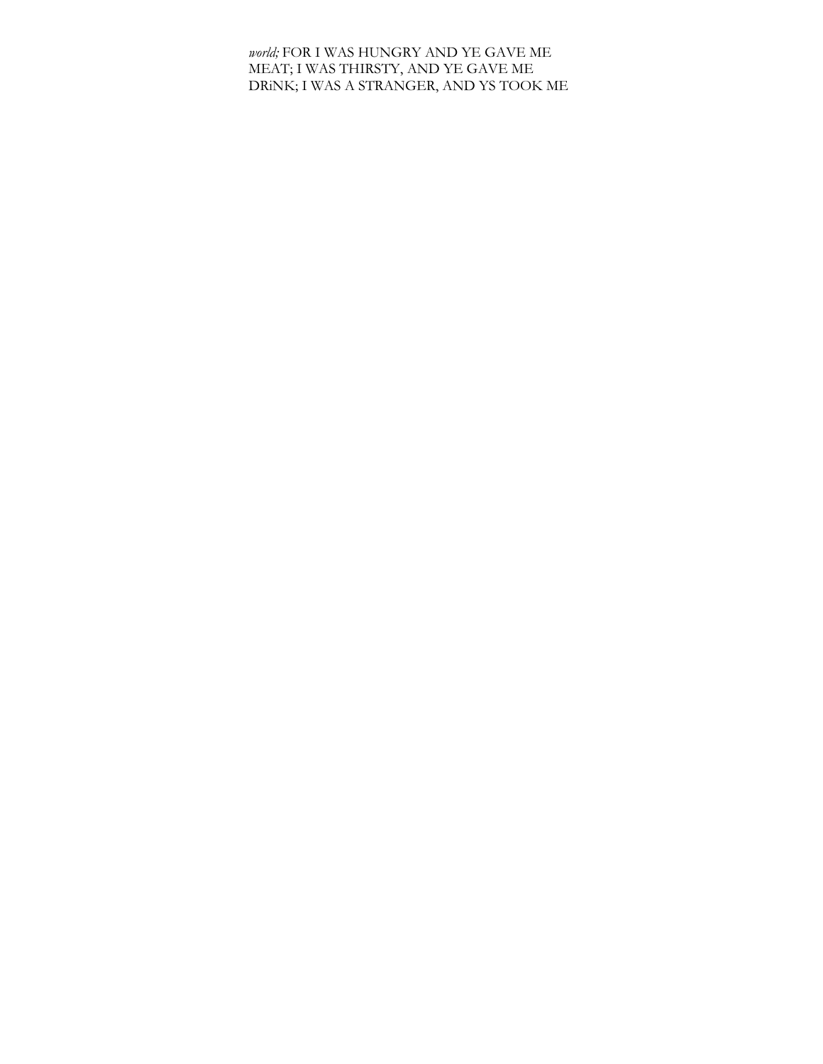*world;* FOR I WAS HUNGRY AND YE GAVE ME MEAT; I WAS THIRSTY, AND YE GAVE ME DRiNK; I WAS A STRANGER, AND YS TOOK ME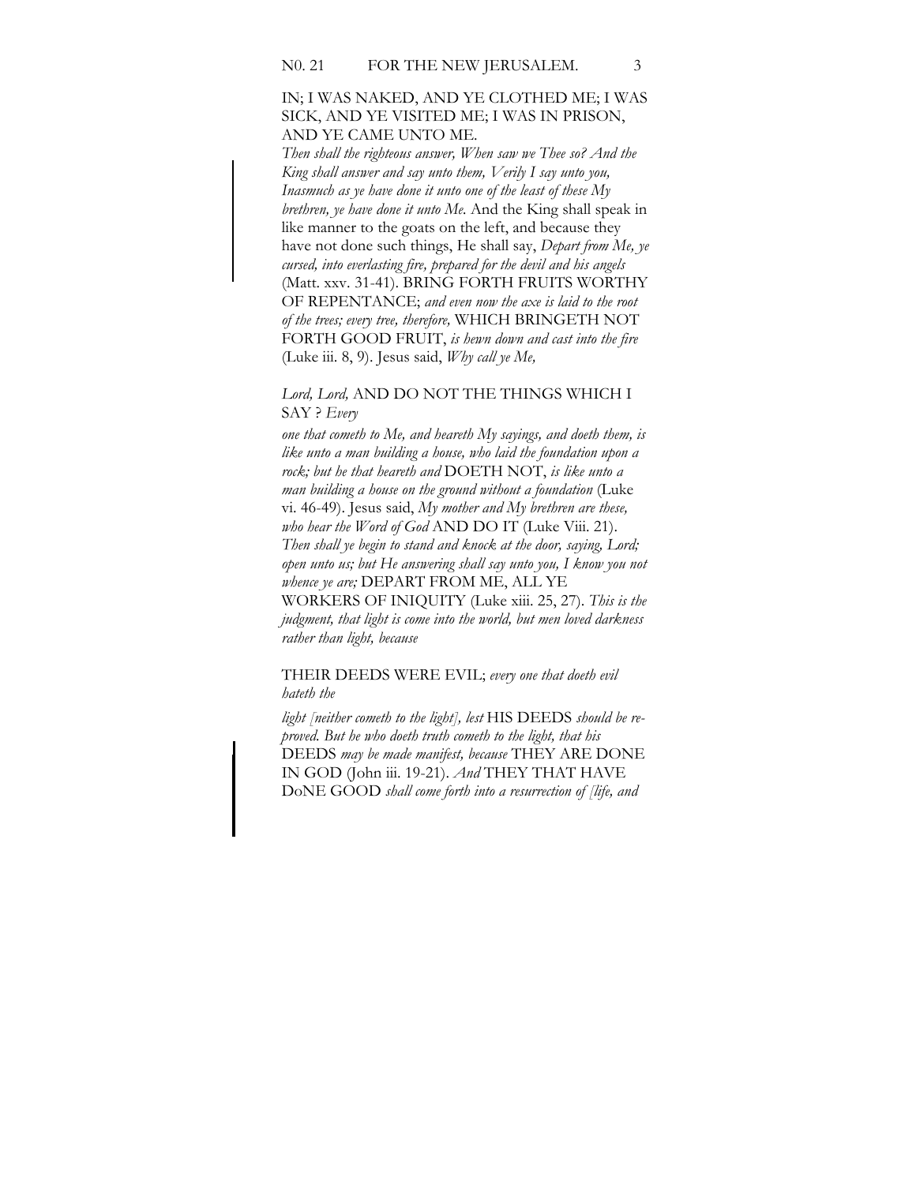IN; I WAS NAKED, AND YE CLOTHED ME; I WAS SICK, AND YE VISITED ME; I WAS IN PRISON, AND YE CAME UNTO ME.

*Then shall the righteous answer, When saw we Thee so? And the King shall answer and say unto them, Verily I say unto you, Inasmuch as ye have done it unto one of the least of these My brethren, ye have done it unto Me.* And the King shall speak in like manner to the goats on the left, and because they have not done such things, He shall say, *Depart from Me, ye cursed, into everlasting fire, prepared for the devil and his angels* (Matt. xxv. 31-41). BRING FORTH FRUITS WORTHY OF REPENTANCE; *and even now the axe is laid to the root of the trees; every tree, therefore,* WHICH BRINGETH NOT FORTH GOOD FRUIT, *is hewn down and cast into the fire* (Luke iii. 8, 9). Jesus said, *Why call ye Me,*

*Lord, Lord,* AND DO NOT THE THINGS WHICH I SAY ? *Every*

*one that cometh to Me, and heareth My sayings, and doeth them, is like unto a man building a house, who laid the foundation upon a rock; but he that heareth and* DOETH NOT, *is like unto a man building a house on the ground without a foundation* (Luke vi. 46-49). Jesus said, *My mother and My brethren are these, who hear the Word of God* AND DO IT (Luke Viii. 21). *Then shall ye begin to stand and knock at the door, saying, Lord; open unto us; but He answering shall say unto you, I know you not whence ye are;* DEPART FROM ME, ALL YE WORKERS OF INIQUITY (Luke xiii. 25, 27). *This is the judgment, that light is come into the world, but men loved darkness rather than light, because*

THEIR DEEDS WERE EVIL; *every one that doeth evil hateth the*

*light [neither cometh to the light], lest* HIS DEEDS *should be re-proved. But he who doeth truth cometh to the light, that his* DEEDS *may be made manifest, because* THEY ARE DONE IN GOD (John iii. 19-21). *And* THEY THAT HAVE DoNE GOOD *shall come forth into a resurrection of [life, and*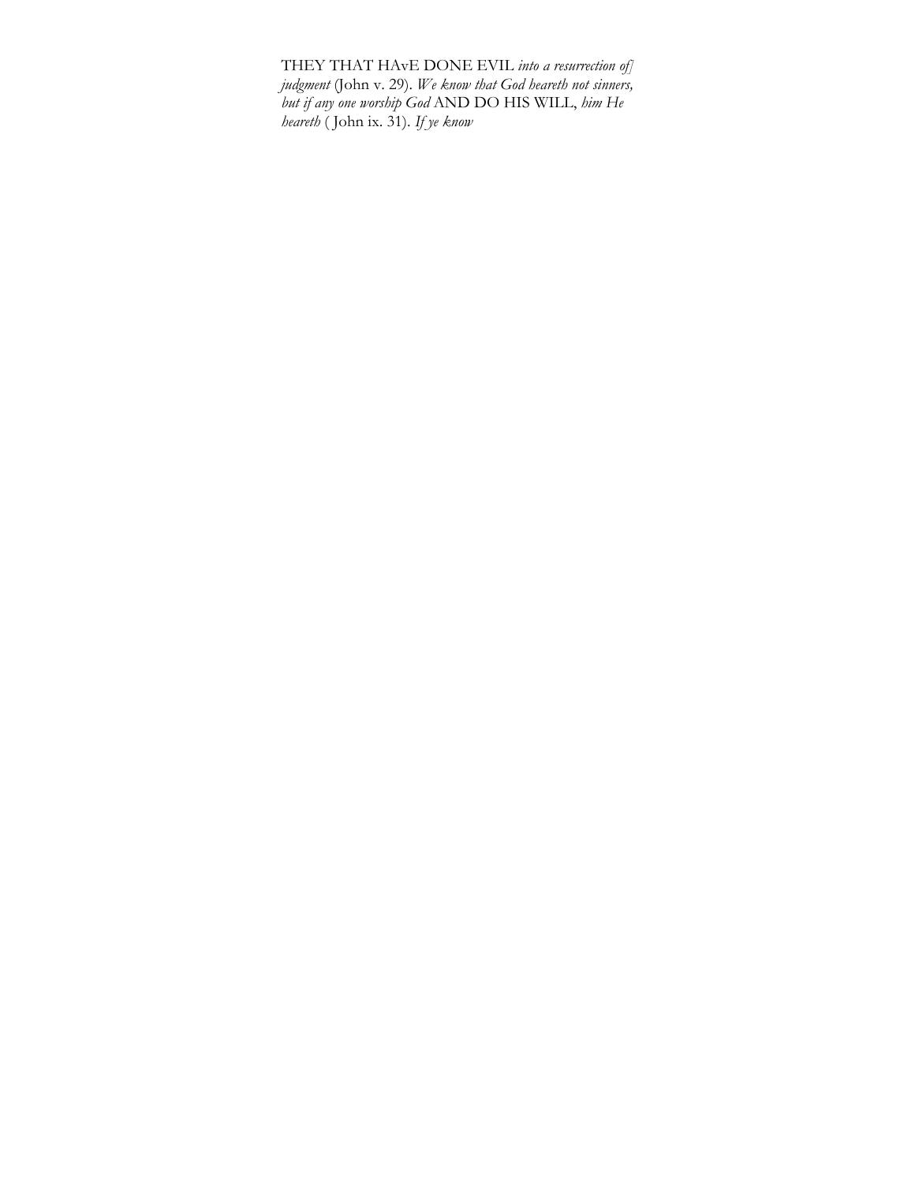THEY THAT HAvE DONE EVIL *into a resurrection of] judgment* (John v. 29). *We know that God heareth not sinners, but if any one worship God* AND DO HIS WILL, *him He heareth* ( John ix. 31). *If ye know*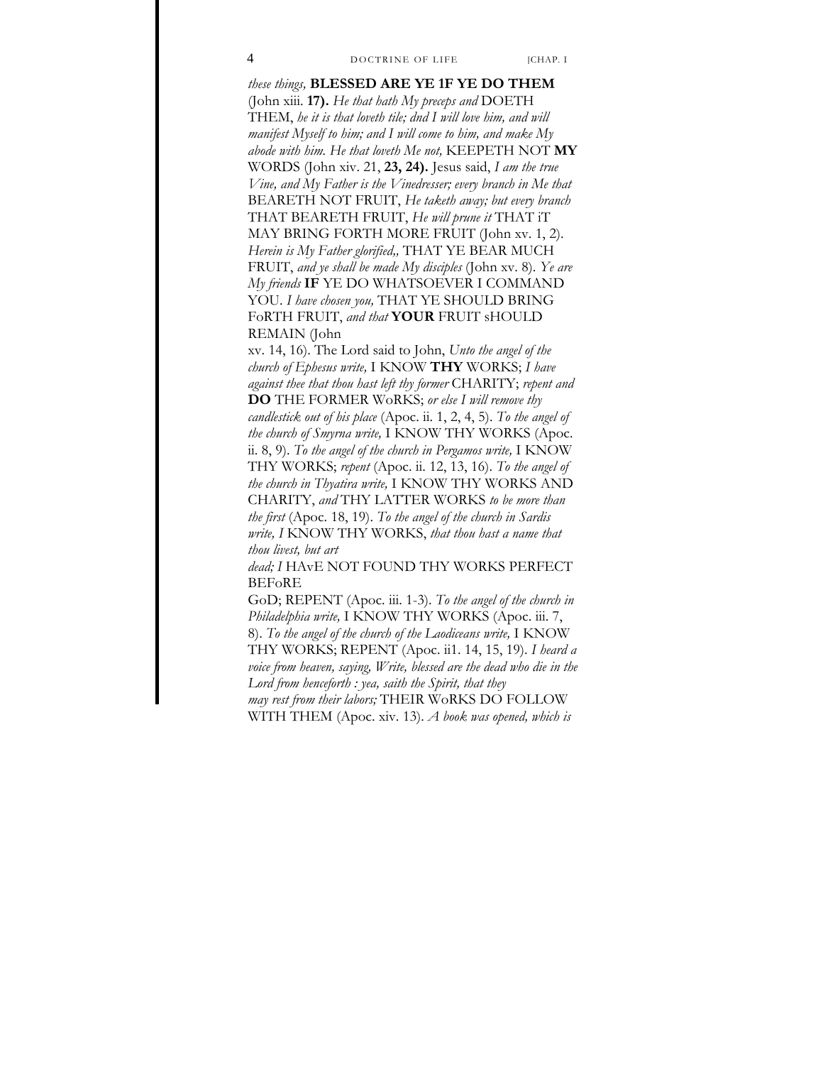*these things,* **BLESSED ARE YE 1F YE DO THEM** (John xiii. **17).** *He that hath My preceps and* DOETH THEM, *he it is that loveth tile; dnd I will love him, and will manifest Myself to him; and I will come to him, and make My abode with him. He that loveth Me not,* KEEPETH NOT **MY** WORDS (John xiv. 21, **23, 24).** Jesus said, *I am the true Vine, and My Father is the Vinedresser; every branch in Me that* BEARETH NOT FRUIT, *He taketh away; but every branch* THAT BEARETH FRUIT, *He will prune it* THAT iT MAY BRING FORTH MORE FRUIT (John xv. 1, 2). *Herein is My Father glorified,,* THAT YE BEAR MUCH FRUIT, *and ye shall be made My disciples* (John xv. 8). *Ye are My friends* **IF** YE DO WHATSOEVER I COMMAND YOU. *I have chosen you,* THAT YE SHOULD BRING FoRTH FRUIT, *and that* **YOUR** FRUIT sHOULD REMAIN (John xv. 14, 16). The Lord said to John, *Unto the angel of the church of Ephesus write,* I KNOW **THY** WORKS; *I have against thee that thou hast left thy former* CHARITY; *repent and* **DO** THE FORMER WoRKS; *or else I will remove thy candlestick out of his place* (Apoc. ii. 1, 2, 4, 5). *To the angel of the church of Smyrna write,* I KNOW THY WORKS (Apoc. ii. 8, 9). *To the angel of the church in Pergamos write,* I KNOW THY WORKS; *repent* (Apoc. ii. 12, 13, 16). *To the angel of the church in Thyatira write,* I KNOW THY WORKS AND CHARITY, *and* THY LATTER WORKS *to be more than the first* (Apoc. 18, 19). *To the angel of the church in Sardis write, I* KNOW THY WORKS, *that thou hast a name that thou livest, but art dead; I* HAvE NOT FOUND THY WORKS PERFECT BEFoRE GoD; REPENT (Apoc. iii. 1-3). *To the angel of the church in Philadelphia write,* I KNOW THY WORKS (Apoc. iii. 7, 8). *To the angel of the church of the Laodiceans write,* I KNOW THY WORKS; REPENT (Apoc. ii1. 14, 15, 19). *I heard a voice from heaven, saying, Write, blessed are the dead who die in the Lord from henceforth : yea, saith the Spirit, that they may rest from their labors;* THEIR WoRKS DO FOLLOW WITH THEM (Apoc. xiv. 13). *A book was opened, which is*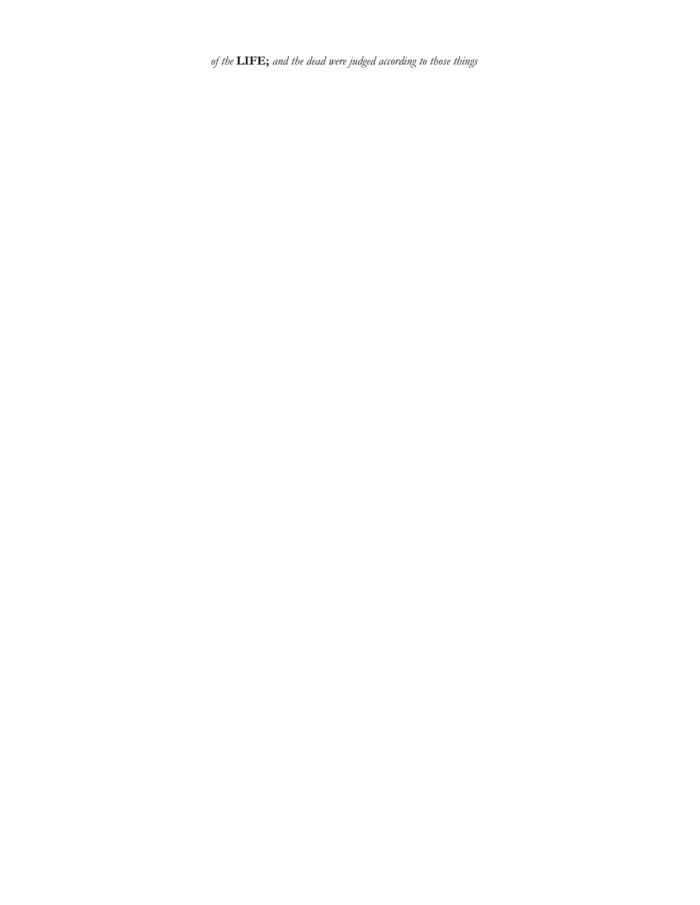*of the* **LIFE;** *and the dead were judged according to those things*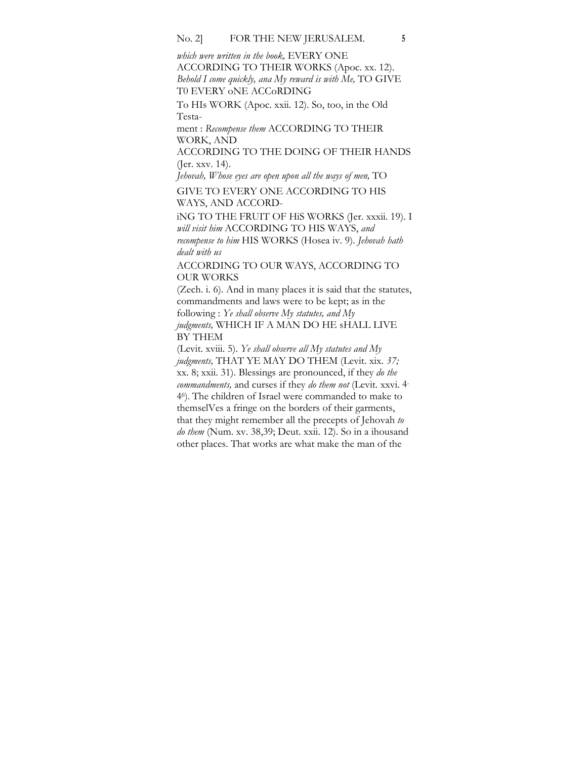*which were written in the book,* EVERY ONE ACCORDING TO THEIR WORKS (Apoc. xx. 12). *Behold I come quickly, ana My reward is with Me,* TO GIVE T0 EVERY oNE ACCoRDING To HIs WORK (Apoc. xxii. 12). So, too, in the Old Testament : *Recompense them* ACCORDING TO THEIR WORK, AND ACCORDING TO THE DOING OF THEIR HANDS (Jer. xxv. 14). *Jehovah, Whose eyes are open upon all the ways of men,* TO GIVE TO EVERY ONE ACCORDING TO HIS WAYS, AND ACCORDiNG TO THE FRUIT OF HiS WORKS (Jer. xxxii. 19). I *will visit him* ACCORDING TO HIS WAYS, *and recompense to him* HIS WORKS (Hosea iv. 9). *Jehovah hath dealt with us* ACCORDING TO OUR WAYS, ACCORDING TO OUR WORKS (Zech. i. 6). And in many places it is said that the statutes, commandments and laws were to be kept; as in the following : *Ye shall observe My statutes, and My judgments,* WHICH IF A MAN DO HE sHALL LIVE BY THEM (Levit. xviii. 5). *Ye shall observe all My statutes and My judgments,* THAT YE MAY DO THEM (Levit. xix. *37;* xx. 8; xxii. 31). Blessings are pronounced, if they *do the commandments,* and curses if they *do them not* (Levit. xxvi. 4-46). The children of Israel were commanded to make to themselVes a fringe on the borders of their garments, that they might remember all the precepts of Jehovah *to do them* (Num. xv. 38,39; Deut. xxii. 12). So in a ihousand other places. That works are what make the man of the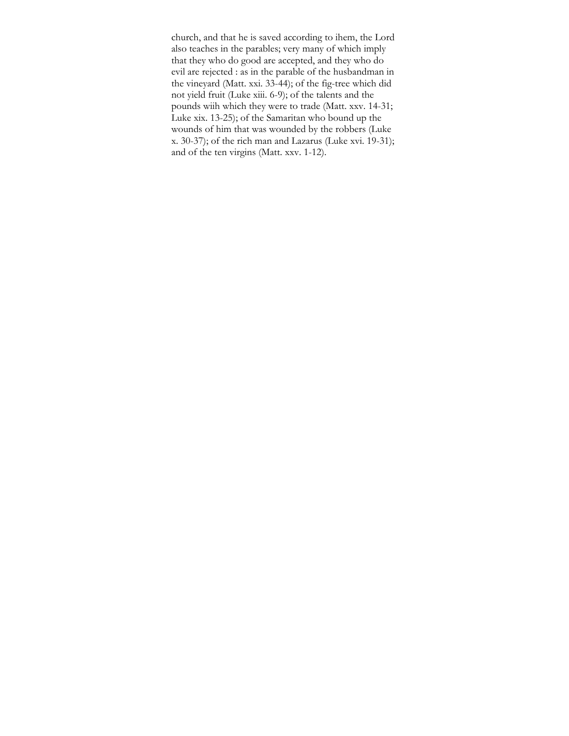church, and that he is saved according to ihem, the Lord also teaches in the parables; very many of which imply that they who do good are accepted, and they who do evil are rejected : as in the parable of the husbandman in the vineyard (Matt. xxi. 33-44); of the fig-tree which did not yield fruit (Luke xiii. 6-9); of the talents and the pounds wiih which they were to trade (Matt. xxv. 14-31; Luke xix. 13-25); of the Samaritan who bound up the wounds of him that was wounded by the robbers (Luke x. 30-37); of the rich man and Lazarus (Luke xvi. 19-31); and of the ten virgins (Matt. xxv. 1-12).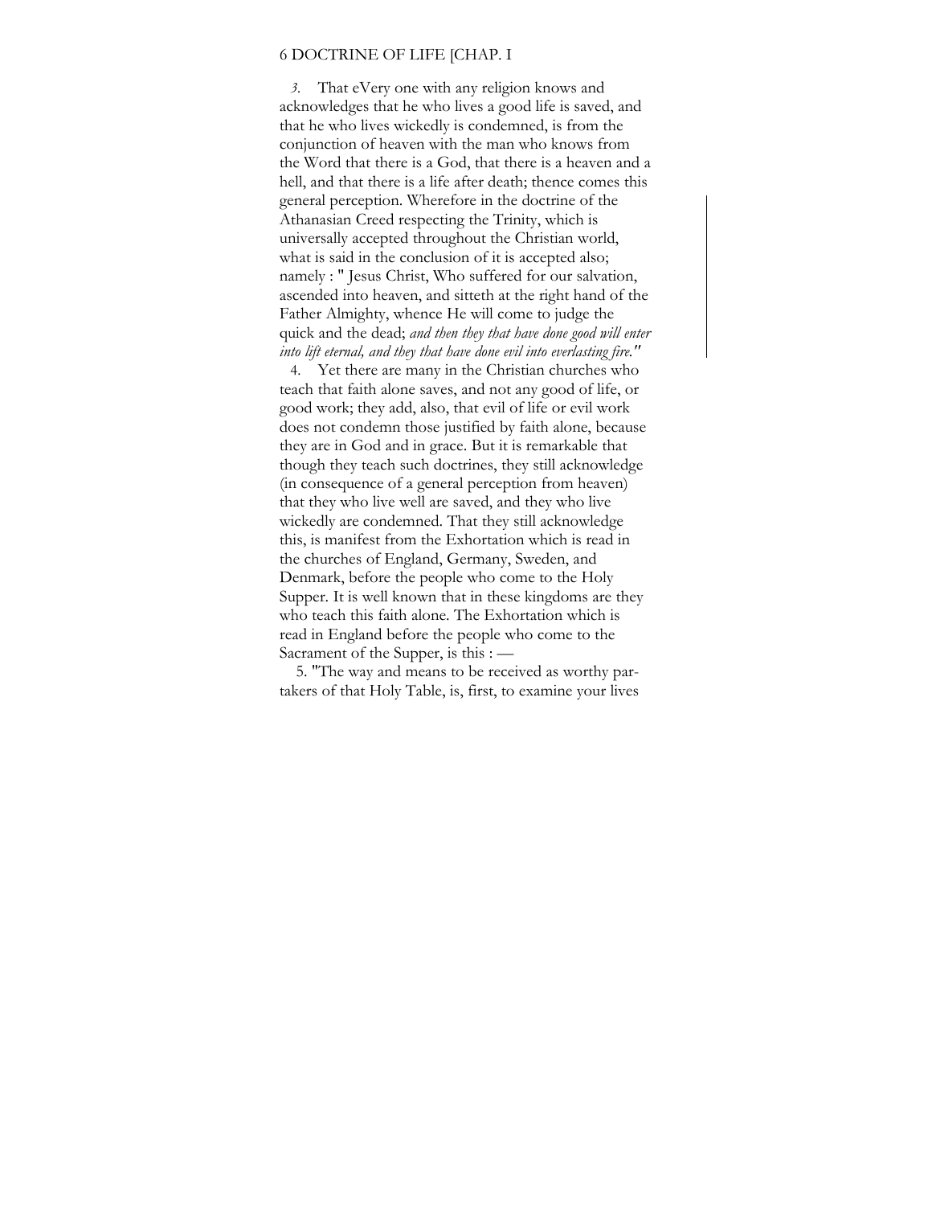*3.* That eVery one with any religion knows and acknowledges that he who lives a good life is saved, and that he who lives wickedly is condemned, is from the conjunction of heaven with the man who knows from the Word that there is a God, that there is a heaven and a hell, and that there is a life after death; thence comes this general perception. Wherefore in the doctrine of the Athanasian Creed respecting the Trinity, which is universally accepted throughout the Christian world, what is said in the conclusion of it is accepted also; namely : " Jesus Christ, Who suffered for our salvation, ascended into heaven, and sitteth at the right hand of the Father Almighty, whence He will come to judge the quick and the dead; *and then they that have done good will enter into lift eternal, and they that have done evil into everlasting fire."*

4. Yet there are many in the Christian churches who teach that faith alone saves, and not any good of life, or good work; they add, also, that evil of life or evil work does not condemn those justified by faith alone, because they are in God and in grace. But it is remarkable that though they teach such doctrines, they still acknowledge (in consequence of a general perception from heaven) that they who live well are saved, and they who live wickedly are condemned. That they still acknowledge this, is manifest from the Exhortation which is read in the churches of England, Germany, Sweden, and Denmark, before the people who come to the Holy Supper. It is well known that in these kingdoms are they who teach this faith alone. The Exhortation which is read in England before the people who come to the Sacrament of the Supper, is this : —

5. "The way and means to be received as worthy partakers of that Holy Table, is, first, to examine your lives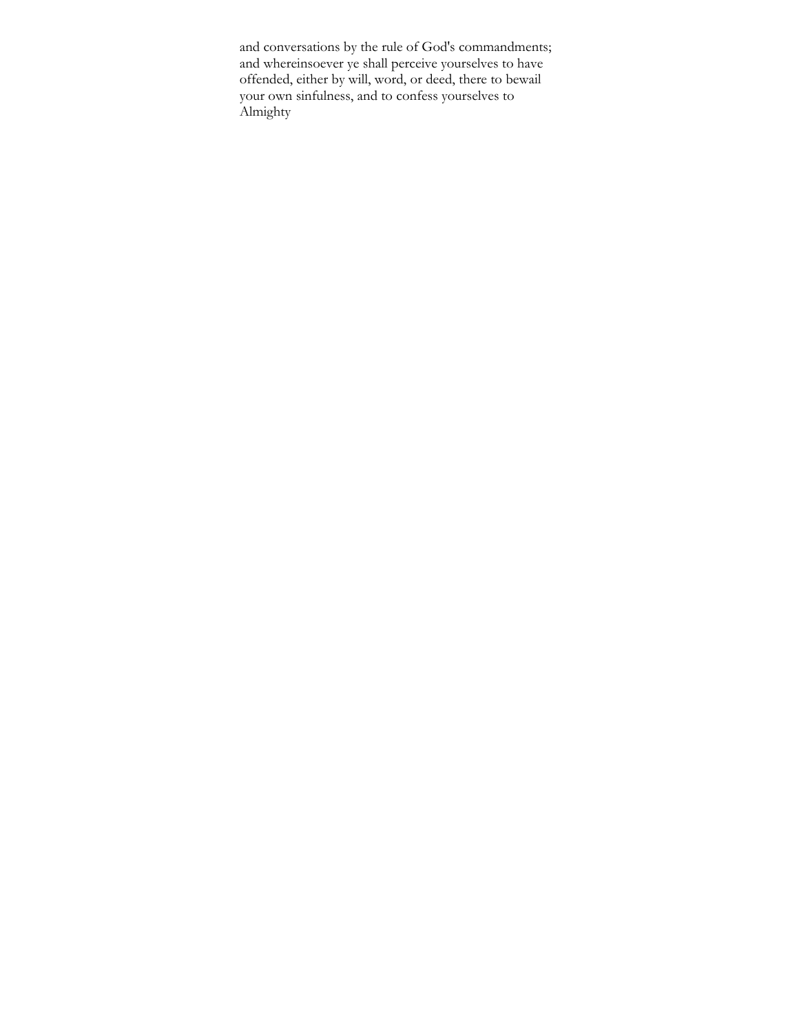and conversations by the rule of God's commandments; and whereinsoever ye shall perceive yourselves to have offended, either by will, word, or deed, there to bewail your own sinfulness, and to confess yourselves to Almighty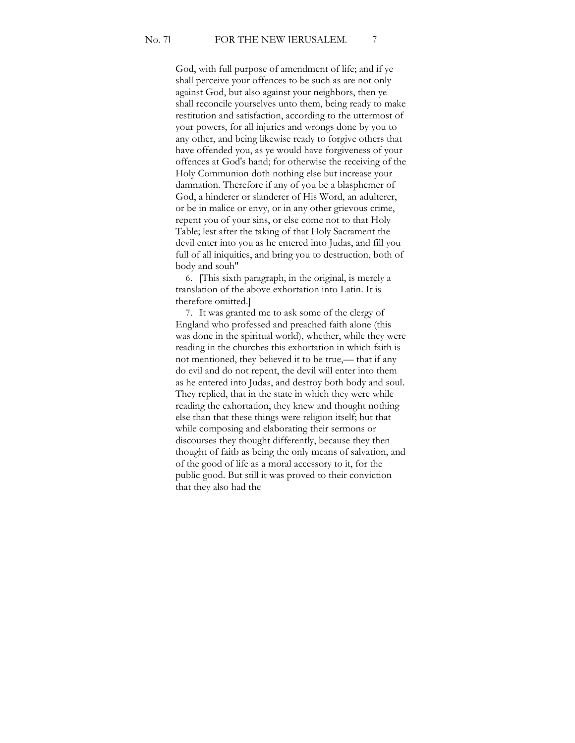God, with full purpose of amendment of life; and if ye shall perceive your offences to be such as are not only against God, but also against your neighbors, then ye shall reconcile yourselves unto them, being ready to make restitution and satisfaction, according to the uttermost of your powers, for all injuries and wrongs done by you to any other, and being likewise ready to forgive others that have offended you, as ye would have forgiveness of your offences at God's hand; for otherwise the receiving of the Holy Communion doth nothing else but increase your damnation. Therefore if any of you be a blasphemer of God, a hinderer or slanderer of His Word, an adulterer, or be in malice or envy, or in any other grievous crime, repent you of your sins, or else come not to that Holy Table; lest after the taking of that Holy Sacrament the devil enter into you as he entered into Judas, and fill you full of all iniquities, and bring you to destruction, both of body and souh"

6. [This sixth paragraph, in the original, is merely a translation of the above exhortation into Latin. It is therefore omitted.]

7. It was granted me to ask some of the clergy of England who professed and preached faith alone (this was done in the spiritual world), whether, while they were reading in the churches this exhortation in which faith is not mentioned, they believed it to be true,— that if any do evil and do not repent, the devil will enter into them as he entered into Judas, and destroy both body and soul. They replied, that in the state in which they were while reading the exhortation, they knew and thought nothing else than that these things were religion itself; but that while composing and elaborating their sermons or discourses they thought differently, because they then thought of faitb as being the only means of salvation, and of the good of life as a moral accessory to it, for the public good. But still it was proved to their conviction that they also had the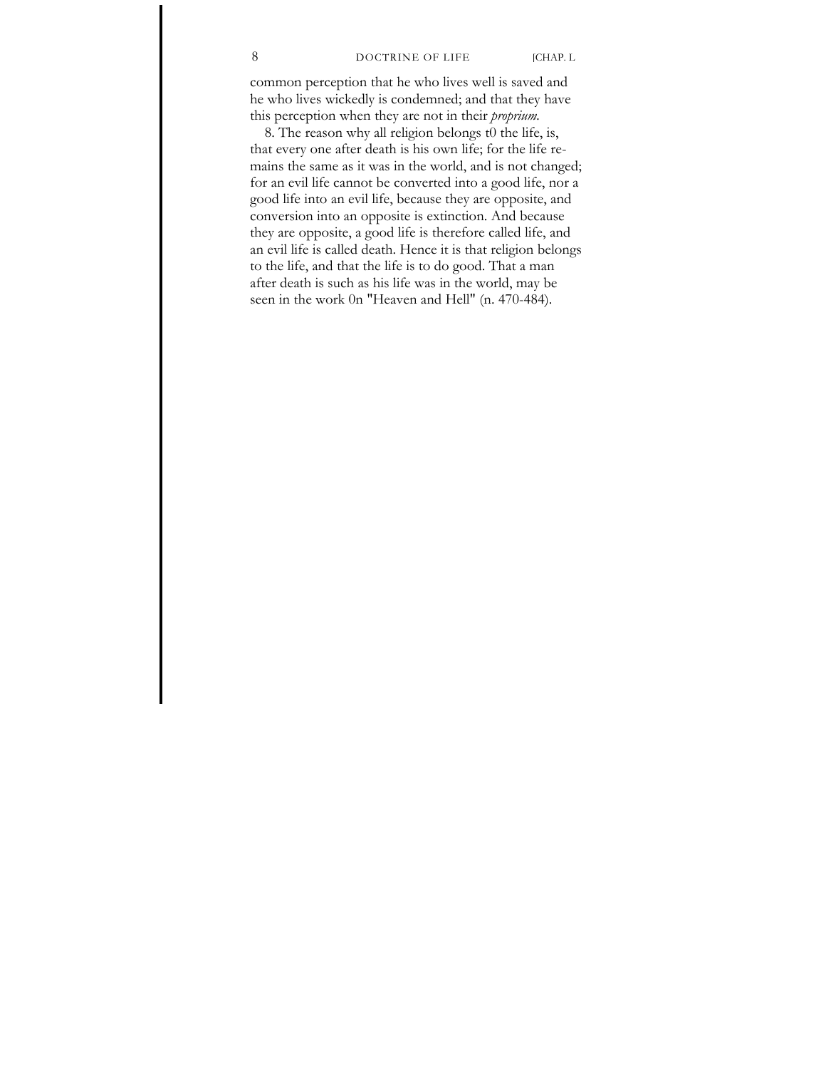common perception that he who lives well is saved and he who lives wickedly is condemned; and that they have this perception when they are not in their *proprium.*

8. The reason why all religion belongs t0 the life, is, that every one after death is his own life; for the life remains the same as it was in the world, and is not changed; for an evil life cannot be converted into a good life, nor a good life into an evil life, because they are opposite, and conversion into an opposite is extinction. And because they are opposite, a good life is therefore called life, and an evil life is called death. Hence it is that religion belongs to the life, and that the life is to do good. That a man after death is such as his life was in the world, may be seen in the work 0n "Heaven and Hell" (n. 470-484).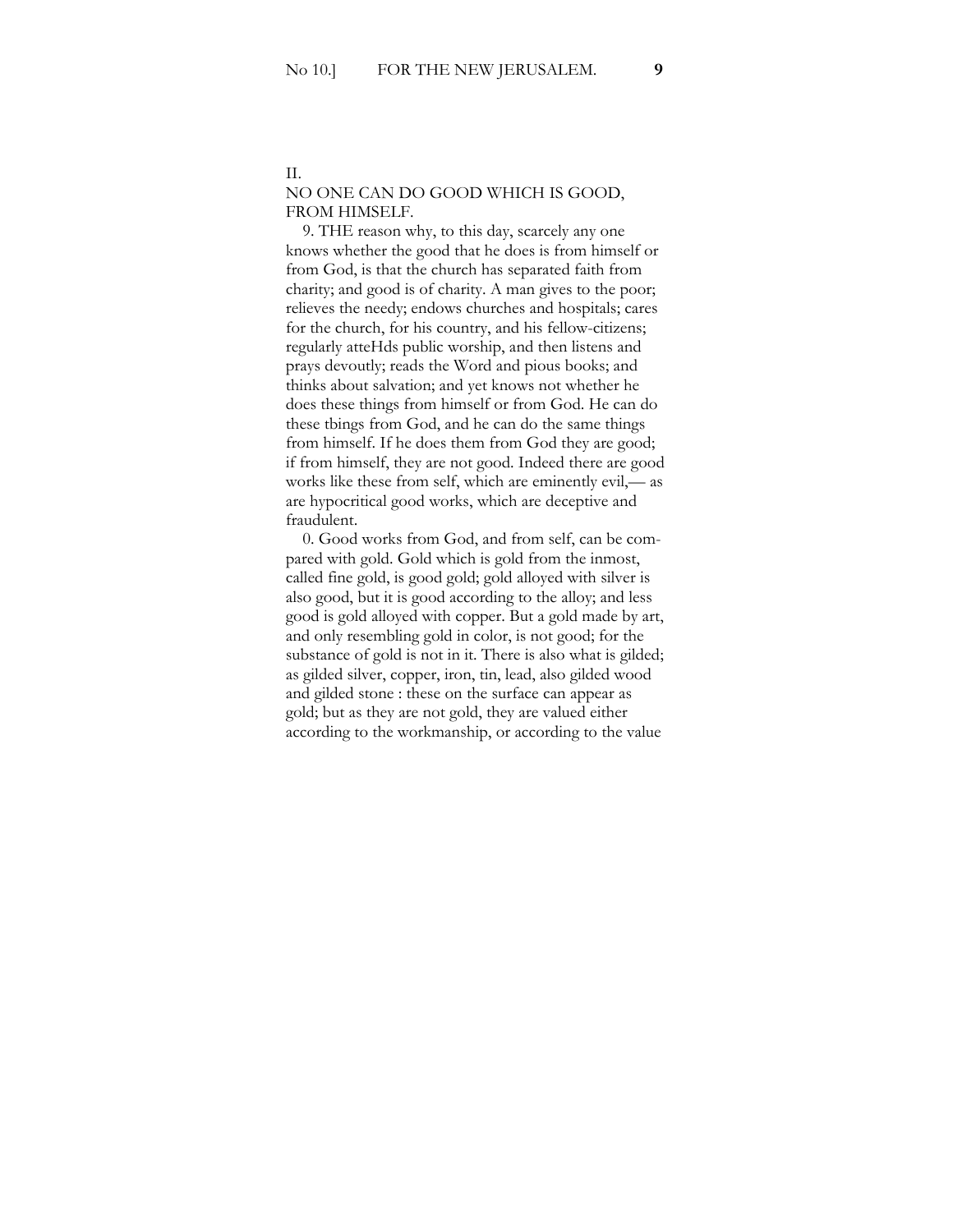## II.

## NO ONE CAN DO GOOD WHICH IS GOOD, FROM HIMSELF.

9. THE reason why, to this day, scarcely any one knows whether the good that he does is from himself or from God, is that the church has separated faith from charity; and good is of charity. A man gives to the poor; relieves the needy; endows churches and hospitals; cares for the church, for his country, and his fellow-citizens; regularly atteHds public worship, and then listens and prays devoutly; reads the Word and pious books; and thinks about salvation; and yet knows not whether he does these things from himself or from God. He can do these tbings from God, and he can do the same things from himself. If he does them from God they are good; if from himself, they are not good. Indeed there are good works like these from self, which are eminently evil,— as are hypocritical good works, which are deceptive and fraudulent.

0. Good works from God, and from self, can be compared with gold. Gold which is gold from the inmost, called fine gold, is good gold; gold alloyed with silver is also good, but it is good according to the alloy; and less good is gold alloyed with copper. But a gold made by art, and only resembling gold in color, is not good; for the substance of gold is not in it. There is also what is gilded; as gilded silver, copper, iron, tin, lead, also gilded wood and gilded stone : these on the surface can appear as gold; but as they are not gold, they are valued either according to the workmanship, or according to the value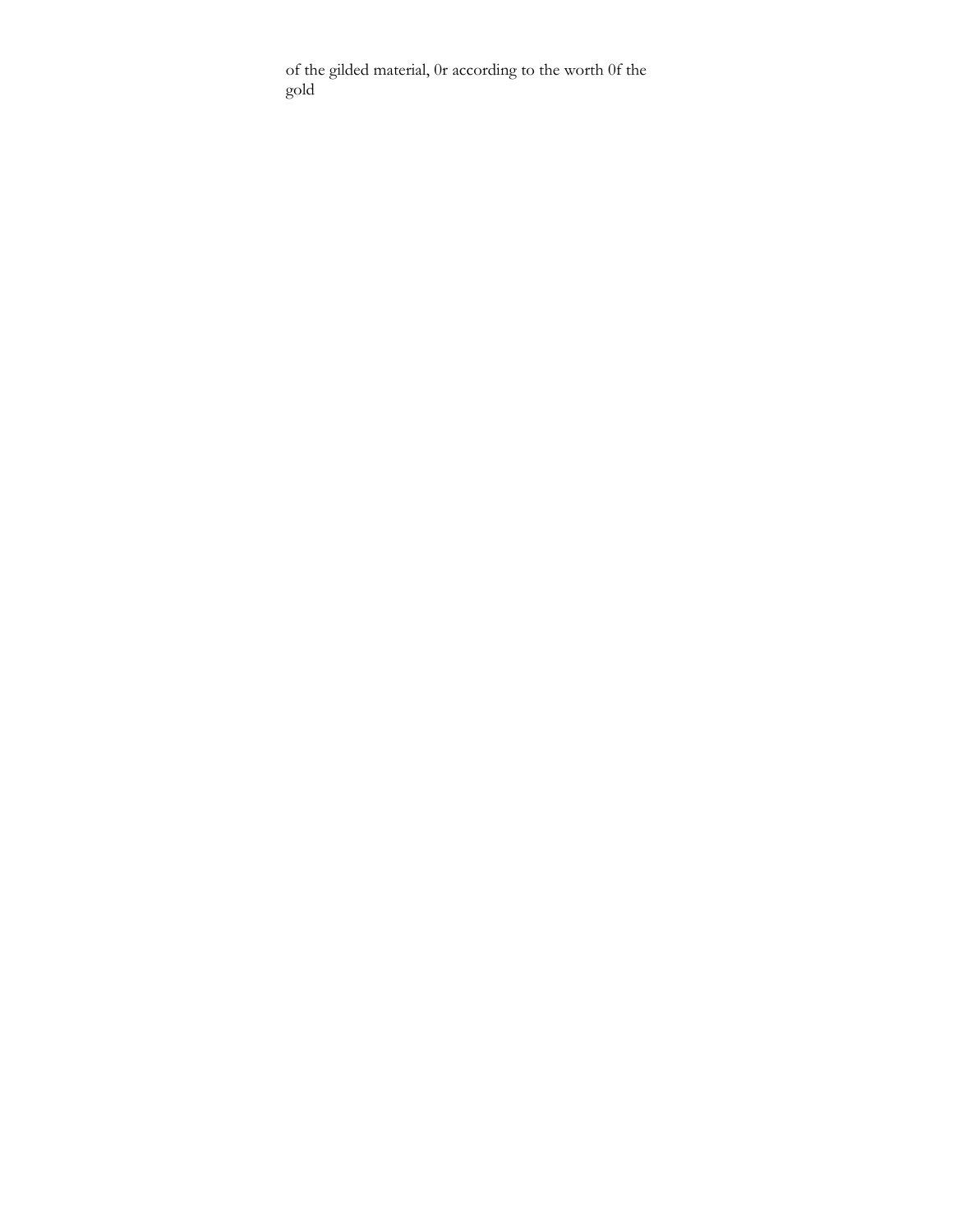of the gilded material, 0r according to the worth 0f the gold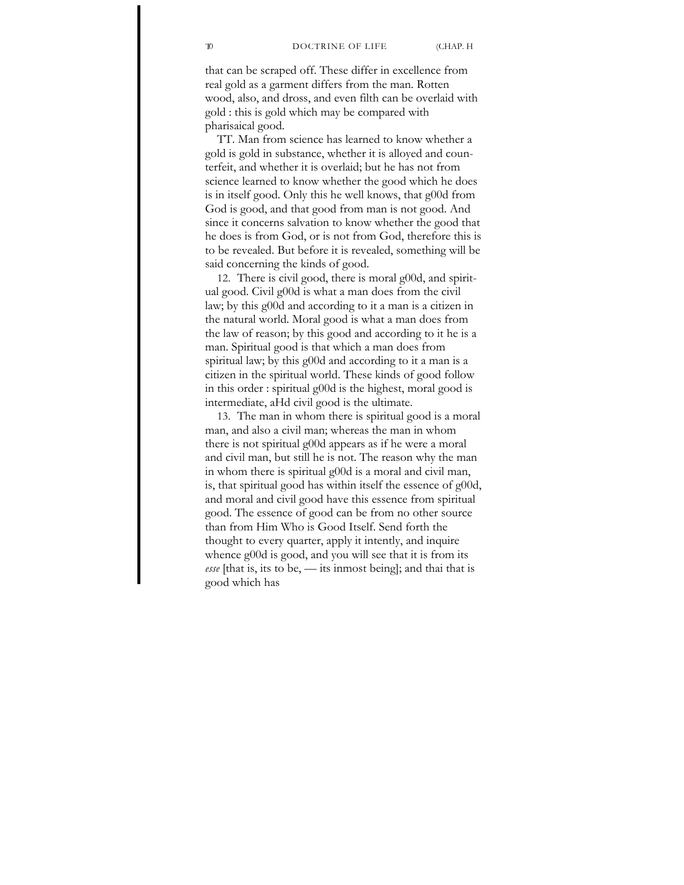that can be scraped off. These differ in excellence from real gold as a garment differs from the man. Rotten wood, also, and dross, and even filth can be overlaid with gold : this is gold which may be compared with pharisaical good.

TT. Man from science has learned to know whether a gold is gold in substance, whether it is alloyed and counterfeit, and whether it is overlaid; but he has not from science learned to know whether the good which he does is in itself good. Only this he well knows, that g00d from God is good, and that good from man is not good. And since it concerns salvation to know whether the good that he does is from God, or is not from God, therefore this is to be revealed. But before it is revealed, something will be said concerning the kinds of good.

12. There is civil good, there is moral g00d, and spiritual good. Civil g00d is what a man does from the civil law; by this g00d and according to it a man is a citizen in the natural world. Moral good is what a man does from the law of reason; by this good and according to it he is a man. Spiritual good is that which a man does from spiritual law; by this g00d and according to it a man is a citizen in the spiritual world. These kinds of good follow in this order : spiritual g00d is the highest, moral good is intermediate, aHd civil good is the ultimate.

13. The man in whom there is spiritual good is a moral man, and also a civil man; whereas the man in whom there is not spiritual g00d appears as if he were a moral and civil man, but still he is not. The reason why the man in whom there is spiritual g00d is a moral and civil man, is, that spiritual good has within itself the essence of g00d, and moral and civil good have this essence from spiritual good. The essence of good can be from no other source than from Him Who is Good Itself. Send forth the thought to every quarter, apply it intently, and inquire whence g00d is good, and you will see that it is from its *esse* [that is, its to be, — its inmost being]; and thai that is good which has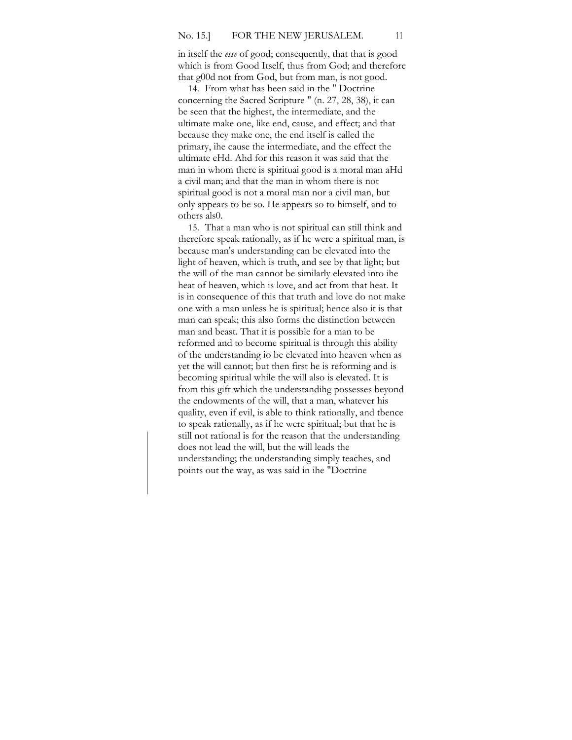in itself the *esse* of good; consequently, that that is good which is from Good Itself, thus from God; and therefore that g00d not from God, but from man, is not good.

14. From what has been said in the " Doctrine concerning the Sacred Scripture " (n. 27, 28, 38), it can be seen that the highest, the intermediate, and the ultimate make one, like end, cause, and effect; and that because they make one, the end itself is called the primary, ihe cause the intermediate, and the effect the ultimate eHd. Ahd for this reason it was said that the man in whom there is spirituai good is a moral man aHd a civil man; and that the man in whom there is not spiritual good is not a moral man nor a civil man, but only appears to be so. He appears so to himself, and to others als0.

15. That a man who is not spiritual can still think and therefore speak rationally, as if he were a spiritual man, is because man's understanding can be elevated into the light of heaven, which is truth, and see by that light; but the will of the man cannot be similarly elevated into ihe heat of heaven, which is love, and act from that heat. It is in consequence of this that truth and love do not make one with a man unless he is spiritual; hence also it is that man can speak; this also forms the distinction between man and beast. That it is possible for a man to be reformed and to become spiritual is through this ability of the understanding io be elevated into heaven when as yet the will cannot; but then first he is reforming and is becoming spiritual while the will also is elevated. It is from this gift which the understandihg possesses beyond the endowments of the will, that a man, whatever his quality, even if evil, is able to think rationally, and tbence to speak rationally, as if he were spiritual; but that he is still not rational is for the reason that the understanding does not lead the will, but the will leads the understanding; the understanding simply teaches, and points out the way, as was said in ihe "Doctrine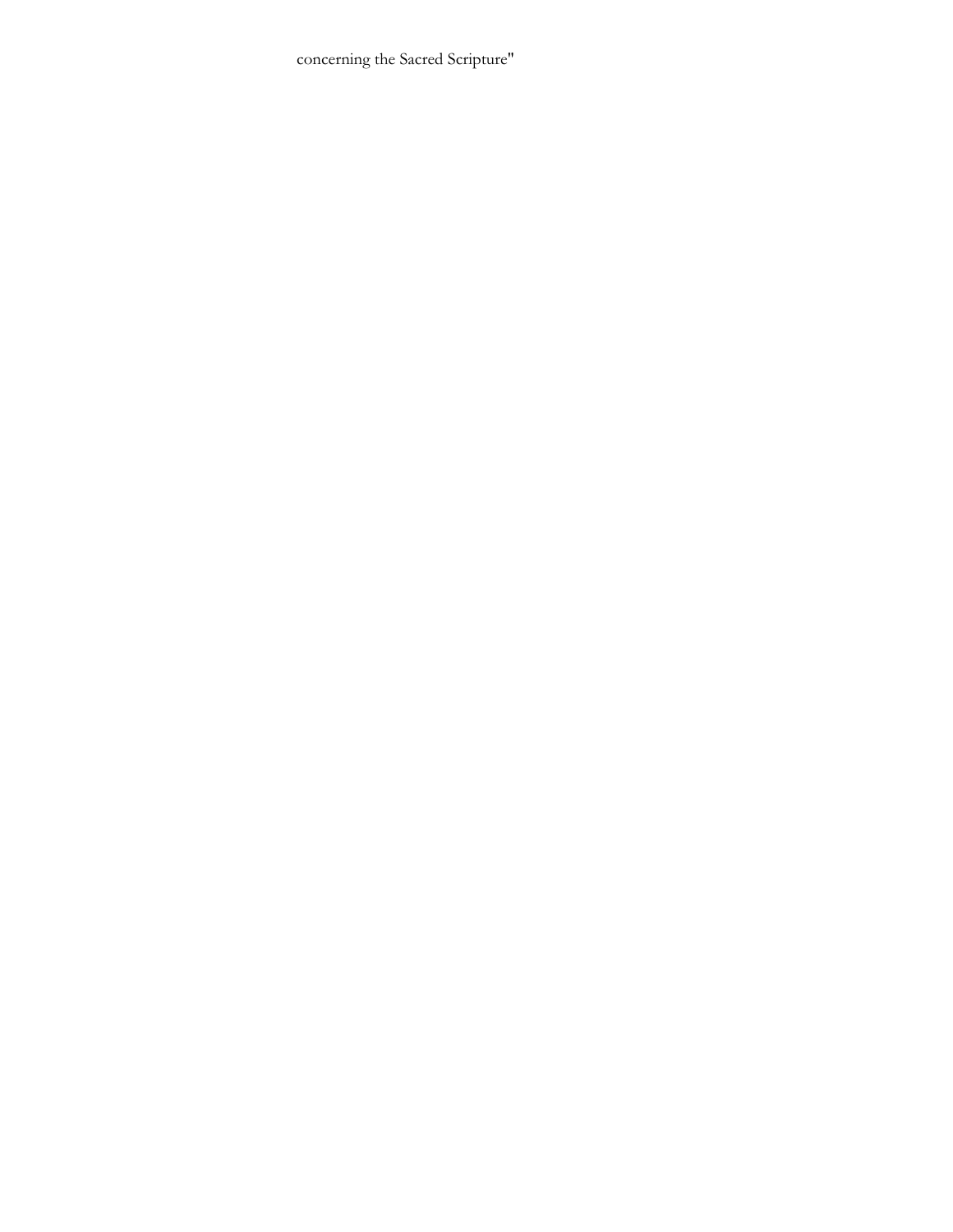concerning the Sacred Scripture"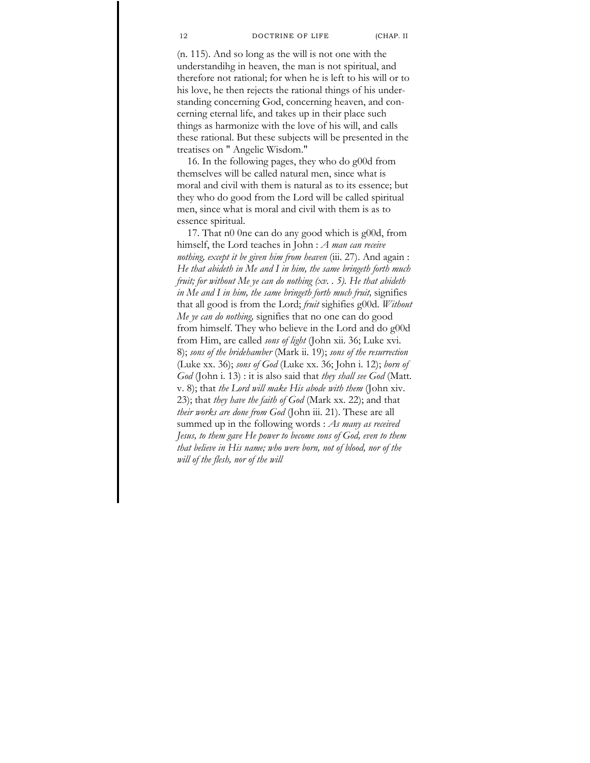(n. 115). And so long as the will is not one with the understandihg in heaven, the man is not spiritual, and therefore not rational; for when he is left to his will or to his love, he then rejects the rational things of his understanding concerning God, concerning heaven, and concerning eternal life, and takes up in their place such things as harmonize with the love of his will, and calls these rational. But these subjects will be presented in the treatises on " Angelic Wisdom."

16. In the following pages, they who do g00d from themselves will be called natural men, since what is moral and civil with them is natural as to its essence; but they who do good from the Lord will be called spiritual men, since what is moral and civil with them is as to essence spiritual.

17. That n0 0ne can do any good which is g00d, from himself, the Lord teaches in John : *A man can receive nothing, except it be given him from heaven* (iii. 27). And again : *He that abideth in Me and I in him, the same bringeth forth much fruit; for without Me ye can do nothing (xv. . 5). He that abideth in Me and I in him, the same bringeth forth much fruit,* signifies that all good is from the Lord; *fruit* sighifies g00d. *Without Me ye can do nothing,* signifies that no one can do good from himself. They who believe in the Lord and do g00d from Him, are called *sons of light* (John xii. 36; Luke xvi. 8); *sons of the bridehamber* (Mark ii. 19); *sons of the resurrection* (Luke xx. 36); *sons of God* (Luke xx. 36; John i. 12); *born of God* (John i. 13) : it is also said that *they shall see God* (Matt. v. 8); that *the Lord will make His abode with them* (John xiv. 23); that *they have the faith of God* (Mark xx. 22); and that *their works are done from God* (John iii. 21). These are all summed up in the following words : *As many as received Jesus, to them gave He power to become sons of God, even to them that believe in His name; who were born, not of blood, nor of the will of the flesh, nor of the will*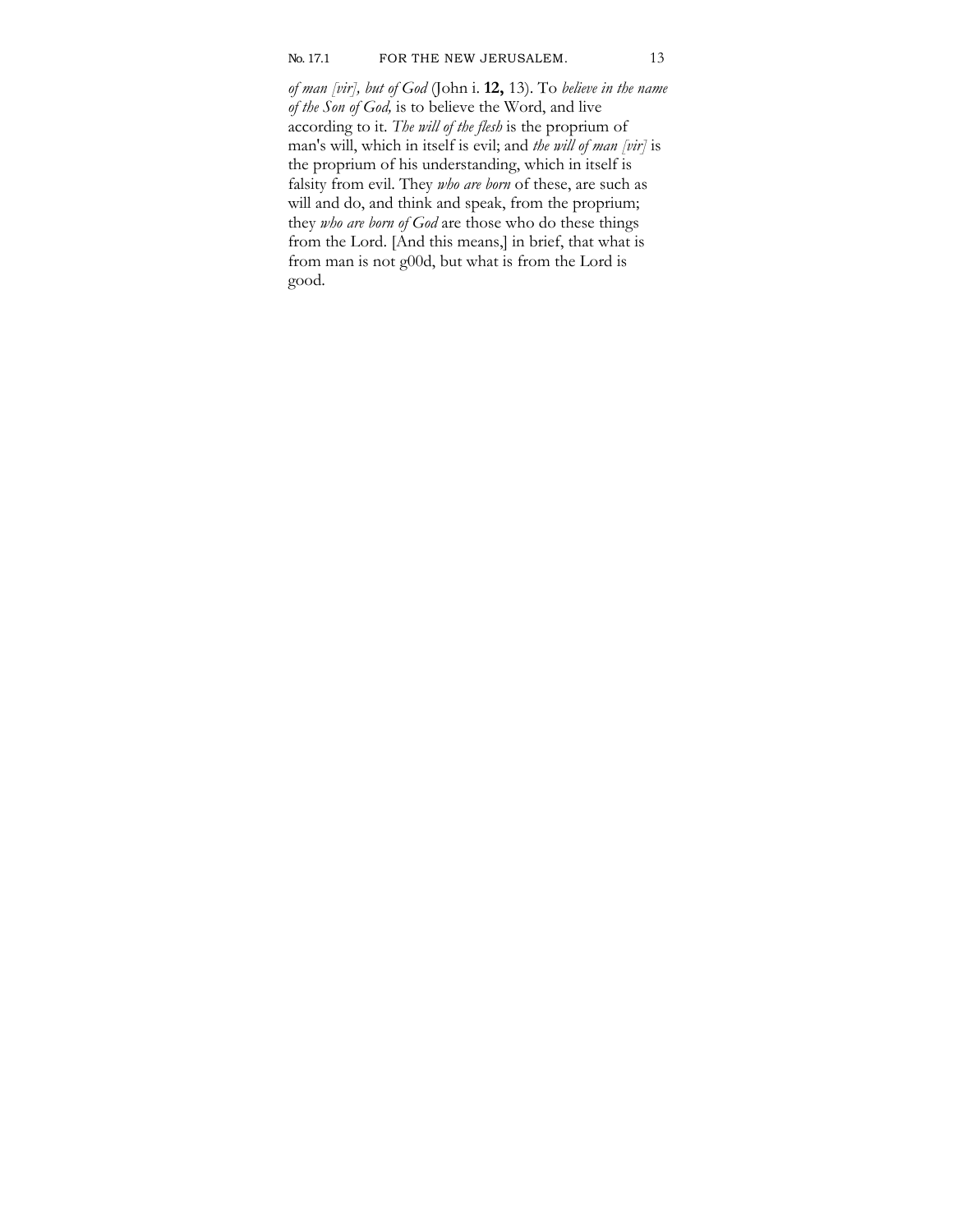*of man [vir], but of God* (John i. **12,** 13). To *believe in the name of the Son of God,* is to believe the Word, and live according to it. *The will of the flesh* is the proprium of man's will, which in itself is evil; and *the will of man [vir]* is the proprium of his understanding, which in itself is falsity from evil. They *who are born* of these, are such as will and do, and think and speak, from the proprium; they *who are born of God* are those who do these things from the Lord. [And this means,] in brief, that what is from man is not g00d, but what is from the Lord is good.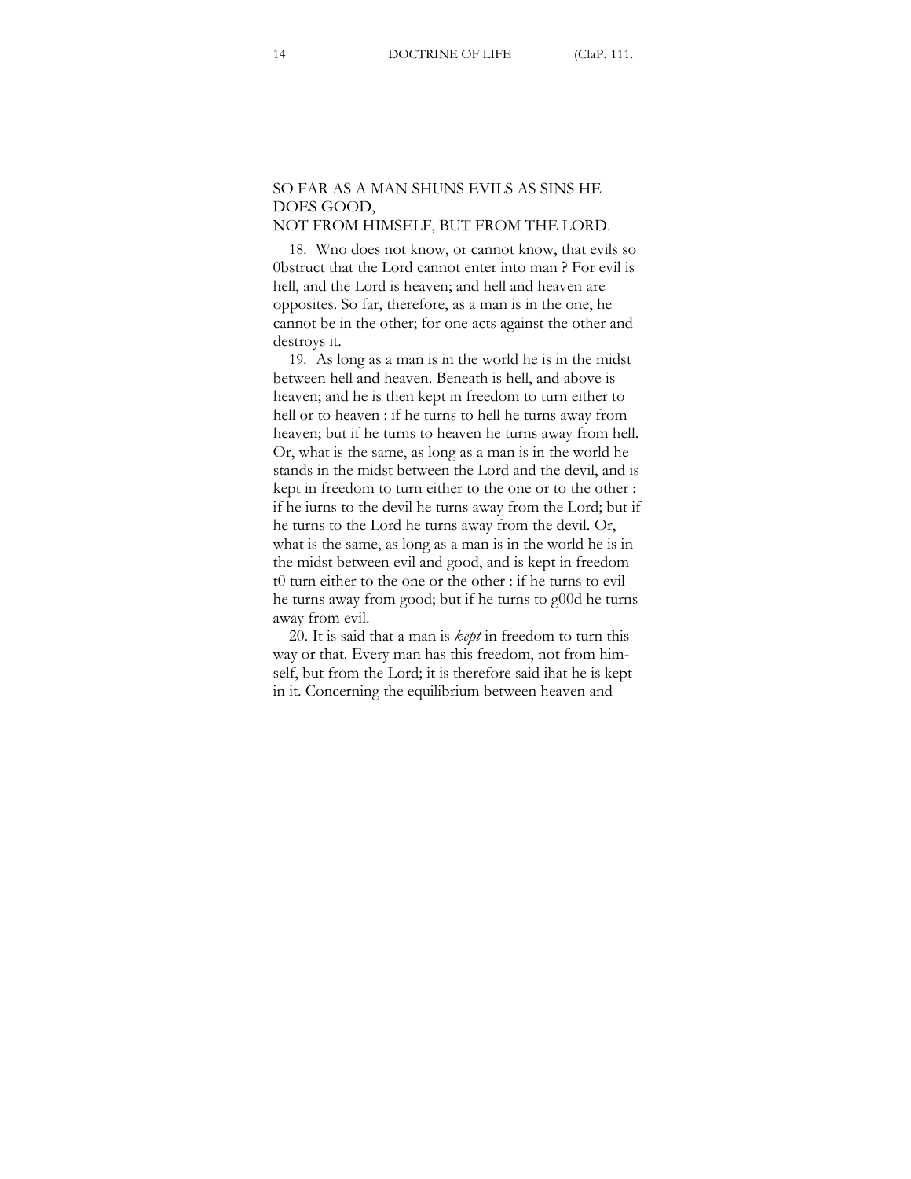## SO FAR AS A MAN SHUNS EVILS AS SINS HE DOES GOOD, NOT FROM HIMSELF, BUT FROM THE LORD.

18. Wno does not know, or cannot know, that evils so 0bstruct that the Lord cannot enter into man ? For evil is hell, and the Lord is heaven; and hell and heaven are opposites. So far, therefore, as a man is in the one, he cannot be in the other; for one acts against the other and destroys it.

19. As long as a man is in the world he is in the midst between hell and heaven. Beneath is hell, and above is heaven; and he is then kept in freedom to turn either to hell or to heaven : if he turns to hell he turns away from heaven; but if he turns to heaven he turns away from hell. Or, what is the same, as long as a man is in the world he stands in the midst between the Lord and the devil, and is kept in freedom to turn either to the one or to the other : if he iurns to the devil he turns away from the Lord; but if he turns to the Lord he turns away from the devil. Or, what is the same, as long as a man is in the world he is in the midst between evil and good, and is kept in freedom t0 turn either to the one or the other : if he turns to evil he turns away from good; but if he turns to g00d he turns away from evil.

20. It is said that a man is *kept* in freedom to turn this way or that. Every man has this freedom, not from himself, but from the Lord; it is therefore said ihat he is kept in it. Concerning the equilibrium between heaven and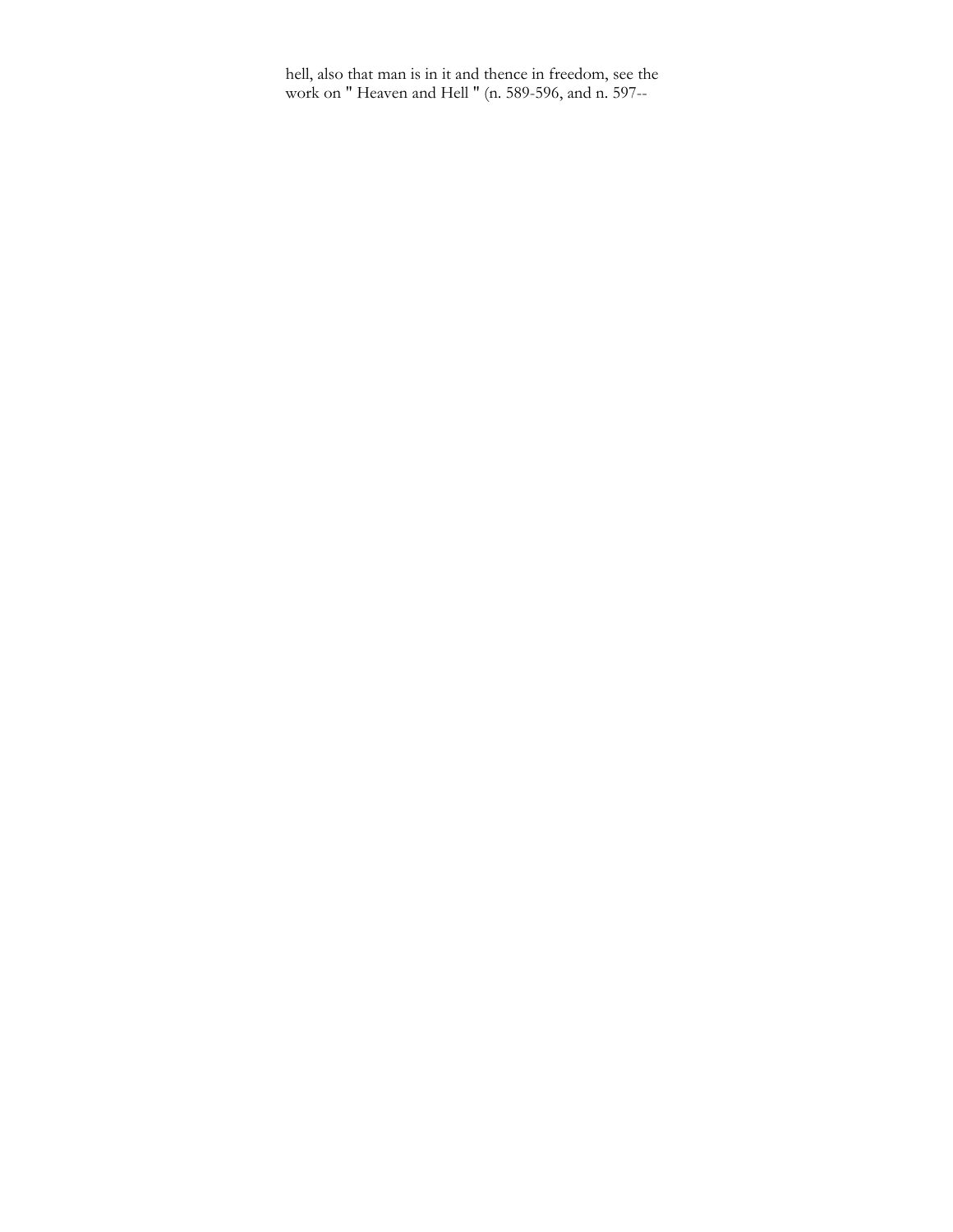hell, also that man is in it and thence in freedom, see the work on " Heaven and Hell " (n. 589-596, and n. 597--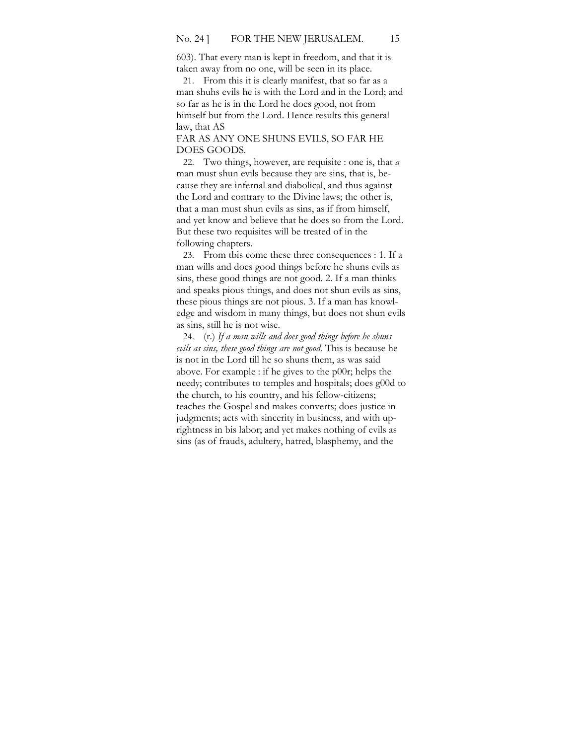603). That every man is kept in freedom, and that it is taken away from no one, will be seen in its place.

21. From this it is clearly manifest, tbat so far as a man shuhs evils he is with the Lord and in the Lord; and so far as he is in the Lord he does good, not from himself but from the Lord. Hence results this general law, that AS FAR AS ANY ONE SHUNS EVILS, SO FAR HE DOES GOODS.

22. Two things, however, are requisite : one is, that *a* man must shun evils because they are sins, that is, because they are infernal and diabolical, and thus against the Lord and contrary to the Divine laws; the other is, that a man must shun evils as sins, as if from himself, and yet know and believe that he does so from the Lord. But these two requisites will be treated of in the following chapters.

23. From tbis come these three consequences : 1. If a man wills and does good things before he shuns evils as sins, these good things are not good. 2. If a man thinks and speaks pious things, and does not shun evils as sins, these pious things are not pious. 3. If a man has knowledge and wisdom in many things, but does not shun evils as sins, still he is not wise.

24. (r.) *If a man wills and does good things before he shuns evils as sins, these good things are not good.* This is because he is not in tbe Lord till he so shuns them, as was said above. For example : if he gives to the p00r; helps the needy; contributes to temples and hospitals; does g00d to the church, to his country, and his fellow-citizens; teaches the Gospel and makes converts; does justice in judgments; acts with sincerity in business, and with uprightness in bis labor; and yet makes nothing of evils as sins (as of frauds, adultery, hatred, blasphemy, and the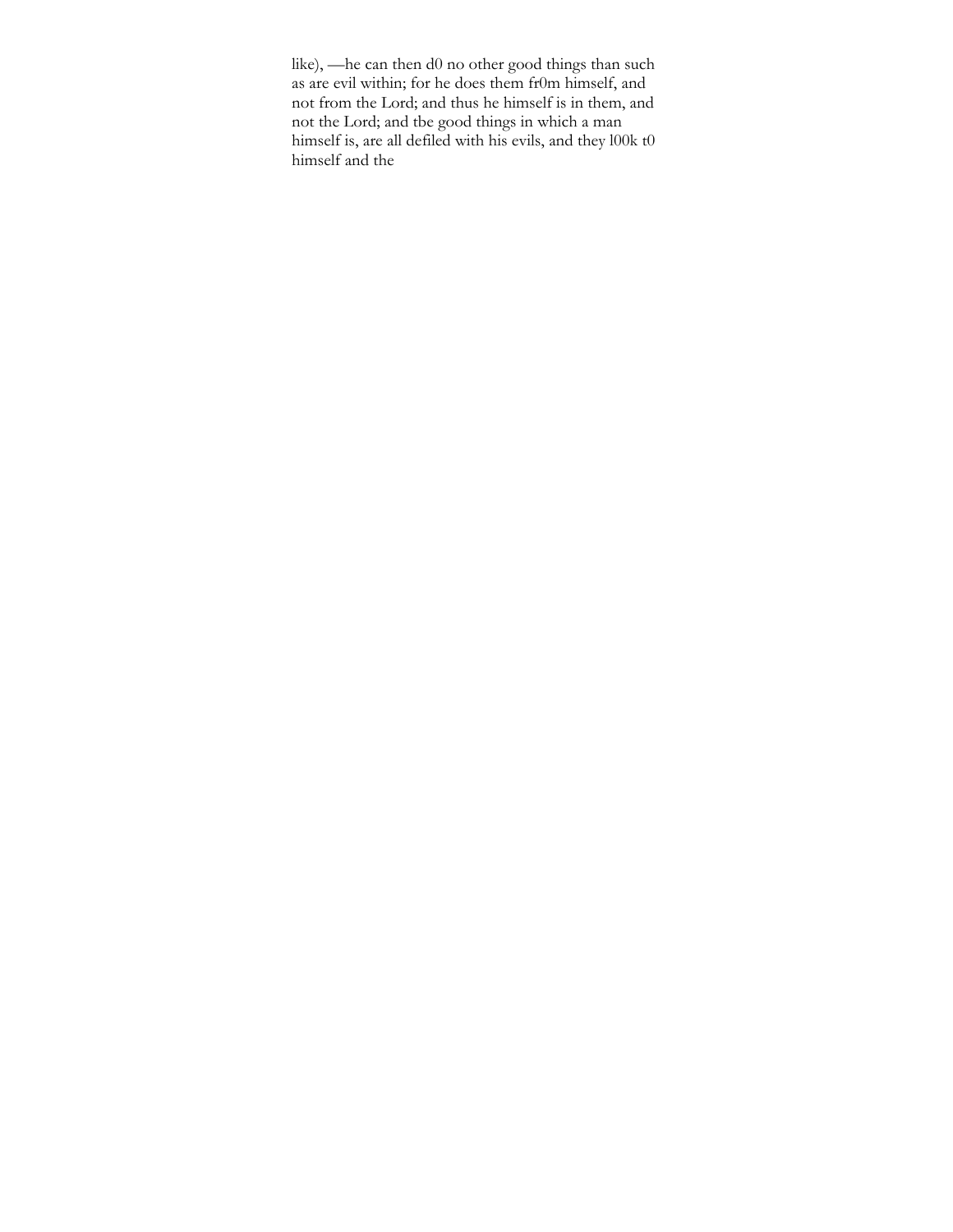like), —he can then d0 no other good things than such as are evil within; for he does them fr0m himself, and not from the Lord; and thus he himself is in them, and not the Lord; and tbe good things in which a man himself is, are all defiled with his evils, and they l00k t0 himself and the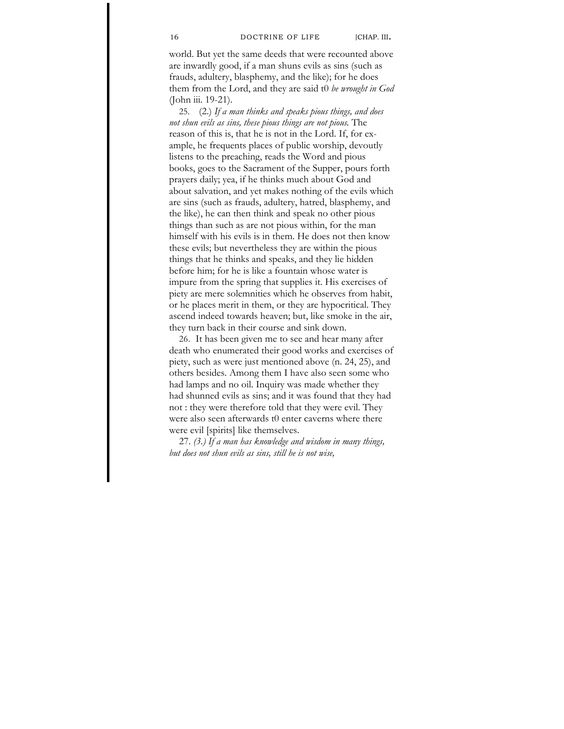world. But yet the same deeds that were recounted above are inwardly good, if a man shuns evils as sins (such as frauds, adultery, blasphemy, and the like); for he does them from the Lord, and they are said t0 *be wrought in God* (John iii. 19-21).

25. (2.) *If a man thinks and speaks pious things, and does not shun evils as sins, these pious things are not pious.* The reason of this is, that he is not in the Lord. If, for example, he frequents places of public worship, devoutly listens to the preaching, reads the Word and pious books, goes to the Sacrament of the Supper, pours forth prayers daily; yea, if he thinks much about God and about salvation, and yet makes nothing of the evils which are sins (such as frauds, adultery, hatred, blasphemy, and the like), he can then think and speak no other pious things than such as are not pious within, for the man himself with his evils is in them. He does not then know these evils; but nevertheless they are within the pious things that he thinks and speaks, and they lie hidden before him; for he is like a fountain whose water is impure from the spring that supplies it. His exercises of piety are mere solemnities which he observes from habit, or he places merit in them, or they are hypocritical. They ascend indeed towards heaven; but, like smoke in the air, they turn back in their course and sink down.

26. It has been given me to see and hear many after death who enumerated their good works and exercises of piety, such as were just mentioned above (n. 24, 25), and others besides. Among them I have also seen some who had lamps and no oil. Inquiry was made whether they had shunned evils as sins; and it was found that they had not : they were therefore told that they were evil. They were also seen afterwards t0 enter caverns where there were evil [spirits] like themselves.

27. *(3.) If a man has knowledge and wisdom in many things, but does not shun evils as sins, still he is not wise,*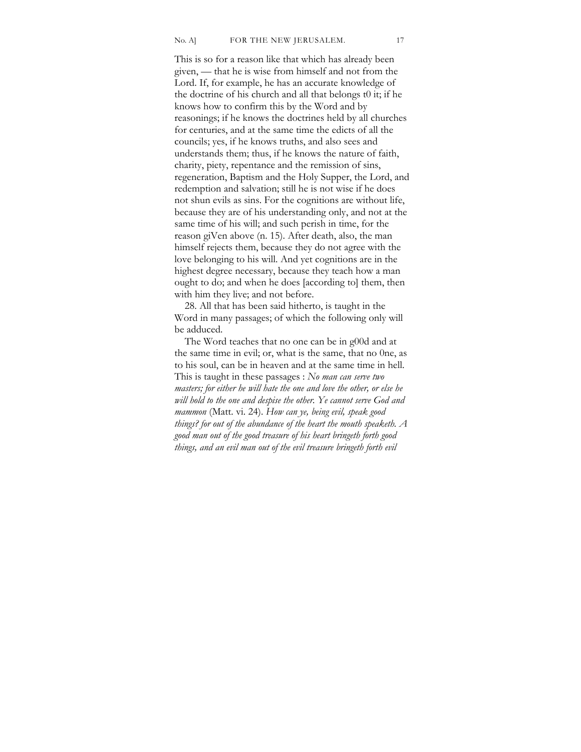This is so for a reason like that which has already been given, — that he is wise from himself and not from the Lord. If, for example, he has an accurate knowledge of the doctrine of his church and all that belongs t0 it; if he knows how to confirm this by the Word and by reasonings; if he knows the doctrines held by all churches for centuries, and at the same time the edicts of all the councils; yes, if he knows truths, and also sees and understands them; thus, if he knows the nature of faith, charity, piety, repentance and the remission of sins, regeneration, Baptism and the Holy Supper, the Lord, and redemption and salvation; still he is not wise if he does not shun evils as sins. For the cognitions are without life, because they are of his understanding only, and not at the same time of his will; and such perish in time, for the reason giVen above (n. 15). After death, also, the man himself rejects them, because they do not agree with the love belonging to his will. And yet cognitions are in the highest degree necessary, because they teach how a man ought to do; and when he does [according to] them, then with him they live; and not before.

28. All that has been said hitherto, is taught in the Word in many passages; of which the following only will be adduced.

The Word teaches that no one can be in g00d and at the same time in evil; or, what is the same, that no 0ne, as to his soul, can be in heaven and at the same time in hell. This is taught in these passages : *No man can serve two masters; for either he will hate the one and love the other, or else he will hold to the one and despise the other. Ye cannot serve God and mammon* (Matt. vi. 24). *How can ye, being evil, speak good things? for out of the abundance of the heart the mouth speaketh. A good man out of the good treasure of his heart bringeth forth good things, and an evil man out of the evil treasure bringeth forth evil*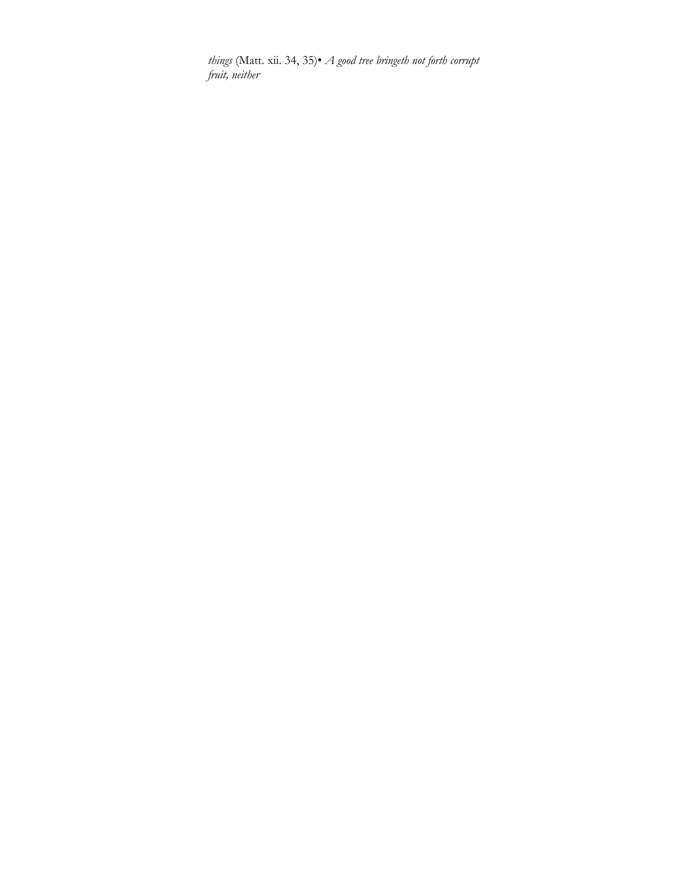*things* (Matt. xii. 34, 35)• *A good tree bringeth not forth corrupt fruit, neither*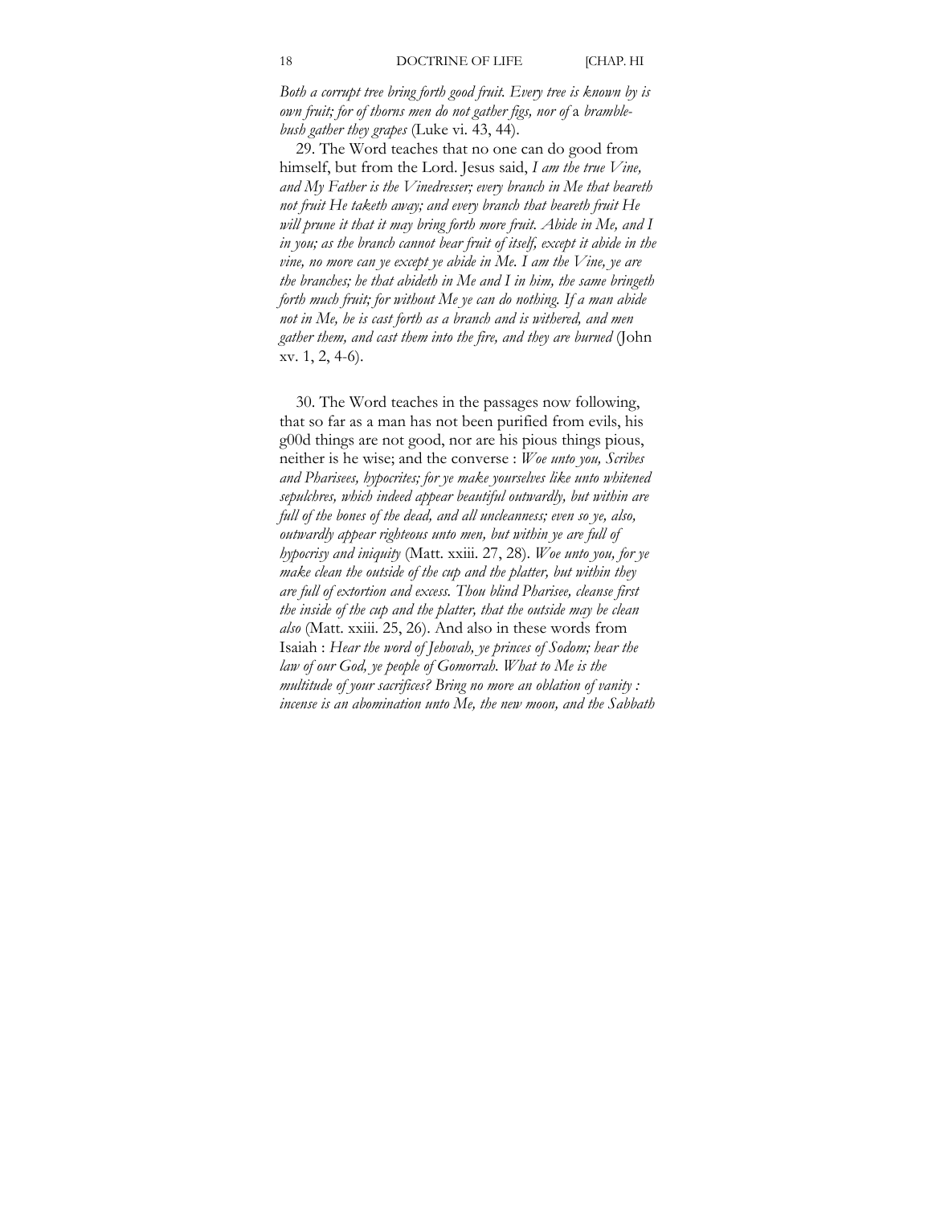*Both a corrupt tree bring forth good fruit. Every tree is known by is own fruit; for of thorns men do not gather figs, nor of* a *bramble-bush gather they grapes* (Luke vi. 43, 44).

29. The Word teaches that no one can do good from himself, but from the Lord. Jesus said, *I am the true Vine, and My Father is the Vinedresser; every branch in Me that beareth not fruit He taketh away; and every branch that beareth fruit He will prune it that it may bring forth more fruit. Abide in Me, and I in you; as the branch cannot bear fruit of itself, except it abide in the vine, no more can ye except ye abide in Me. I am the Vine, ye are the branches; he that abideth in Me and I in him, the same bringeth forth much fruit; for without Me ye can do nothing. If a man abide not in Me, he is cast forth as a branch and is withered, and men gather them, and cast them into the fire, and they are burned* (John xv. 1, 2, 4-6).

30. The Word teaches in the passages now following, that so far as a man has not been purified from evils, his g00d things are not good, nor are his pious things pious, neither is he wise; and the converse : *Woe unto you, Scribes and Pharisees, hypocrites; for ye make yourselves like unto whitened sepulchres, which indeed appear beautiful outwardly, but within are full of the bones of the dead, and all uncleanness; even so ye, also, outwardly appear righteous unto men, but within ye are full of hypocrisy and iniquity* (Matt. xxiii. 27, 28). *Woe unto you, for ye make clean the outside of the cup and the platter, but within they are full of extortion and excess. Thou blind Pharisee, cleanse first the inside of the cup and the platter, that the outside may be clean also* (Matt. xxiii. 25, 26). And also in these words from Isaiah : *Hear the word of Jehovah, ye princes of Sodom; hear the law of our God, ye people of Gomorrah. What to Me is the multitude of your sacrifices? Bring no more an oblation of vanity : incense is an abomination unto Me, the new moon, and the Sabbath*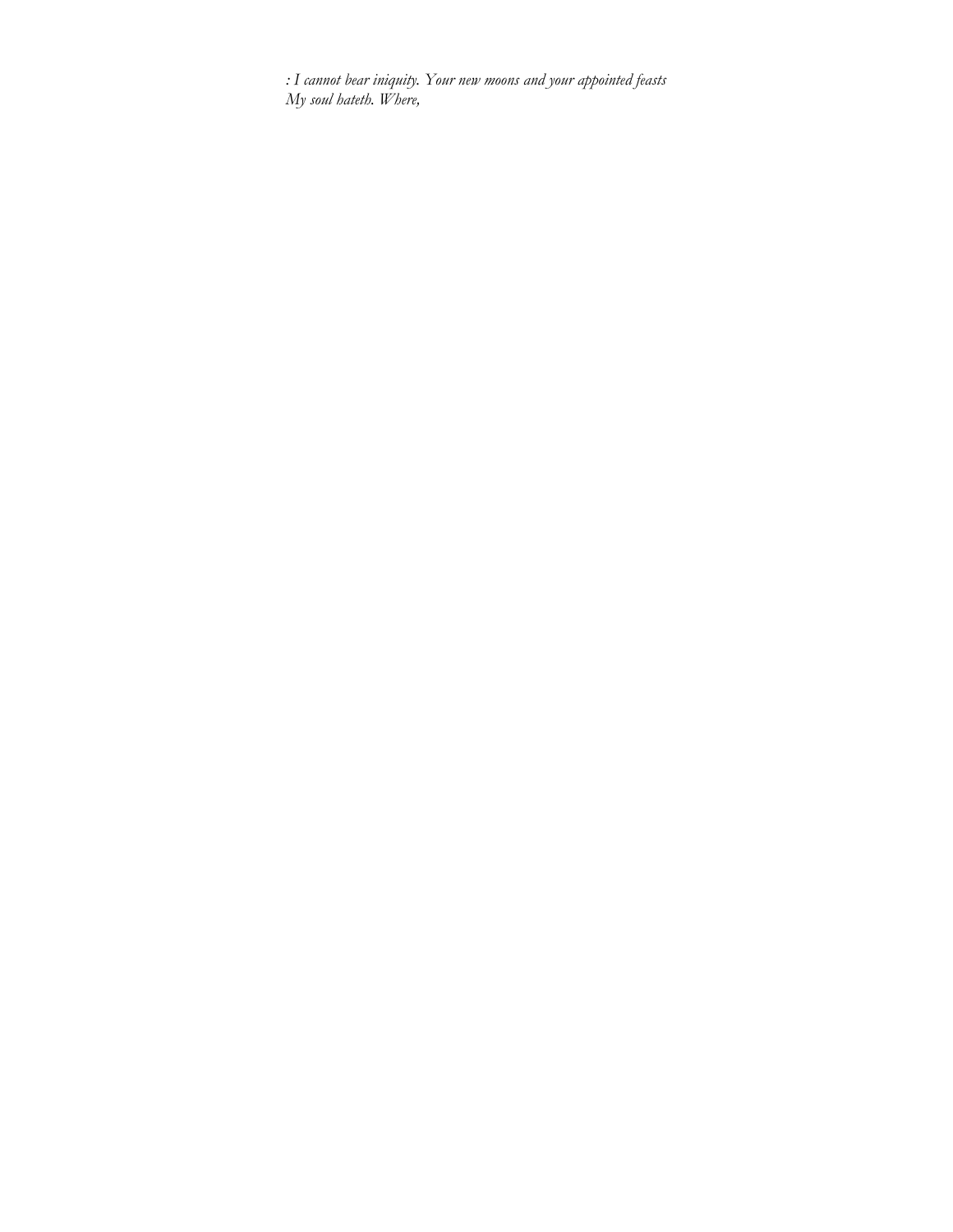*: I cannot bear iniquity. Your new moons and your appointed feasts*  
*My soul hateth. Where,*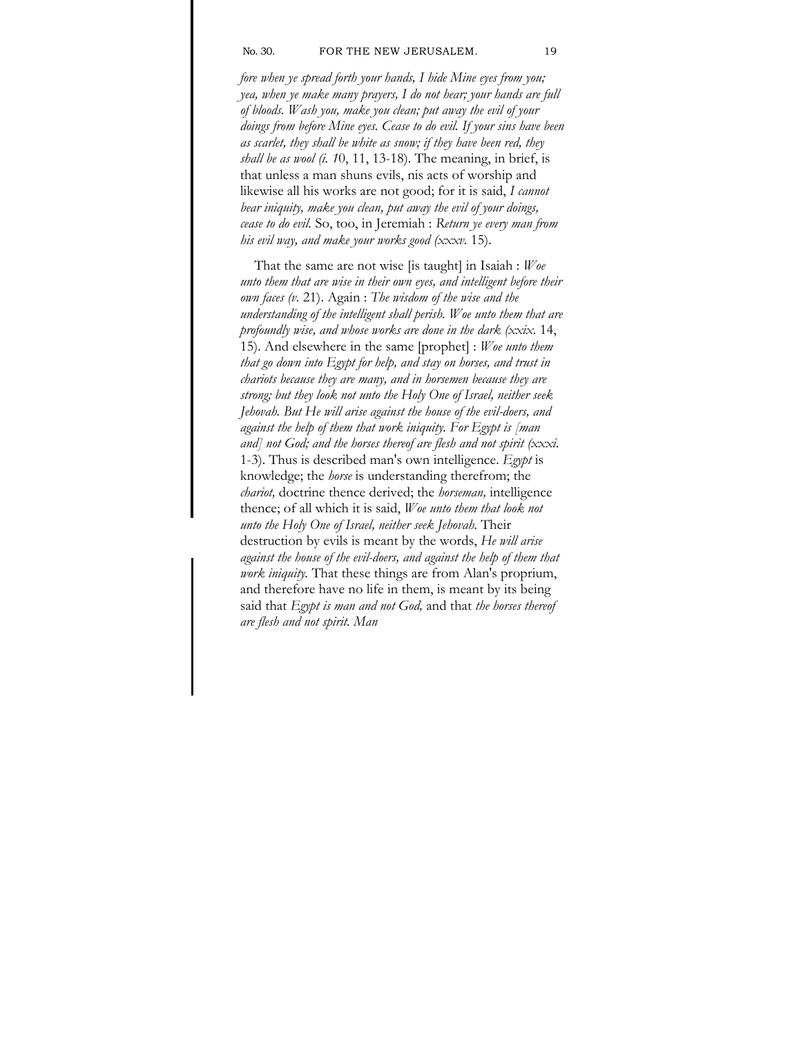*fore when ye spread forth your hands, I hide Mine eyes from you; yea, when ye make many prayers, I do not hear; your hands are full of bloods. Wash you, make you clean; put away the evil of your doings from before Mine eyes. Cease to do evil. If your sins have been as scarlet, they shall be white as snow; if they have been red, they shall be as wool (i. 1*0, 11, 13-18). The meaning, in brief, is that unless a man shuns evils, nis acts of worship and likewise all his works are not good; for it is said, *I cannot bear iniquity, make you clean, put away the evil of your doings, cease to do evil.* So, too, in Jeremiah : *Return ye every man from his evil way, and make your works good (xxxv.* 15).

That the same are not wise [is taught] in Isaiah : *Woe unto them that are wise in their own eyes, and intelligent before their own faces (v.* 21). Again : *The wisdom of the wise and the understanding of the intelligent shall perish. Woe unto them that are profoundly wise, and whose works are done in the dark (xxix.* 14, 15). And elsewhere in the same [prophet] : *Woe unto them that go down into Egypt for help, and stay on horses, and trust in chariots because they are many, and in horsemen because they are strong; but they look not unto the Holy One of Israel, neither seek Jehovah. But He will arise against the house of the evil-doers, and against the help of them that work iniquity. For Egypt is [man and] not God; and the horses thereof are flesh and not spirit (xxxi.* 1-3). Thus is described man's own intelligence. *Egypt* is knowledge; the *horse* is understanding therefrom; the *chariot,* doctrine thence derived; the *horseman,* intelligence thence; of all which it is said, *Woe unto them that look not unto the Holy One of Israel, neither seek Jehovah.* Their destruction by evils is meant by the words, *He will arise against the house of the evil-doers, and against the help of them that work iniquity.* That these things are from Alan's proprium, and therefore have no life in them, is meant by its being said that *Egypt is man and not God,* and that *the horses thereof are flesh and not spirit. Man*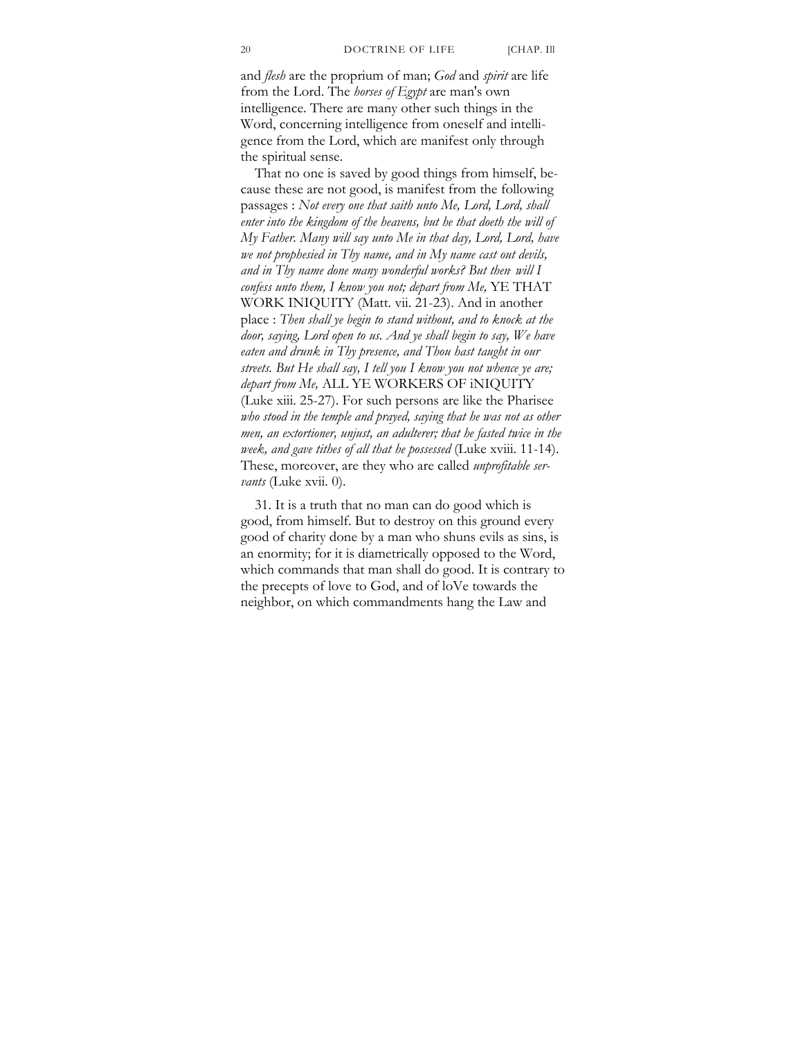and *flesh* are the proprium of man; *God* and *spirit* are life from the Lord. The *horses of Egypt* are man's own intelligence. There are many other such things in the Word, concerning intelligence from oneself and intelligence from the Lord, which are manifest only through the spiritual sense.

That no one is saved by good things from himself, because these are not good, is manifest from the following passages : *Not every one that saith unto Me, Lord, Lord, shall enter into the kingdom of the heavens, but he that doeth the will of My Father. Many will say unto Me in that day, Lord, Lord, have we not prophesied in Thy name, and in My name cast out devils, and in Thy name done many wonderful works? But then will I confess unto them, I know you not; depart from Me,* YE THAT WORK INIQUITY (Matt. vii. 21-23). And in another place : *Then shall ye begin to stand without, and to knock at the door, saying, Lord open to us. And ye shall begin to say, We have eaten and drunk in Thy presence, and Thou hast taught in our streets. But He shall say, I tell you I know you not whence ye are; depart from Me,* ALL YE WORKERS OF iNIQUITY (Luke xiii. 25-27). For such persons are like the Pharisee *who stood in the temple and prayed, saying that he was not as other men, an extortioner, unjust, an adulterer; that he fasted twice in the week, and gave tithes of all that he possessed* (Luke xviii. 11-14). These, moreover, are they who are called *unprofitable servants* (Luke xvii. 0).

31. It is a truth that no man can do good which is good, from himself. But to destroy on this ground every good of charity done by a man who shuns evils as sins, is an enormity; for it is diametrically opposed to the Word, which commands that man shall do good. It is contrary to the precepts of love to God, and of loVe towards the neighbor, on which commandments hang the Law and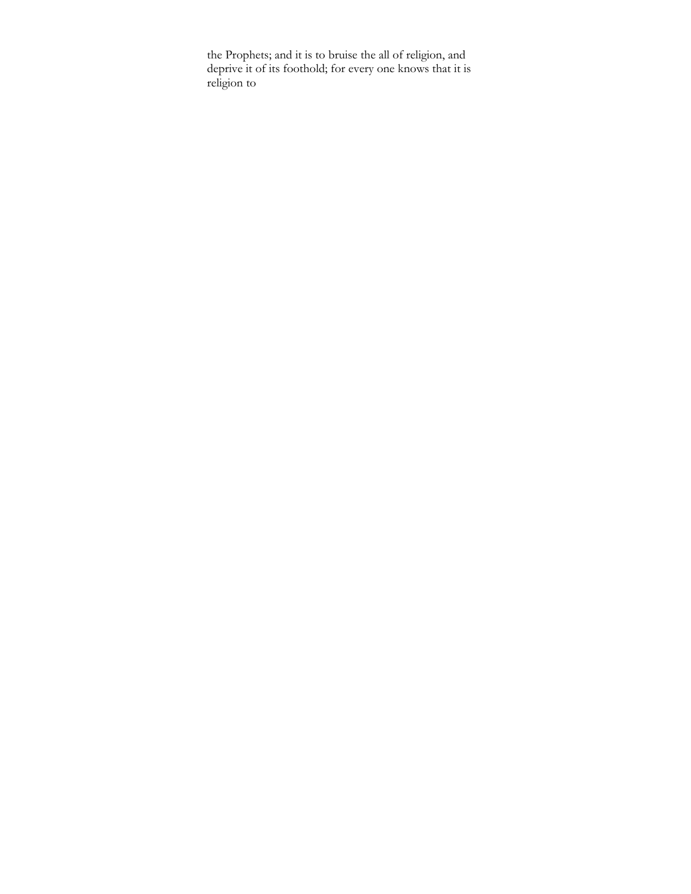the Prophets; and it is to bruise the all of religion, and deprive it of its foothold; for every one knows that it is religion to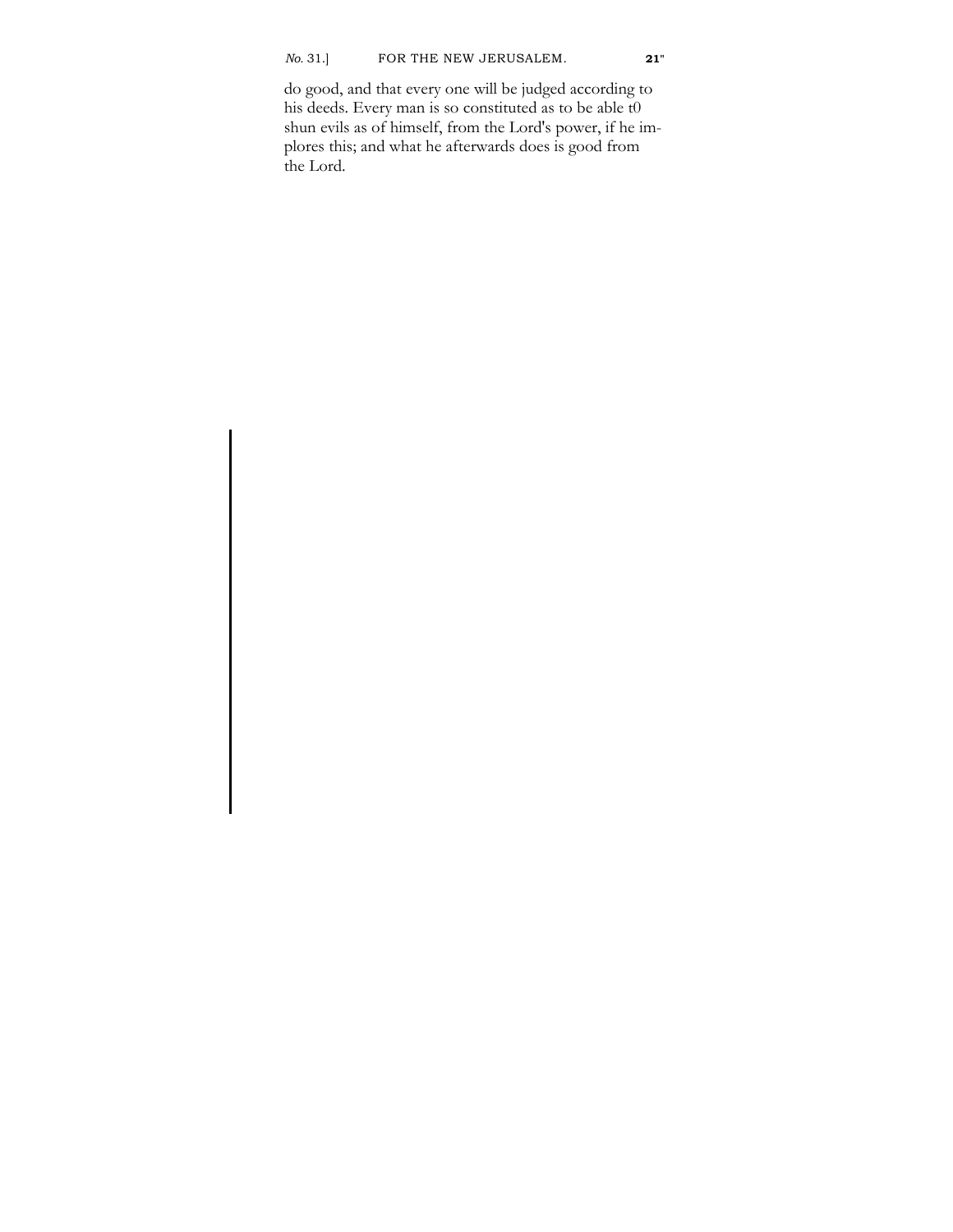do good, and that every one will be judged according to his deeds. Every man is so constituted as to be able t0 shun evils as of himself, from the Lord's power, if he implores this; and what he afterwards does is good from the Lord.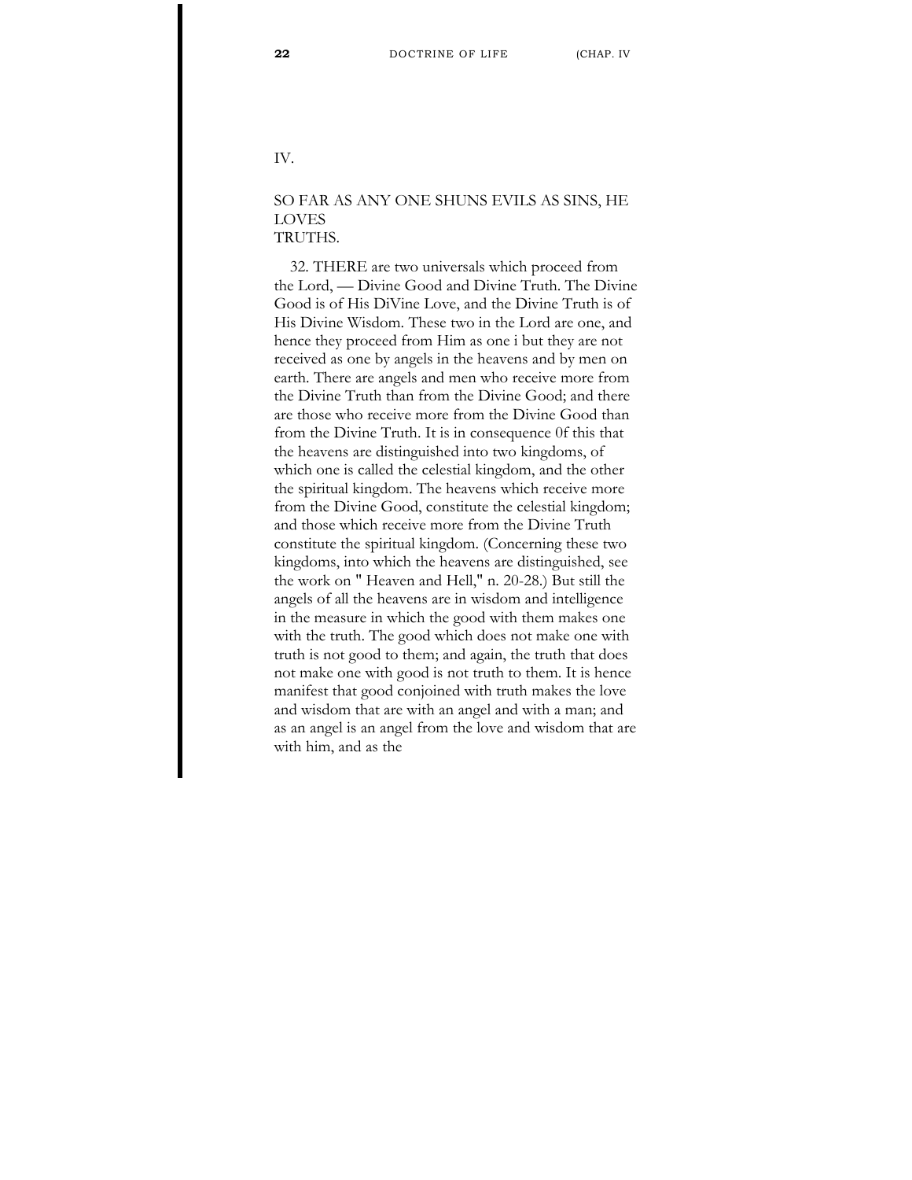# IV.

## SO FAR AS ANY ONE SHUNS EVILS AS SINS, HE LOVES TRUTHS.

32. THERE are two universals which proceed from the Lord, — Divine Good and Divine Truth. The Divine Good is of His DiVine Love, and the Divine Truth is of His Divine Wisdom. These two in the Lord are one, and hence they proceed from Him as one i but they are not received as one by angels in the heavens and by men on earth. There are angels and men who receive more from the Divine Truth than from the Divine Good; and there are those who receive more from the Divine Good than from the Divine Truth. It is in consequence 0f this that the heavens are distinguished into two kingdoms, of which one is called the celestial kingdom, and the other the spiritual kingdom. The heavens which receive more from the Divine Good, constitute the celestial kingdom; and those which receive more from the Divine Truth constitute the spiritual kingdom. (Concerning these two kingdoms, into which the heavens are distinguished, see the work on " Heaven and Hell," n. 20-28.) But still the angels of all the heavens are in wisdom and intelligence in the measure in which the good with them makes one with the truth. The good which does not make one with truth is not good to them; and again, the truth that does not make one with good is not truth to them. It is hence manifest that good conjoined with truth makes the love and wisdom that are with an angel and with a man; and as an angel is an angel from the love and wisdom that are with him, and as the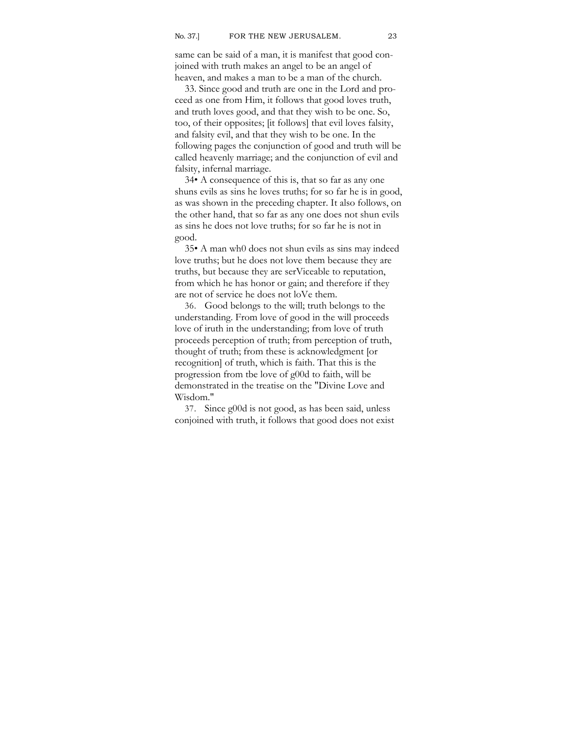same can be said of a man, it is manifest that good conjoined with truth makes an angel to be an angel of heaven, and makes a man to be a man of the church.

33. Since good and truth are one in the Lord and proceed as one from Him, it follows that good loves truth, and truth loves good, and that they wish to be one. So, too, of their opposites; [it follows] that evil loves falsity, and falsity evil, and that they wish to be one. In the following pages the conjunction of good and truth will be called heavenly marriage; and the conjunction of evil and falsity, infernal marriage.

34• A consequence of this is, that so far as any one shuns evils as sins he loves truths; for so far he is in good, as was shown in the preceding chapter. It also follows, on the other hand, that so far as any one does not shun evils as sins he does not love truths; for so far he is not in good.

35• A man wh0 does not shun evils as sins may indeed love truths; but he does not love them because they are truths, but because they are serViceable to reputation, from which he has honor or gain; and therefore if they are not of service he does not loVe them.

36. Good belongs to the will; truth belongs to the understanding. From love of good in the will proceeds love of iruth in the understanding; from love of truth proceeds perception of truth; from perception of truth, thought of truth; from these is acknowledgment [or recognition] of truth, which is faith. That this is the progression from tbe love of g00d to faith, will be demonstrated in the treatise on the "Divine Love and Wisdom."

37. Since g00d is not good, as has been said, unless conjoined with truth, it follows that good does not exist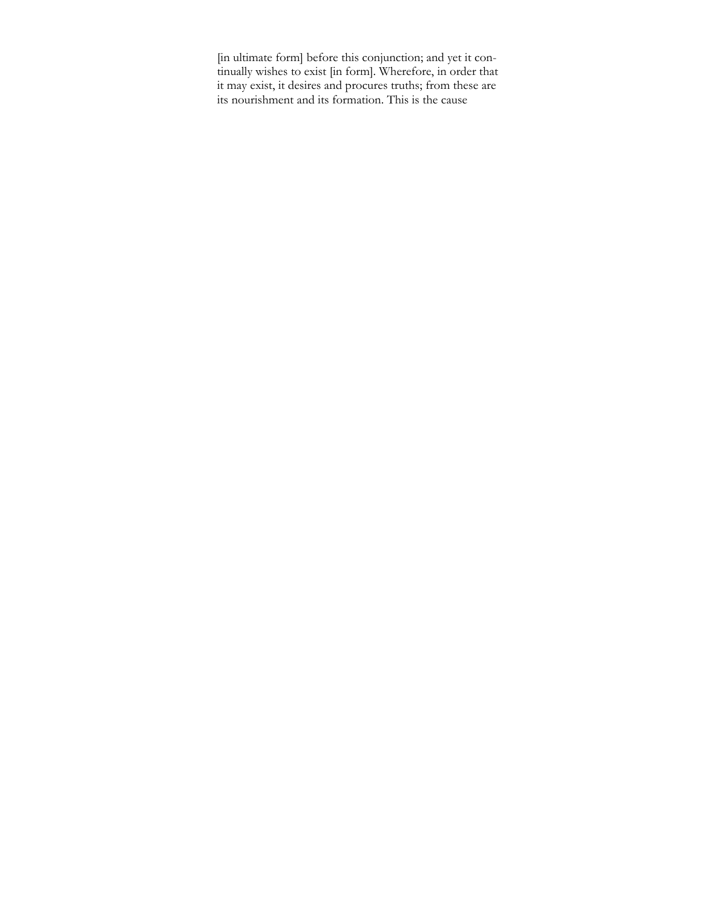[in ultimate form] before this conjunction; and yet it continually wishes to exist [in form]. Wherefore, in order that it may exist, it desires and procures truths; from these are its nourishment and its formation. This is the cause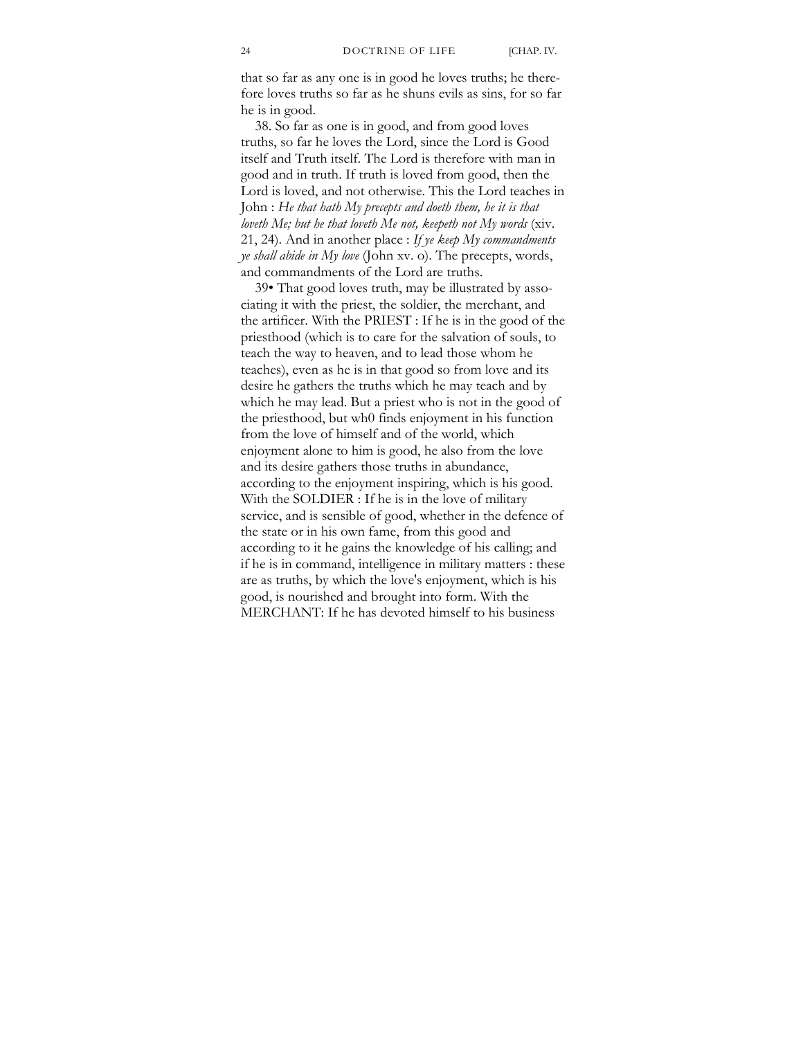that so far as any one is in good he loves truths; he therefore loves truths so far as he shuns evils as sins, for so far he is in good.

38. So far as one is in good, and from good loves truths, so far he loves the Lord, since the Lord is Good itself and Truth itself. The Lord is therefore with man in good and in truth. If truth is loved from good, then the Lord is loved, and not otherwise. This the Lord teaches in John : *He that hath My precepts and doeth them, he it is that loveth Me; but he that loveth Me not, keepeth not My words* (xiv. 21, 24). And in another place : *If ye keep My commandments ye shall abide in My love* (John xv. o). The precepts, words, and commandments of the Lord are truths.

39• That good loves truth, may be illustrated by associating it with the priest, the soldier, the merchant, and the artificer. With the PRIEST : If he is in the good of the priesthood (which is to care for the salvation of souls, to teach the way to heaven, and to lead those whom he teaches), even as he is in that good so from love and its desire he gathers the truths which he may teach and by which he may lead. But a priest who is not in the good of the priesthood, but wh0 finds enjoyment in his function from the love of himself and of the world, which enjoyment alone to him is good, he also from the love and its desire gathers those truths in abundance, according to the enjoyment inspiring, which is his good. With the SOLDIER : If he is in the love of military service, and is sensible of good, whether in the defence of the state or in his own fame, from this good and according to it he gains the knowledge of his calling; and if he is in command, intelligence in military matters : these are as truths, by which the love's enjoyment, which is his good, is nourished and brought into form. With the MERCHANT: If he has devoted himself to his business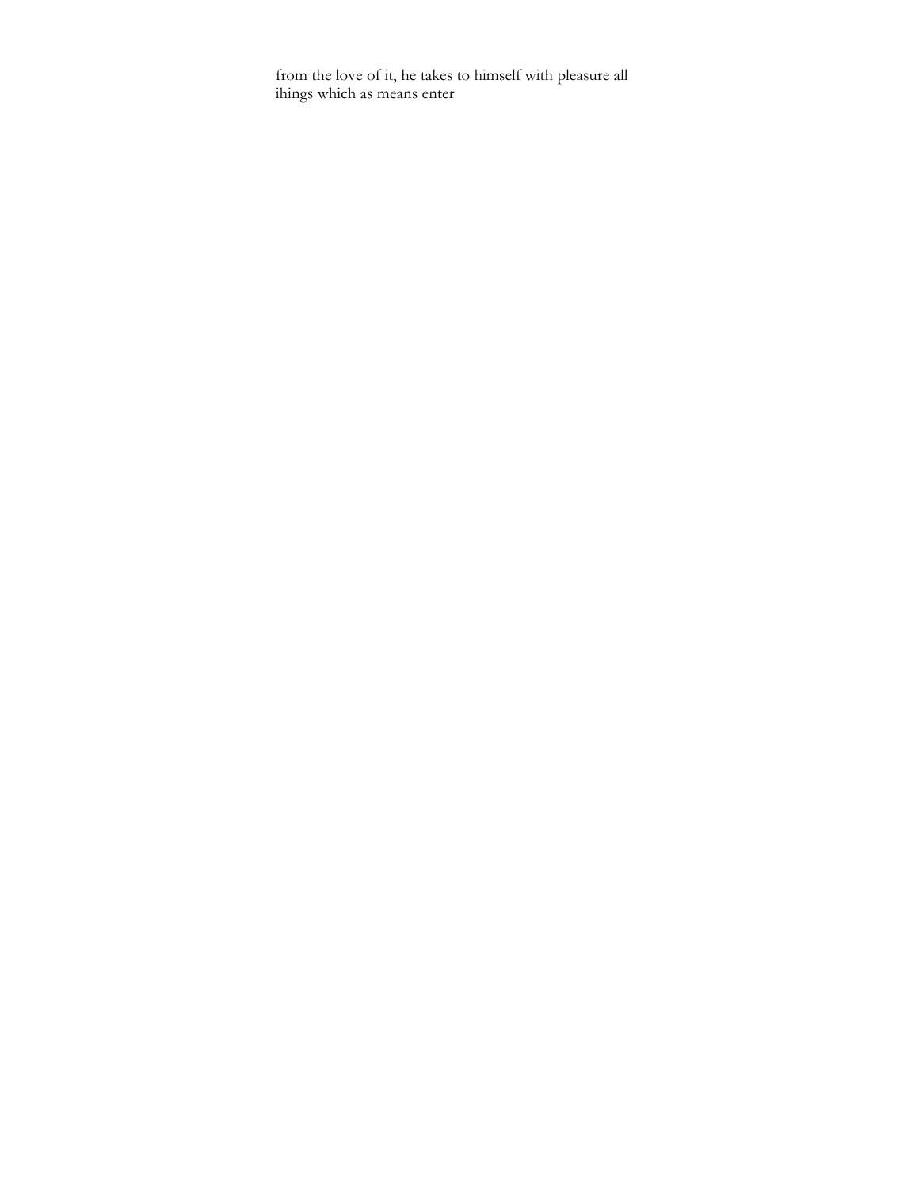from the love of it, he takes to himself with pleasure all ihings which as means enter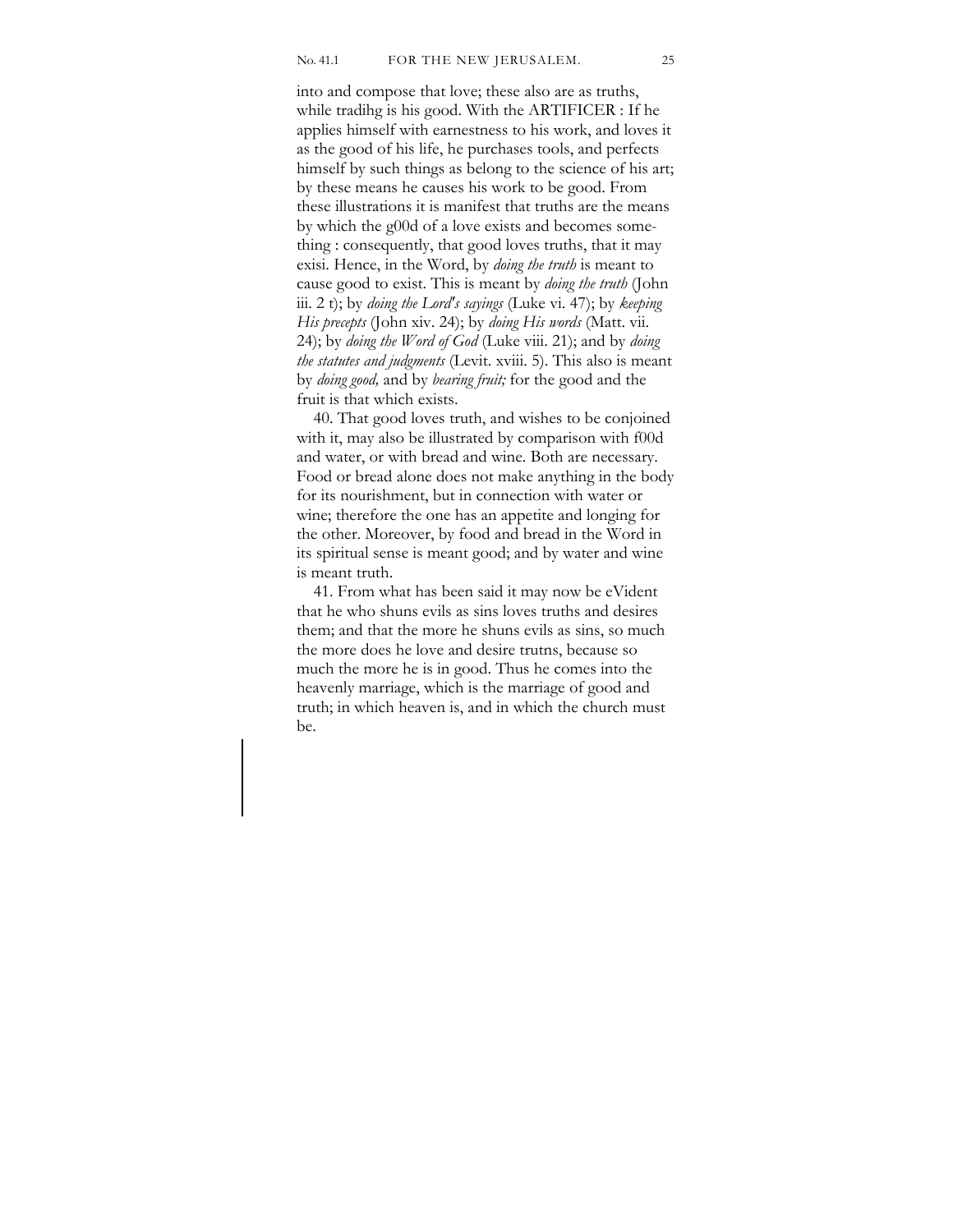into and compose that love; these also are as truths, while tradihg is his good. With the ARTIFICER : If he applies himself with earnestness to his work, and loves it as the good of his life, he purchases tools, and perfects himself by such things as belong to the science of his art; by these means he causes his work to be good. From these illustrations it is manifest that truths are the means by which the g00d of a love exists and becomes something : consequently, that good loves truths, that it may exisi. Hence, in the Word, by *doing the truth* is meant to cause good to exist. This is meant by *doing the truth* (John iii. 2 t); by *doing the Lord's sayings* (Luke vi. 47); by *keeping His precepts* (John xiv. 24); by *doing His words* (Matt. vii. 24); by *doing the Word of God* (Luke viii. 21); and by *doing the statutes and judgments* (Levit. xviii. 5). This also is meant by *doing good,* and by *bearing fruit;* for the good and the fruit is that which exists.

40. That good loves truth, and wishes to be conjoined with it, may also be illustrated by comparison with f00d and water, or with bread and wine. Both are necessary. Food or bread alone does not make anything in the body for its nourishment, but in connection with water or wine; therefore the one has an appetite and longing for the other. Moreover, by food and bread in the Word in its spiritual sense is meant good; and by water and wine is meant truth.

41. From what has been said it may now be eVident that he who shuns evils as sins loves truths and desires them; and that the more he shuns evils as sins, so much the more does he love and desire trutns, because so much the more he is in good. Thus he comes into the heavenly marriage, which is the marriage of good and truth; in which heaven is, and in which the church must be.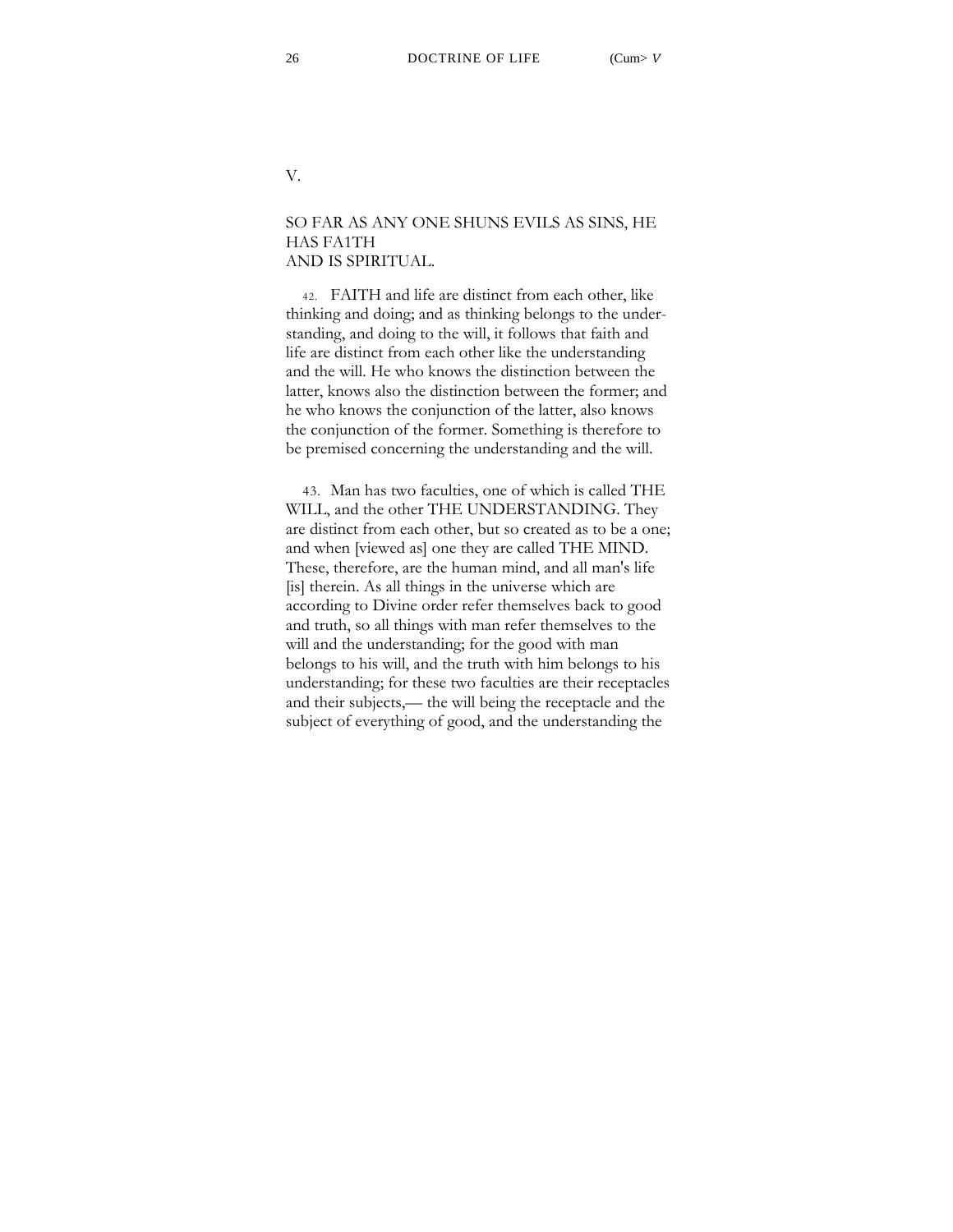## V.

## SO FAR AS ANY ONE SHUNS EVILS AS SINS, HE HAS FA1TH AND IS SPIRITUAL.

42. FAITH and life are distinct from each other, like thinking and doing; and as thinking belongs to the understanding, and doing to the will, it follows that faith and life are distinct from each other like the understanding and the will. He who knows the distinction between the latter, knows also the distinction between the former; and he who knows the conjunction of the latter, also knows the conjunction of the former. Something is therefore to be premised concerning the understanding and the will.

43. Man has two faculties, one of which is called THE WILL, and the other THE UNDERSTANDING. They are distinct from each other, but so created as to be a one; and when [viewed as] one they are called THE MIND. These, therefore, are the human mind, and all man's life [is] therein. As all things in the universe which are according to Divine order refer themselves back to good and truth, so all things with man refer themselves to the will and the understanding; for the good with man belongs to his will, and the truth with him belongs to his understanding; for these two faculties are their receptacles and their subjects,— the will being the receptacle and the subject of everything of good, and the understanding the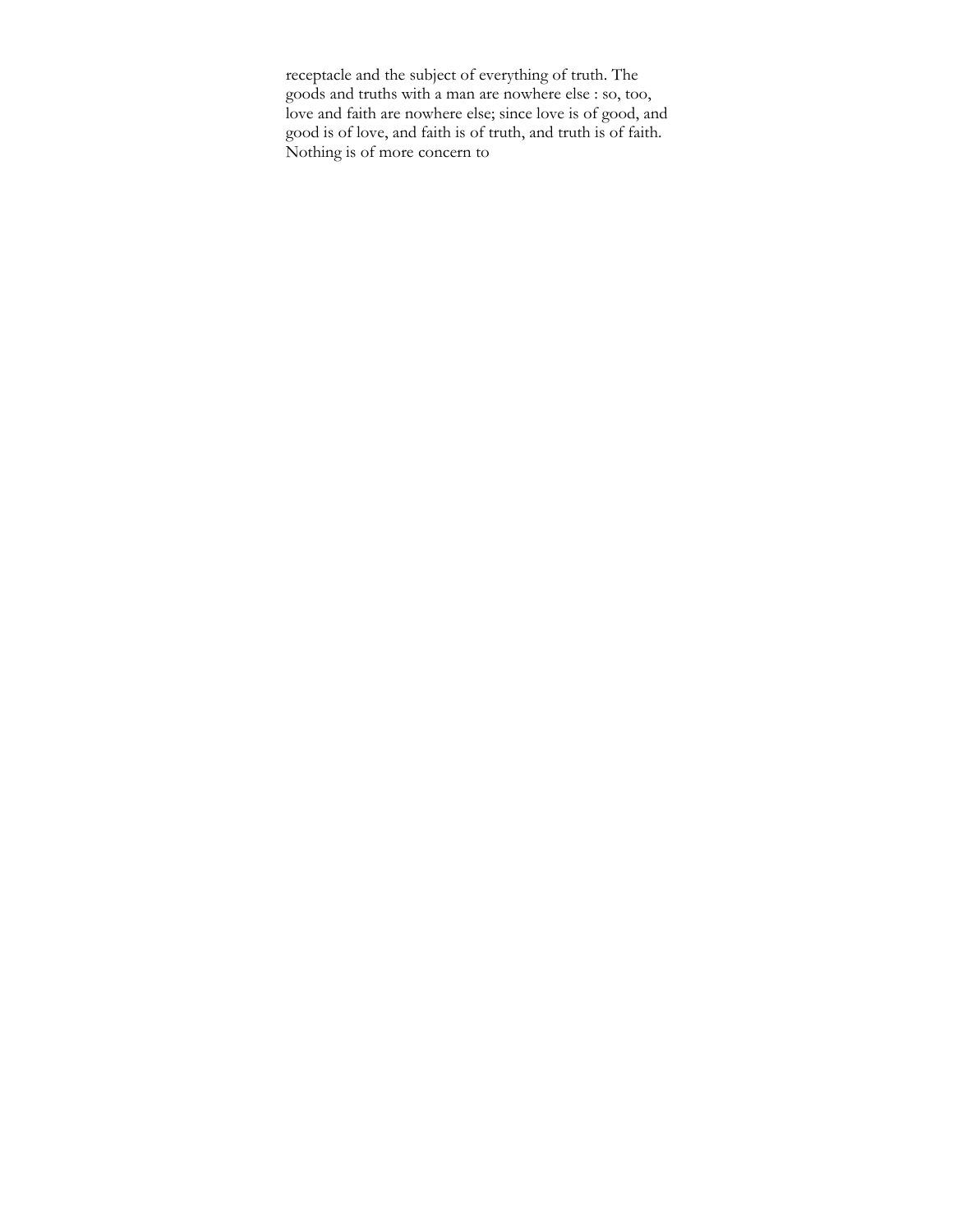receptacle and the subject of everything of truth. The goods and truths with a man are nowhere else : so, too, love and faith are nowhere else; since love is of good, and good is of love, and faith is of truth, and truth is of faith. Nothing is of more concern to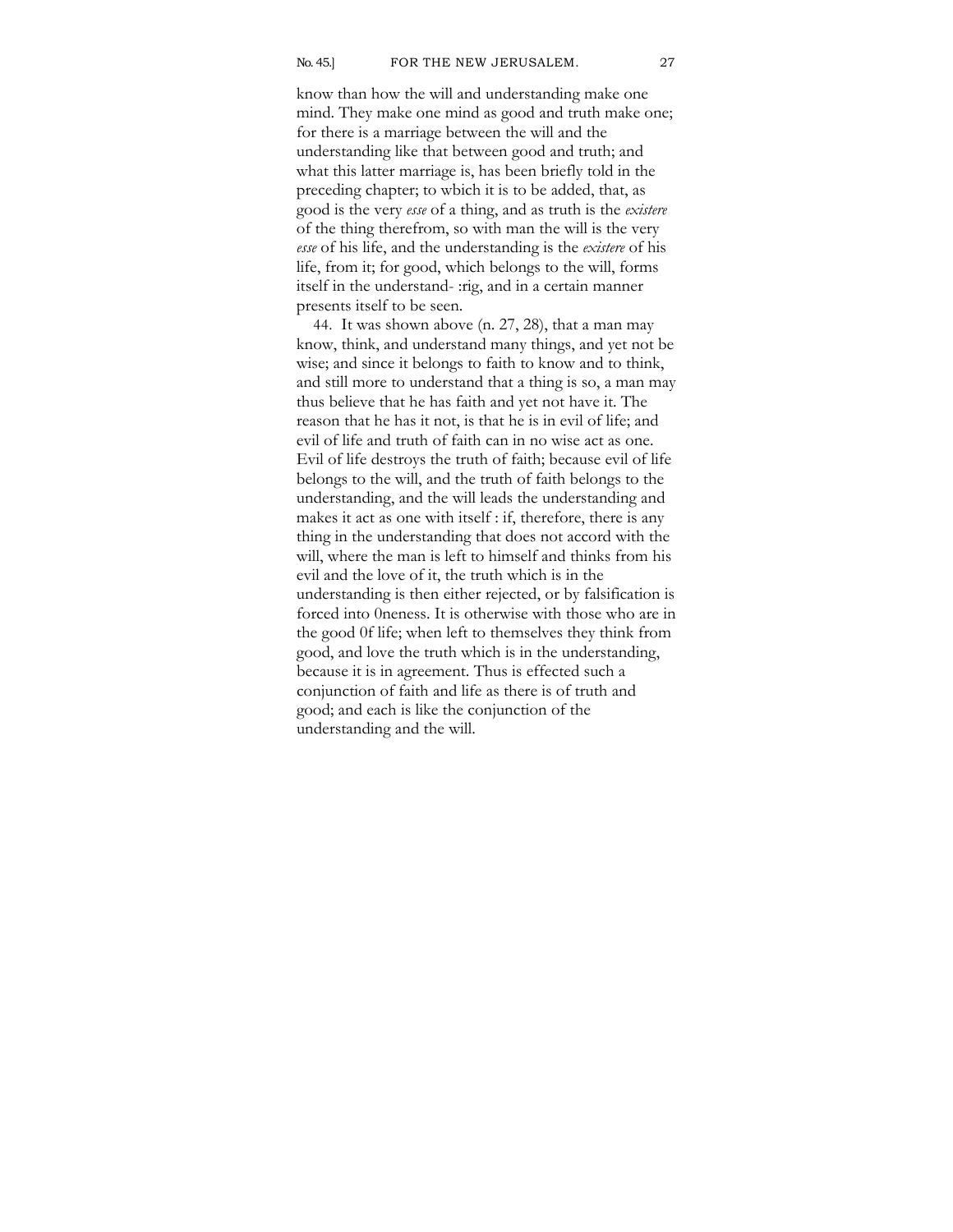know than how the will and understanding make one mind. They make one mind as good and truth make one; for there is a marriage between the will and the understanding like that between good and truth; and what this latter marriage is, has been briefly told in the preceding chapter; to wbich it is to be added, that, as good is the very *esse* of a thing, and as truth is the *existere* of the thing therefrom, so with man the will is the very *esse* of his life, and the understanding is the *existere* of his life, from it; for good, which belongs to the will, forms itself in the understand- :rig, and in a certain manner presents itself to be seen.

44. It was shown above (n. 27, 28), that a man may know, think, and understand many things, and yet not be wise; and since it belongs to faith to know and to think, and still more to understand that a thing is so, a man may thus believe that he has faith and yet not have it. The reason that he has it not, is that he is in evil of life; and evil of life and truth of faith can in no wise act as one. Evil of life destroys the truth of faith; because evil of life belongs to the will, and the truth of faith belongs to the understanding, and the will leads the understanding and makes it act as one with itself : if, therefore, there is any thing in the understanding that does not accord with the will, where the man is left to himself and thinks from his evil and the love of it, the truth which is in the understanding is then either rejected, or by falsification is forced into 0neness. It is otherwise with those who are in the good 0f life; when left to themselves they think from good, and love the truth which is in the understanding, because it is in agreement. Thus is effected such a conjunction of faith and life as there is of truth and good; and each is like the conjunction of the understanding and the will.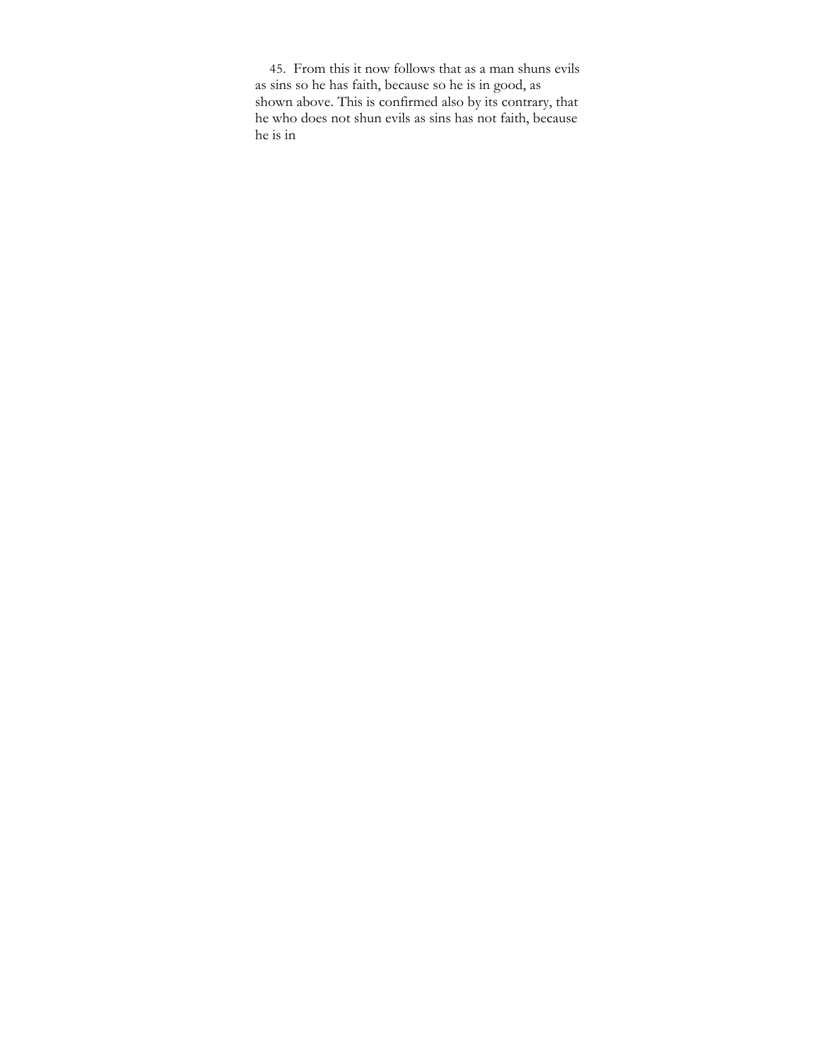45. From this it now follows that as a man shuns evils as sins so he has faith, because so he is in good, as shown above. This is confirmed also by its contrary, that he who does not shun evils as sins has not faith, because he is in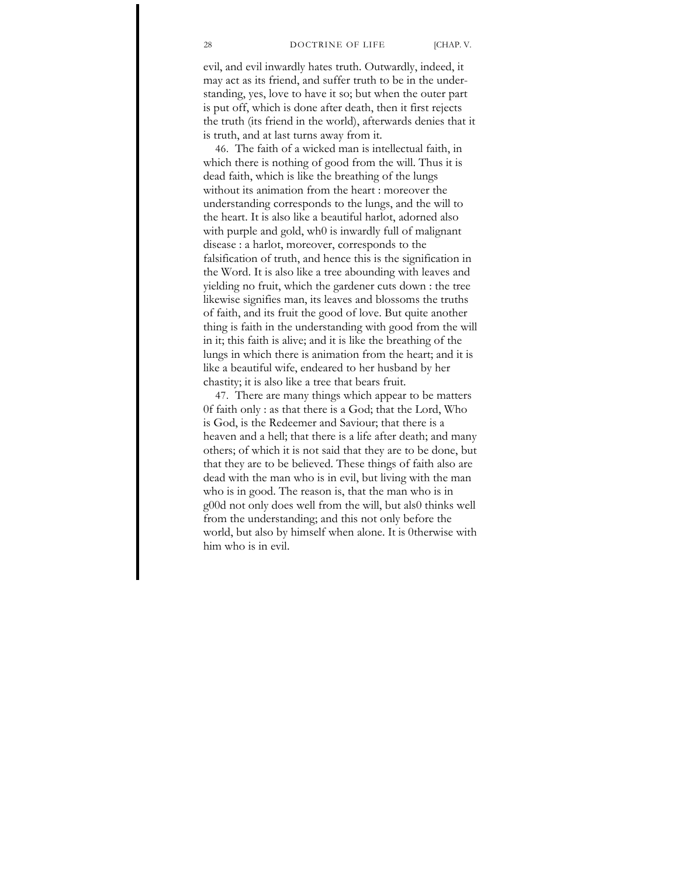evil, and evil inwardly hates truth. Outwardly, indeed, it may act as its friend, and suffer truth to be in the understanding, yes, love to have it so; but when the outer part is put off, which is done after death, then it first rejects the truth (its friend in the world), afterwards denies that it is truth, and at last turns away from it.

46. The faith of a wicked man is intellectual faith, in which there is nothing of good from the will. Thus it is dead faith, which is like the breathing of the lungs without its animation from the heart : moreover the understanding corresponds to the lungs, and the will to the heart. It is also like a beautiful harlot, adorned also with purple and gold, wh0 is inwardly full of malignant disease : a harlot, moreover, corresponds to the falsification of truth, and hence this is the signification in the Word. It is also like a tree abounding with leaves and yielding no fruit, which the gardener cuts down : the tree likewise signifies man, its leaves and blossoms the truths of faith, and its fruit the good of love. But quite another thing is faith in the understanding with good from the will in it; this faith is alive; and it is like the breathing of the lungs in which there is animation from the heart; and it is like a beautiful wife, endeared to her husband by her chastity; it is also like a tree that bears fruit.

47. There are many things which appear to be matters 0f faith only : as that there is a God; that the Lord, Who is God, is the Redeemer and Saviour; that there is a heaven and a hell; that there is a life after death; and many others; of which it is not said that they are to be done, but that they are to be believed. These things of faith also are dead with the man who is in evil, but living with the man who is in good. The reason is, that the man who is in g00d not only does well from the will, but als0 thinks well from the understanding; and this not only before the world, but also by himself when alone. It is 0therwise with him who is in evil.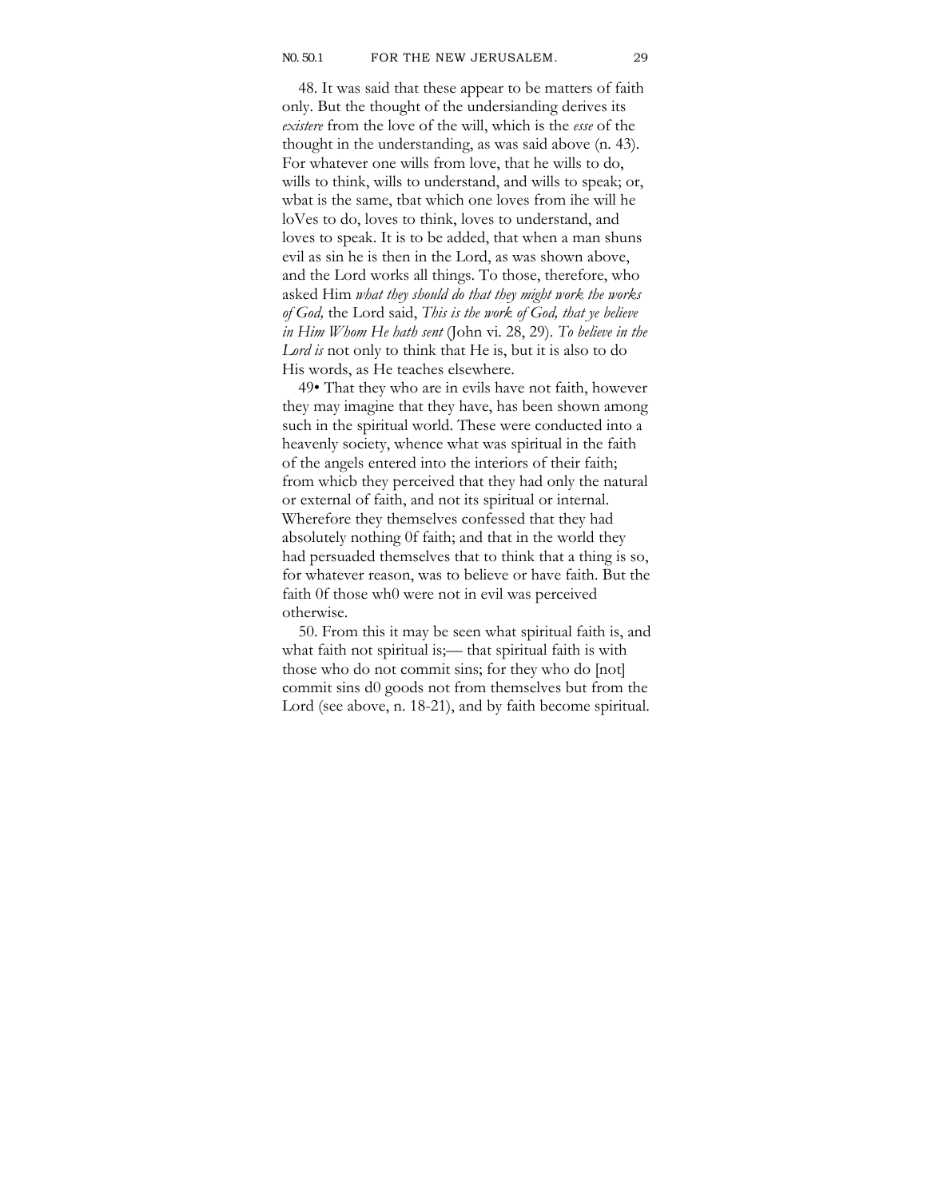48. It was said that these appear to be matters of faith only. But the thought of the undersianding derives its *existere* from the love of the will, which is the *esse* of the thought in the understanding, as was said above (n. 43). For whatever one wills from love, that he wills to do, wills to think, wills to understand, and wills to speak; or, wbat is the same, tbat which one loves from ihe will he loVes to do, loves to think, loves to understand, and loves to speak. It is to be added, that when a man shuns evil as sin he is then in the Lord, as was shown above, and the Lord works all things. To those, therefore, who asked Him *what they should do that they might work the works of God,* the Lord said, *This is the work of God, that ye believe in Him Whom He hath sent* (John vi. 28, 29). *To believe in the Lord is* not only to think that He is, but it is also to do His words, as He teaches elsewhere.

49• That they who are in evils have not faith, however they may imagine that they have, has been shown among such in the spiritual world. These were conducted into a heavenly society, whence what was spiritual in the faith of the angels entered into the interiors of their faith; from whicb they perceived that they had only the natural or external of faith, and not its spiritual or internal. Wherefore they themselves confessed that they had absolutely nothing 0f faith; and that in the world they had persuaded themselves that to think that a thing is so, for whatever reason, was to believe or have faith. But the faith 0f those wh0 were not in evil was perceived otherwise.

50. From this it may be seen what spiritual faith is, and what faith not spiritual is;— that spiritual faith is with those who do not commit sins; for they who do [not] commit sins d0 goods not from themselves but from the Lord (see above, n. 18-21), and by faith become spiritual.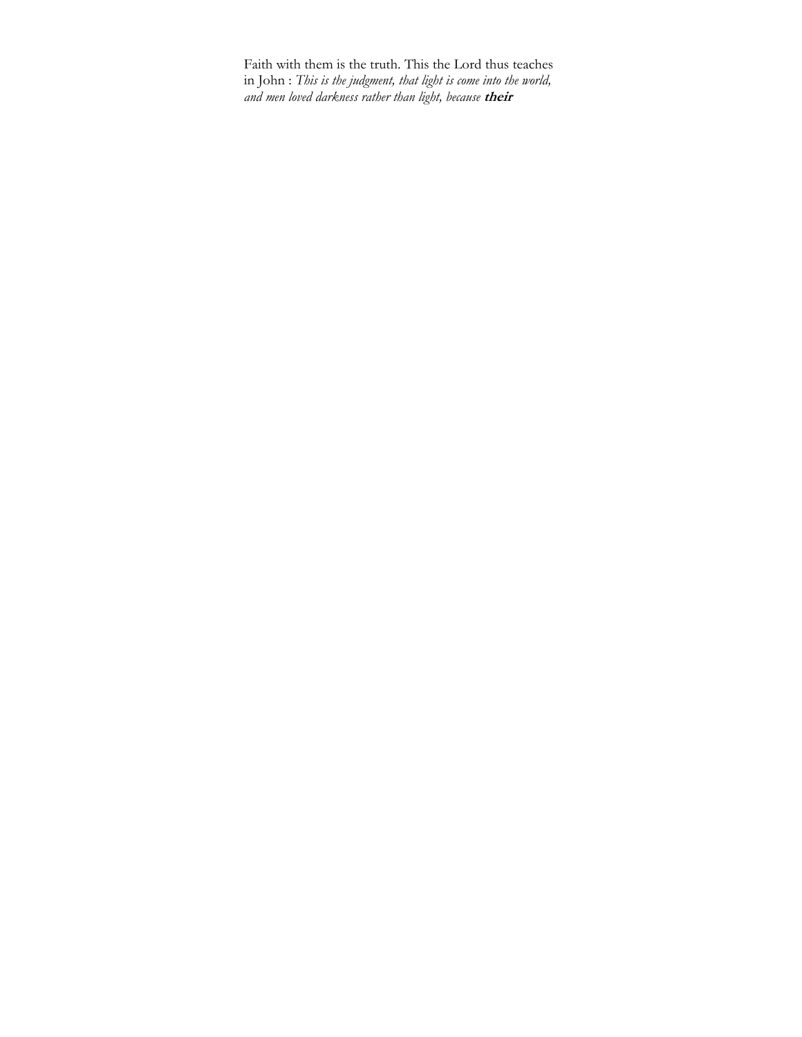Faith with them is the truth. This the Lord thus teaches in John : *This is the judgment, that light is come into the world, and men loved darkness rather than light, because* ***their***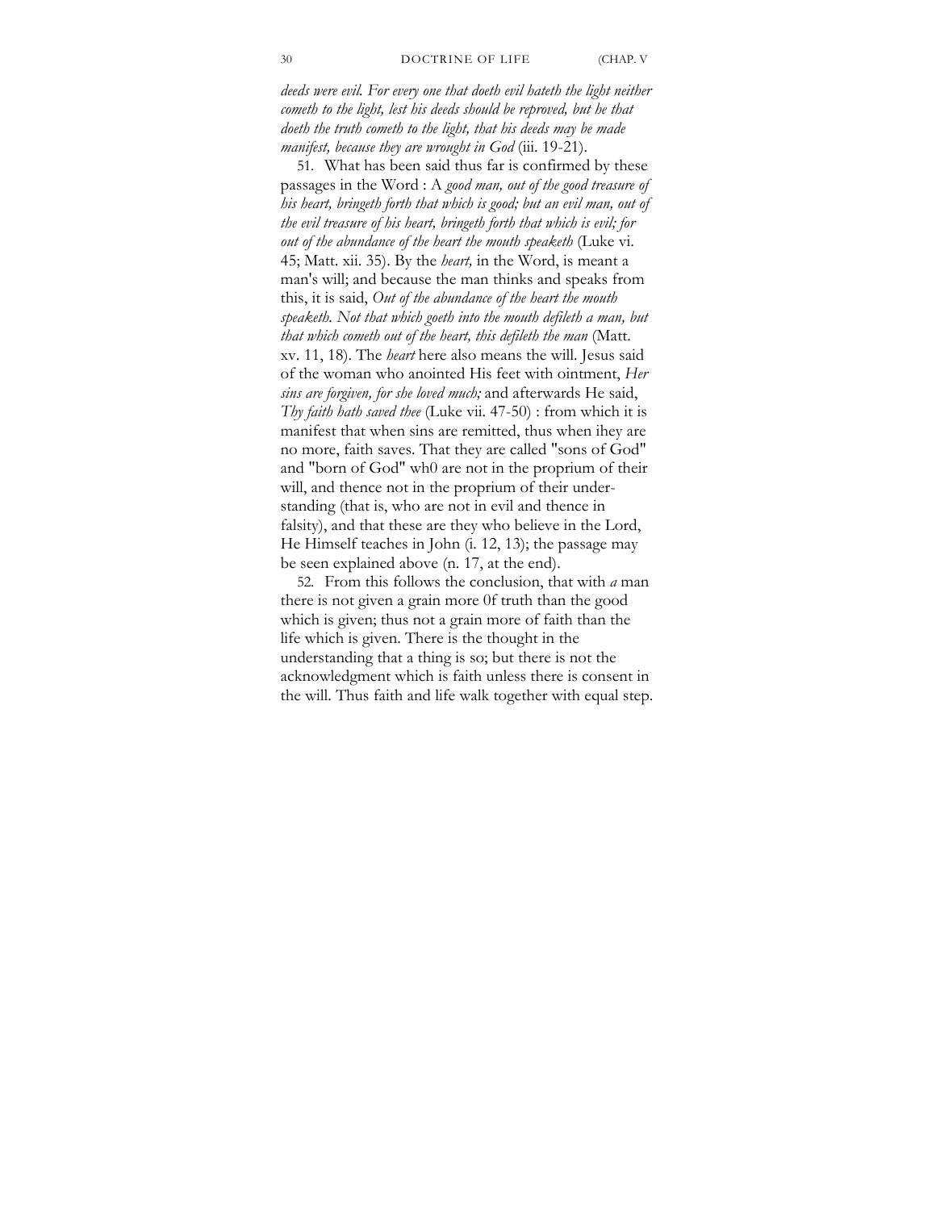*deeds were evil. For every one that doeth evil hateth the light neither cometh to the light, lest his deeds should be reproved, but he that doeth the truth cometh to the light, that his deeds may be made manifest, because they are wrought in God* (iii. 19-21).

51. What has been said thus far is confirmed by these passages in the Word : A *good man, out of the good treasure of his heart, bringeth forth that which is good; but an evil man, out of the evil treasure of his heart, bringeth forth that which is evil; for out of the abundance of the heart the mouth speaketh* (Luke vi. 45; Matt. xii. 35). By the *heart,* in the Word, is meant a man's will; and because the man thinks and speaks from this, it is said, *Out of the abundance of the heart the mouth speaketh. Not that which goeth into the mouth defileth a man, but that which cometh out of the heart, this defileth the man* (Matt. xv. 11, 18). The *heart* here also means the will. Jesus said of the woman who anointed His feet with ointment, *Her sins are forgiven, for she loved much;* and afterwards He said, *Thy faith hath saved thee* (Luke vii. 47-50) : from which it is manifest that when sins are remitted, thus when ihey are no more, faith saves. That they are called "sons of God" and "born of God" wh0 are not in the proprium of their will, and thence not in the proprium of their understanding (that is, who are not in evil and thence in falsity), and that these are they who believe in the Lord, He Himself teaches in John (i. 12, 13); the passage may be seen explained above (n. 17, at the end).

52. From this follows the conclusion, that with *a* man there is not given a grain more 0f truth than the good which is given; thus not a grain more of faith than the life which is given. There is the thought in the understanding that a thing is so; but there is not the acknowledgment which is faith unless there is consent in the will. Thus faith and life walk together with equal step.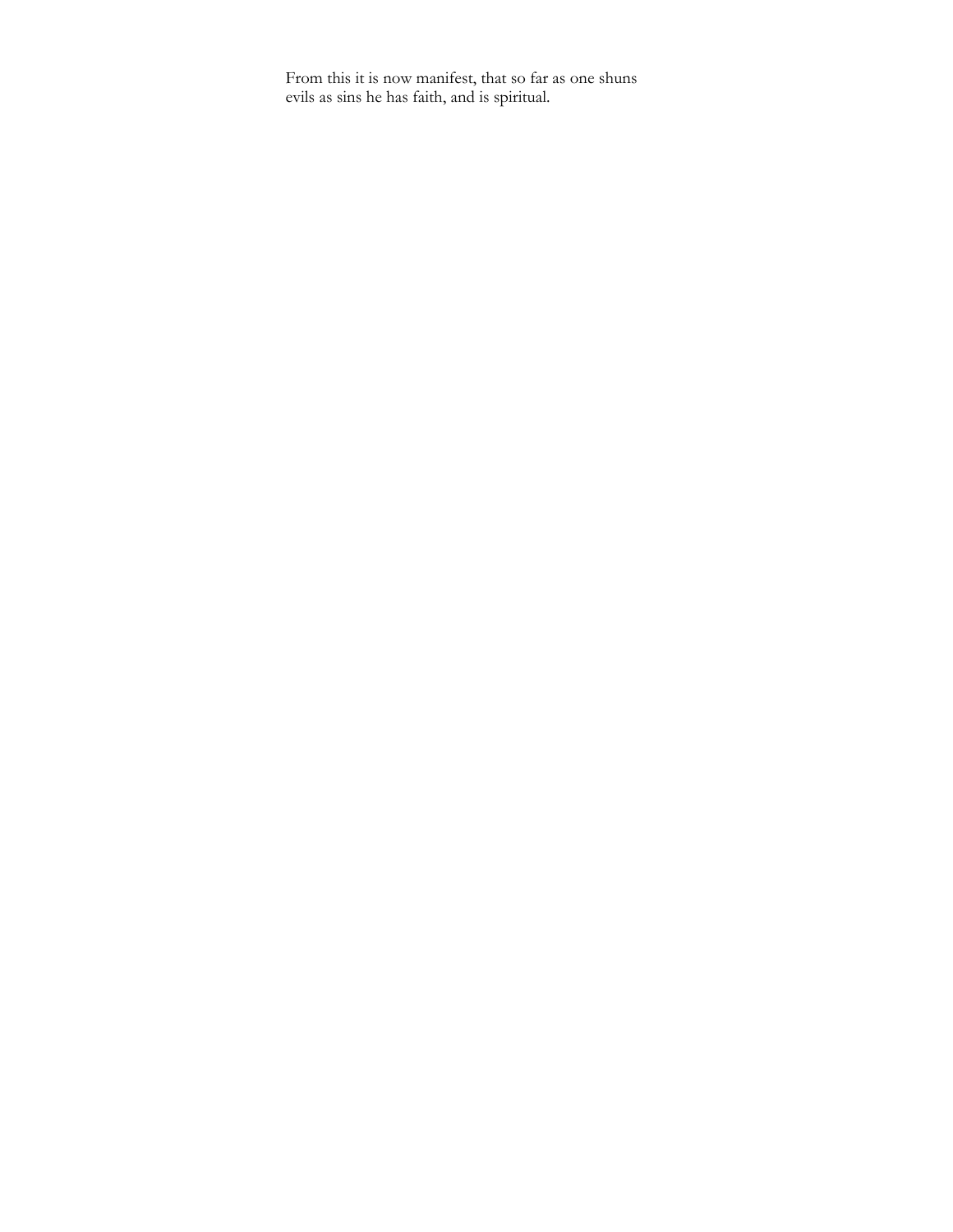From this it is now manifest, that so far as one shuns evils as sins he has faith, and is spiritual.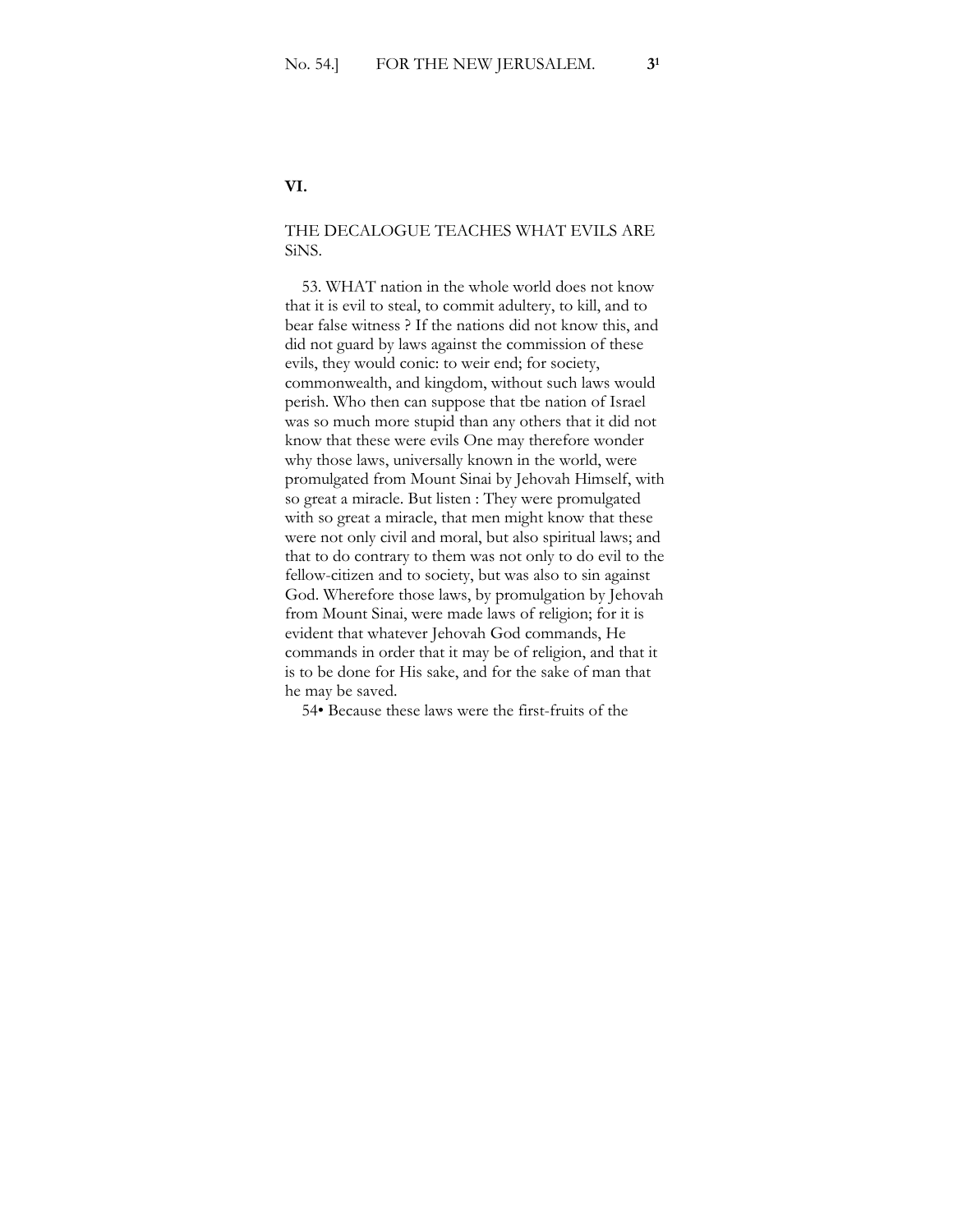## VI.

### THE DECALOGUE TEACHES WHAT EVILS ARE SiNS.

53. WHAT nation in the whole world does not know that it is evil to steal, to commit adultery, to kill, and to bear false witness ? If the nations did not know this, and did not guard by laws against the commission of these evils, they would conic: to weir end; for society, commonwealth, and kingdom, without such laws would perish. Who then can suppose that tbe nation of Israel was so much more stupid than any others that it did not know that these were evils One may therefore wonder why those laws, universally known in the world, were promulgated from Mount Sinai by Jehovah Himself, with so great a miracle. But listen : They were promulgated with so great a miracle, that men might know that these were not only civil and moral, but also spiritual laws; and that to do contrary to them was not only to do evil to the fellow-citizen and to society, but was also to sin against God. Wherefore those laws, by promulgation by Jehovah from Mount Sinai, were made laws of religion; for it is evident that whatever Jehovah God commands, He commands in order that it may be of religion, and that it is to be done for His sake, and for the sake of man that he may be saved.

54• Because these laws were the first-fruits of the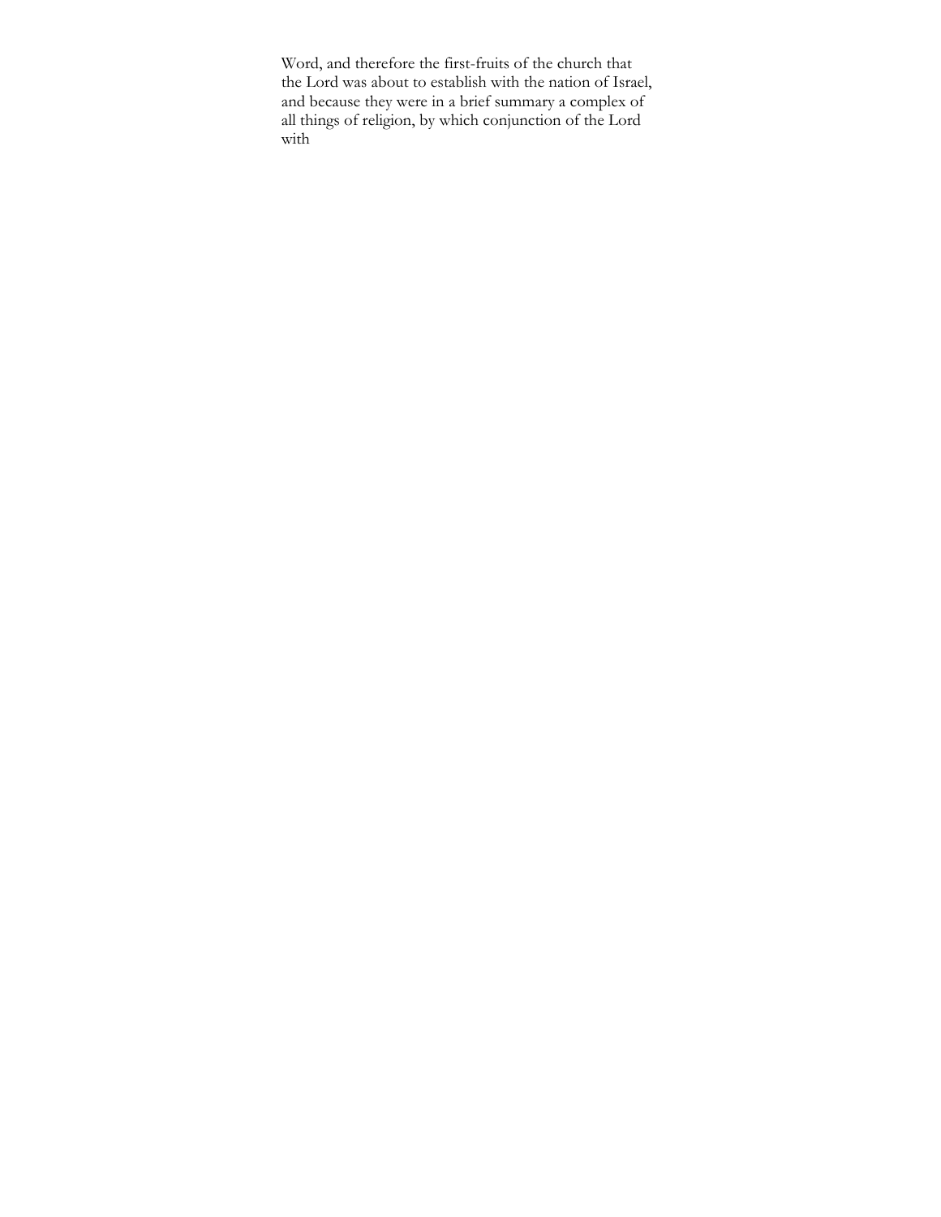Word, and therefore the first-fruits of the church that the Lord was about to establish with the nation of Israel, and because they were in a brief summary a complex of all things of religion, by which conjunction of the Lord with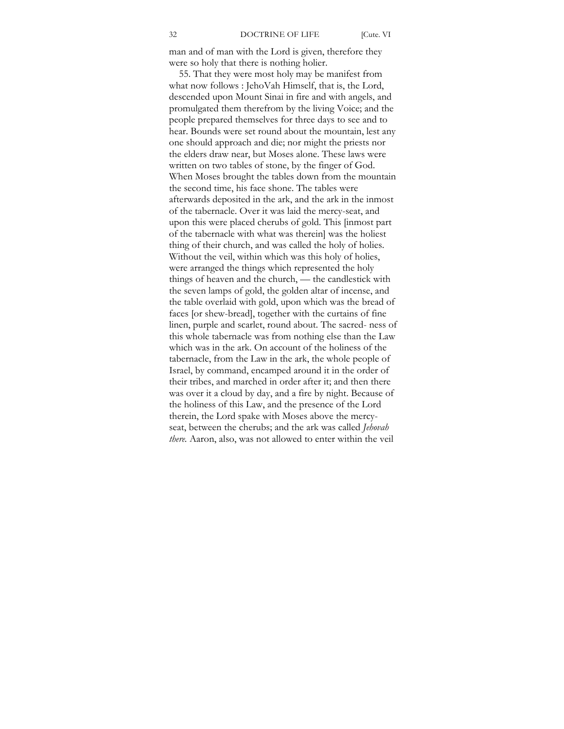man and of man with the Lord is given, therefore they were so holy that there is nothing holier.

55. That they were most holy may be manifest from what now follows : JehoVah Himself, that is, the Lord, descended upon Mount Sinai in fire and with angels, and promulgated them therefrom by the living Voice; and the people prepared themselves for three days to see and to hear. Bounds were set round about the mountain, lest any one should approach and die; nor might the priests nor the elders draw near, but Moses alone. These laws were written on two tables of stone, by the finger of God. When Moses brought the tables down from the mountain the second time, his face shone. The tables were afterwards deposited in the ark, and the ark in the inmost of the tabernacle. Over it was laid the mercy-seat, and upon this were placed cherubs of gold. This [inmost part of the tabernacle with what was therein] was the holiest thing of their church, and was called the holy of holies. Without the veil, within which was this holy of holies, were arranged the things which represented the holy things of heaven and the church, — the candlestick with the seven lamps of gold, the golden altar of incense, and the table overlaid with gold, upon which was the bread of faces [or shew-bread], together with the curtains of fine linen, purple and scarlet, round about. The sacredness of this whole tabernacle was from nothing else than the Law which was in the ark. On account of the holiness of the tabernacle, from the Law in the ark, the whole people of Israel, by command, encamped around it in the order of their tribes, and marched in order after it; and then there was over it a cloud by day, and a fire by night. Because of the holiness of this Law, and the presence of the Lord therein, the Lord spake with Moses above the mercy-seat, between the cherubs; and the ark was called *Jehovah there.* Aaron, also, was not allowed to enter within the veil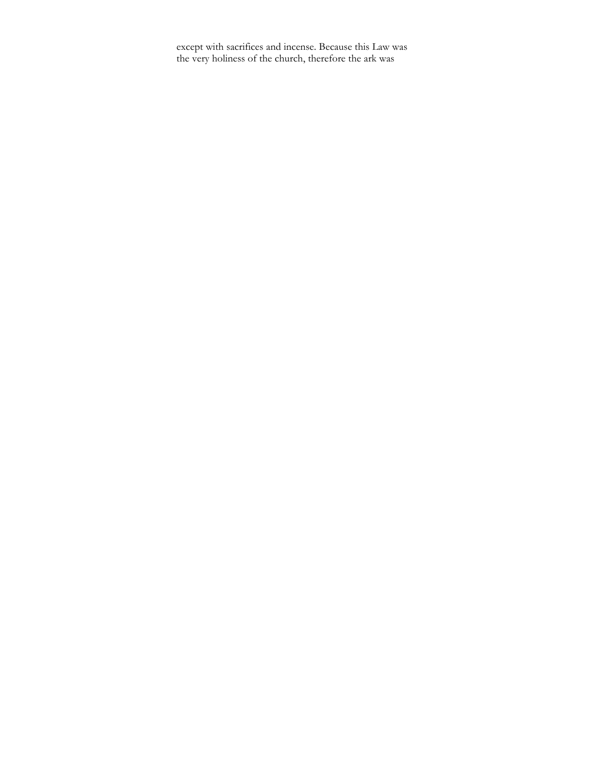except with sacrifices and incense. Because this Law was the very holiness of the church, therefore the ark was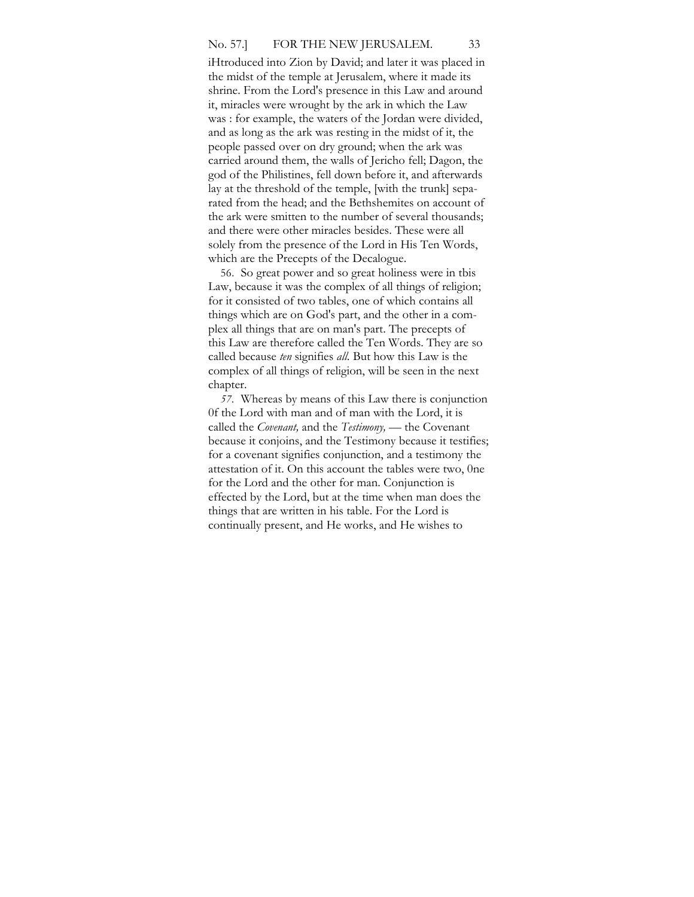iHtroduced into Zion by David; and later it was placed in the midst of the temple at Jerusalem, where it made its shrine. From the Lord's presence in this Law and around it, miracles were wrought by the ark in which the Law was : for example, the waters of the Jordan were divided, and as long as the ark was resting in the midst of it, the people passed over on dry ground; when the ark was carried around them, the walls of Jericho fell; Dagon, the god of the Philistines, fell down before it, and afterwards lay at the threshold of the temple, [with the trunk] separated from the head; and the Bethshemites on account of the ark were smitten to the number of several thousands; and there were other miracles besides. These were all solely from the presence of the Lord in His Ten Words, which are the Precepts of the Decalogue.

56. So great power and so great holiness were in tbis Law, because it was the complex of all things of religion; for it consisted of two tables, one of which contains all things which are on God's part, and the other in a complex all things that are on man's part. The precepts of this Law are therefore called the Ten Words. They are so called because *ten* signifies *all*. But how this Law is the complex of all things of religion, will be seen in the next chapter.

*57.* Whereas by means of this Law there is conjunction 0f the Lord with man and of man with the Lord, it is called the *Covenant,* and the *Testimony,* — the Covenant because it conjoins, and the Testimony because it testifies; for a covenant signifies conjunction, and a testimony the attestation of it. On this account the tables were two, 0ne for the Lord and the other for man. Conjunction is effected by the Lord, but at the time when man does the things that are written in his table. For the Lord is continually present, and He works, and He wishes to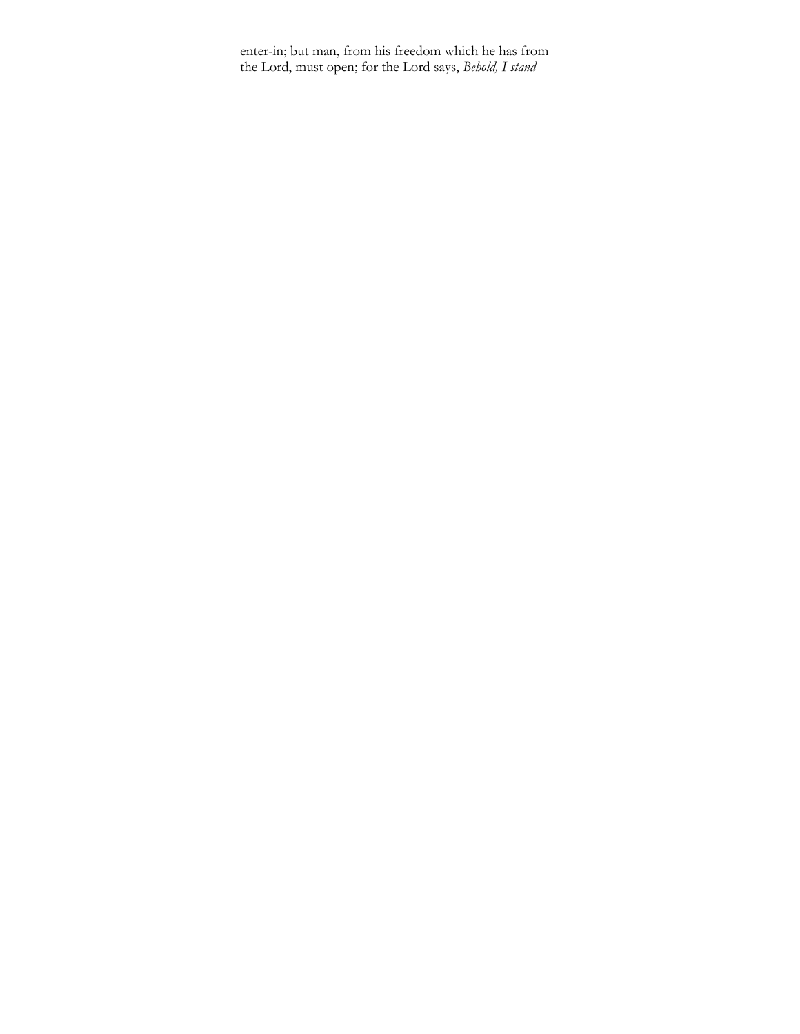enter-in; but man, from his freedom which he has from the Lord, must open; for the Lord says, *Behold, I stand*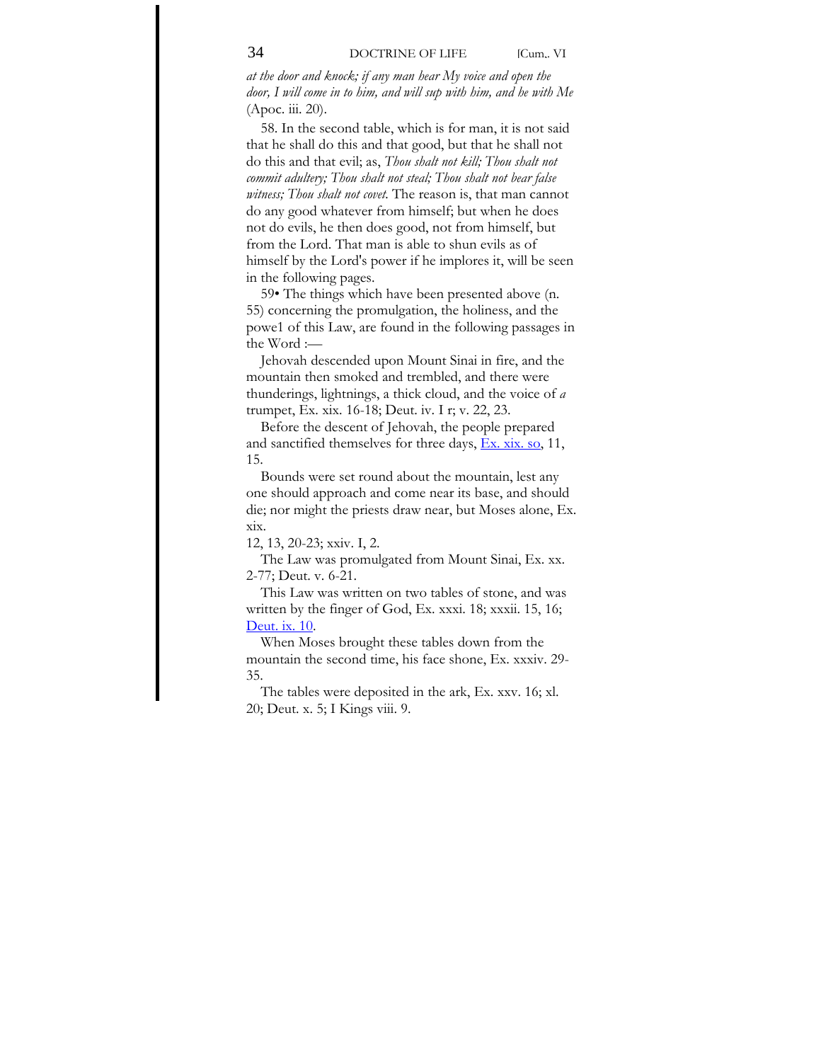*at the door and knock; if any man hear My voice and open the door, I will come in to him, and will sup with him, and he with Me* (Apoc. iii. 20).

58. In the second table, which is for man, it is not said that he shall do this and that good, but that he shall not do this and that evil; as, *Thou shalt not kill; Thou shalt not commit adultery; Thou shalt not steal; Thou shalt not bear false witness; Thou shalt not covet.* The reason is, that man cannot do any good whatever from himself; but when he does not do evils, he then does good, not from himself, but from the Lord. That man is able to shun evils as of himself by the Lord's power if he implores it, will be seen in the following pages.

59• The things which have been presented above (n. 55) concerning the promulgation, the holiness, and the powe1 of this Law, are found in the following passages in the Word :—

Jehovah descended upon Mount Sinai in fire, and the mountain then smoked and trembled, and there were thunderings, lightnings, a thick cloud, and the voice of *a* trumpet, Ex. xix. 16-18; Deut. iv. I r; v. 22, 23.

Before the descent of Jehovah, the people prepared and sanctified themselves for three days, Ex. xix. so, 11, 15.

Bounds were set round about the mountain, lest any one should approach and come near its base, and should die; nor might the priests draw near, but Moses alone, Ex. xix.
12, 13, 20-23; xxiv. I, 2.

The Law was promulgated from Mount Sinai, Ex. xx. 2-77; Deut. v. 6-21.

This Law was written on two tables of stone, and was written by the finger of God, Ex. xxxi. 18; xxxii. 15, 16; Deut. ix. 10.

When Moses brought these tables down from the mountain the second time, his face shone, Ex. xxxiv. 29-35.

The tables were deposited in the ark, Ex. xxv. 16; xl. 20; Deut. x. 5; I Kings viii. 9.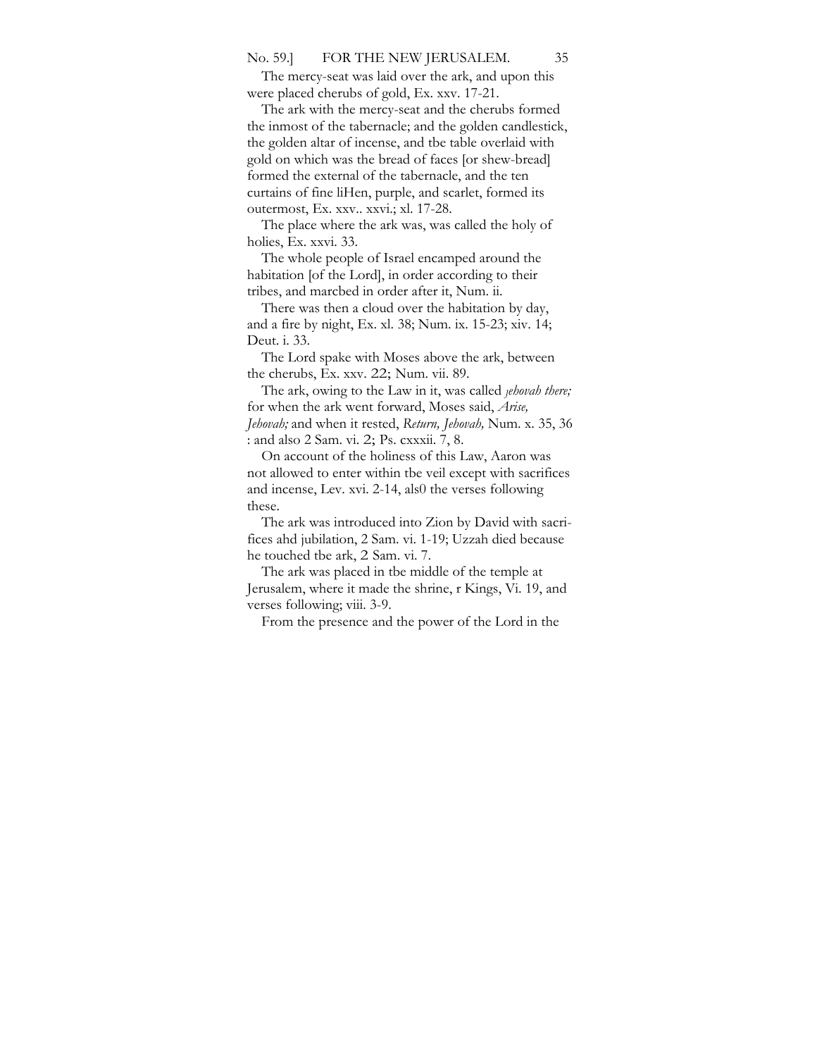The mercy-seat was laid over the ark, and upon this were placed cherubs of gold, Ex. xxv. 17-21.

The ark with the mercy-seat and the cherubs formed the inmost of the tabernacle; and the golden candlestick, the golden altar of incense, and tbe table overlaid with gold on which was the bread of faces [or shew-bread] formed the external of the tabernacle, and the ten curtains of fine liHen, purple, and scarlet, formed its outermost, Ex. xxv.. xxvi.; xl. 17-28.

The place where the ark was, was called the holy of holies, Ex. xxvi. 33.

The whole people of Israel encamped around the habitation [of the Lord], in order according to their tribes, and marcbed in order after it, Num. ii.

There was then a cloud over the habitation by day, and a fire by night, Ex. xl. 38; Num. ix. 15-23; xiv. 14; Deut. i. 33.

The Lord spake with Moses above the ark, between the cherubs, Ex. xxv. 22; Num. vii. 89.

The ark, owing to the Law in it, was called *Jehovah there;* for when the ark went forward, Moses said, *Arise, Jehovah;* and when it rested, *Return, Jehovah,* Num. x. 35, 36 : and also 2 Sam. vi. 2; Ps. cxxxii. 7, 8.

On account of the holiness of this Law, Aaron was not allowed to enter within tbe veil except with sacrifices and incense, Lev. xvi. 2-14, als0 the verses following these.

The ark was introduced into Zion by David with sacrifices ahd jubilation, 2 Sam. vi. 1-19; Uzzah died because he touched tbe ark, 2 Sam. vi. 7.

The ark was placed in tbe middle of the temple at Jerusalem, where it made the shrine, r Kings, Vi. 19, and verses following; viii. 3-9.

From the presence and the power of the Lord in the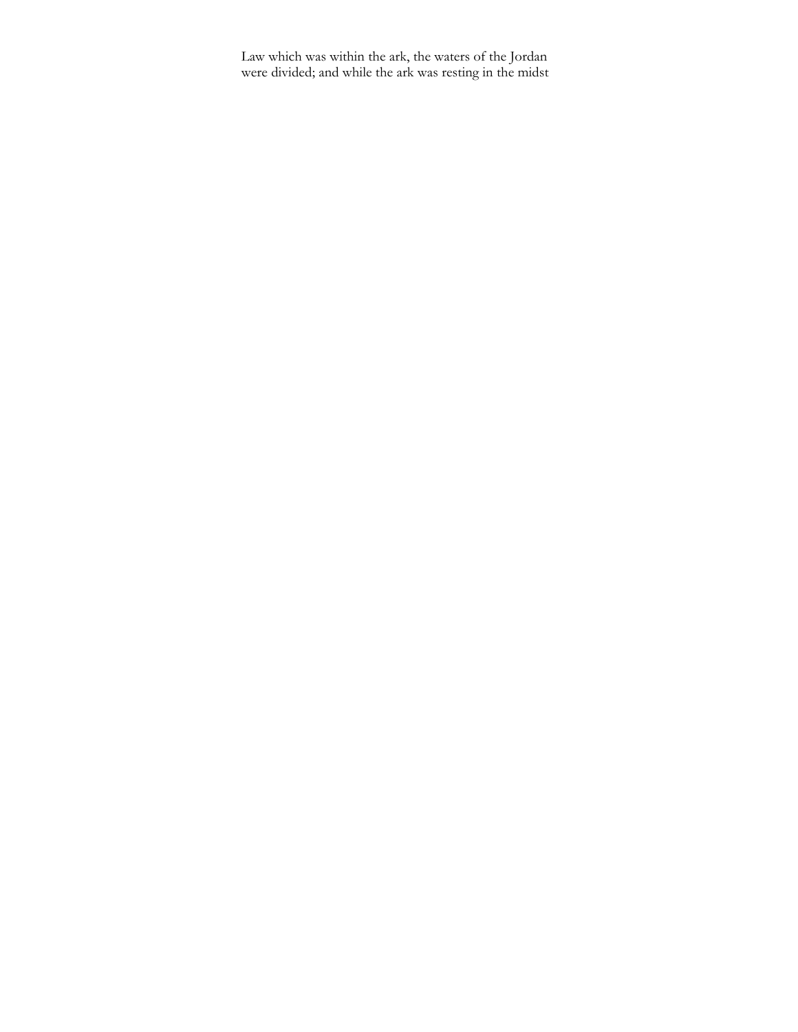Law which was within the ark, the waters of the Jordan were divided; and while the ark was resting in the midst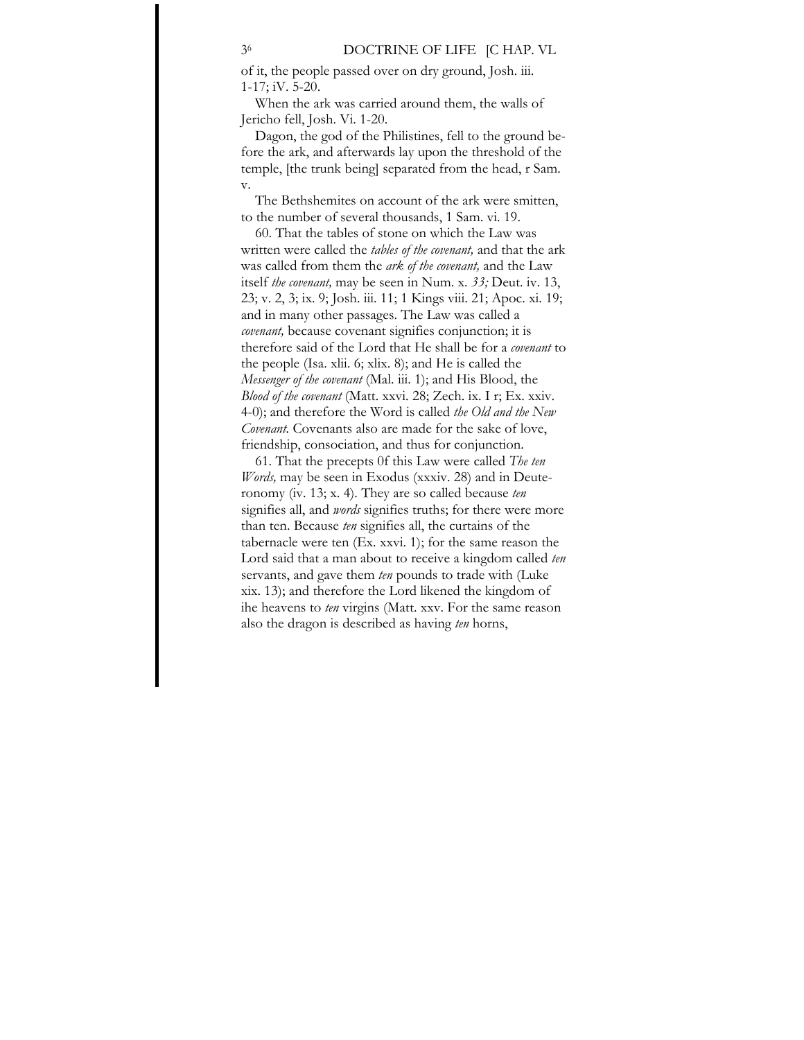of it, the people passed over on dry ground, Josh. iii. 1-17; iV. 5-20.

When the ark was carried around them, the walls of Jericho fell, Josh. Vi. 1-20.

Dagon, the god of the Philistines, fell to the ground before the ark, and afterwards lay upon the threshold of the temple, [the trunk being] separated from the head, r Sam. v.

The Bethshemites on account of the ark were smitten, to the number of several thousands, 1 Sam. vi. 19.

60. That the tables of stone on which the Law was written were called the *tables of the covenant,* and that the ark was called from them the *ark of the covenant,* and the Law itself *the covenant,* may be seen in Num. x. *33;* Deut. iv. 13, 23; v. 2, 3; ix. 9; Josh. iii. 11; 1 Kings viii. 21; Apoc. xi. 19; and in many other passages. The Law was called a *covenant,* because covenant signifies conjunction; it is therefore said of the Lord that He shall be for a *covenant* to the people (Isa. xlii. 6; xlix. 8); and He is called the *Messenger of the covenant* (Mal. iii. 1); and His Blood, the *Blood of the covenant* (Matt. xxvi. 28; Zech. ix. I r; Ex. xxiv. 4-0); and therefore the Word is called *the Old and the New Covenant.* Covenants also are made for the sake of love, friendship, consociation, and thus for conjunction.

61. That the precepts 0f this Law were called *The ten Words,* may be seen in Exodus (xxxiv. 28) and in Deuteronomy (iv. 13; x. 4). They are so called because *ten* signifies all, and *words* signifies truths; for there were more than ten. Because *ten* signifies all, the curtains of the tabernacle were ten (Ex. xxvi. 1); for the same reason the Lord said that a man about to receive a kingdom called *ten* servants, and gave them *ten* pounds to trade with (Luke xix. 13); and therefore the Lord likened the kingdom of ihe heavens to *ten* virgins (Matt. xxv. For the same reason also the dragon is described as having *ten* horns,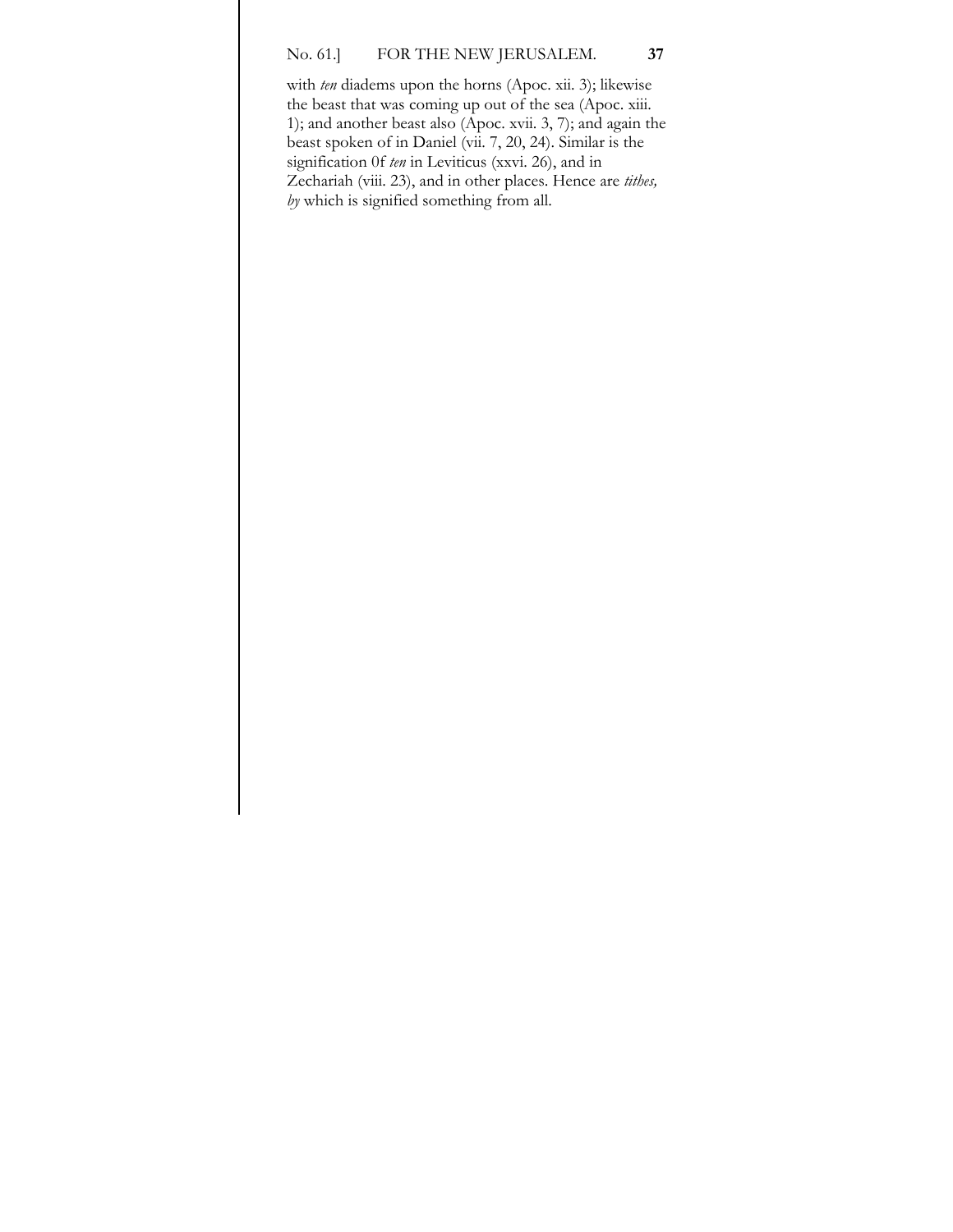with *ten* diadems upon the horns (Apoc. xii. 3); likewise the beast that was coming up out of the sea (Apoc. xiii. 1); and another beast also (Apoc. xvii. 3, 7); and again the beast spoken of in Daniel (vii. 7, 20, 24). Similar is the signification 0f *ten* in Leviticus (xxvi. 26), and in Zechariah (viii. 23), and in other places. Hence are *tithes, by* which is signified something from all.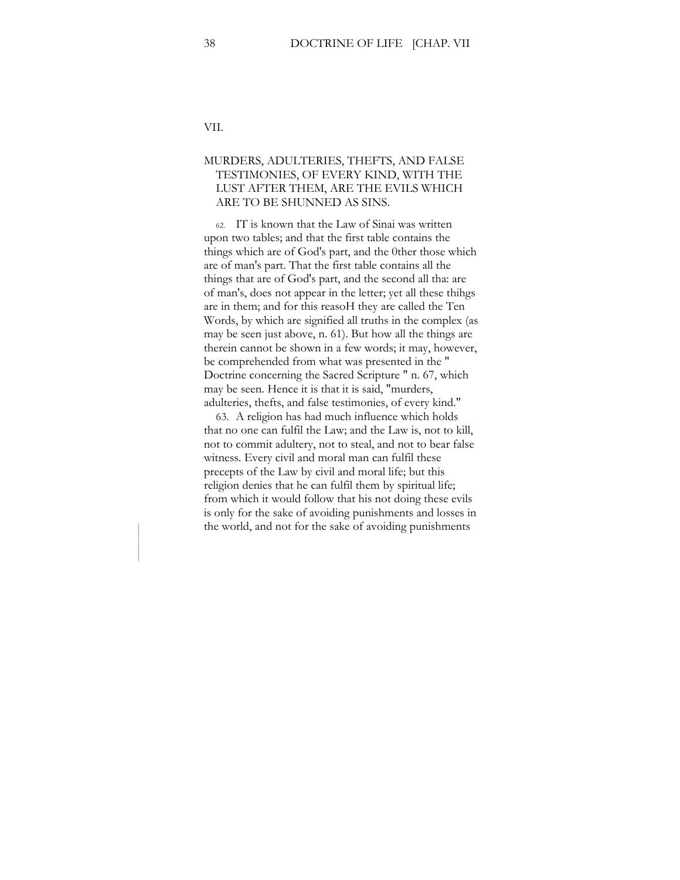## VII.

## MURDERS, ADULTERIES, THEFTS, AND FALSE TESTIMONIES, OF EVERY KIND, WITH THE LUST AFTER THEM, ARE THE EVILS WHICH ARE TO BE SHUNNED AS SINS.

62. IT is known that the Law of Sinai was written upon two tables; and that the first table contains the things which are of God's part, and the 0ther those which are of man's part. That the first table contains all the things that are of God's part, and the second all tha: are of man's, does not appear in the letter; yet all these thihgs are in them; and for this reasoH they are called the Ten Words, by which are signified all truths in the complex (as may be seen just above, n. 61). But how all the things are therein cannot be shown in a few words; it may, however, be comprehended from what was presented in the " Doctrine concerning the Sacred Scripture " n. 67, which may be seen. Hence it is that it is said, "murders, adulteries, thefts, and false testimonies, of every kind."

63. A religion has had much influence which holds that no one can fulfil the Law; and the Law is, not to kill, not to commit adultery, not to steal, and not to bear false witness. Every civil and moral man can fulfil these precepts of the Law by civil and moral life; but this religion denies that he can fulfil them by spiritual life; from which it would follow that his not doing these evils is only for the sake of avoiding punishments and losses in the world, and not for the sake of avoiding punishments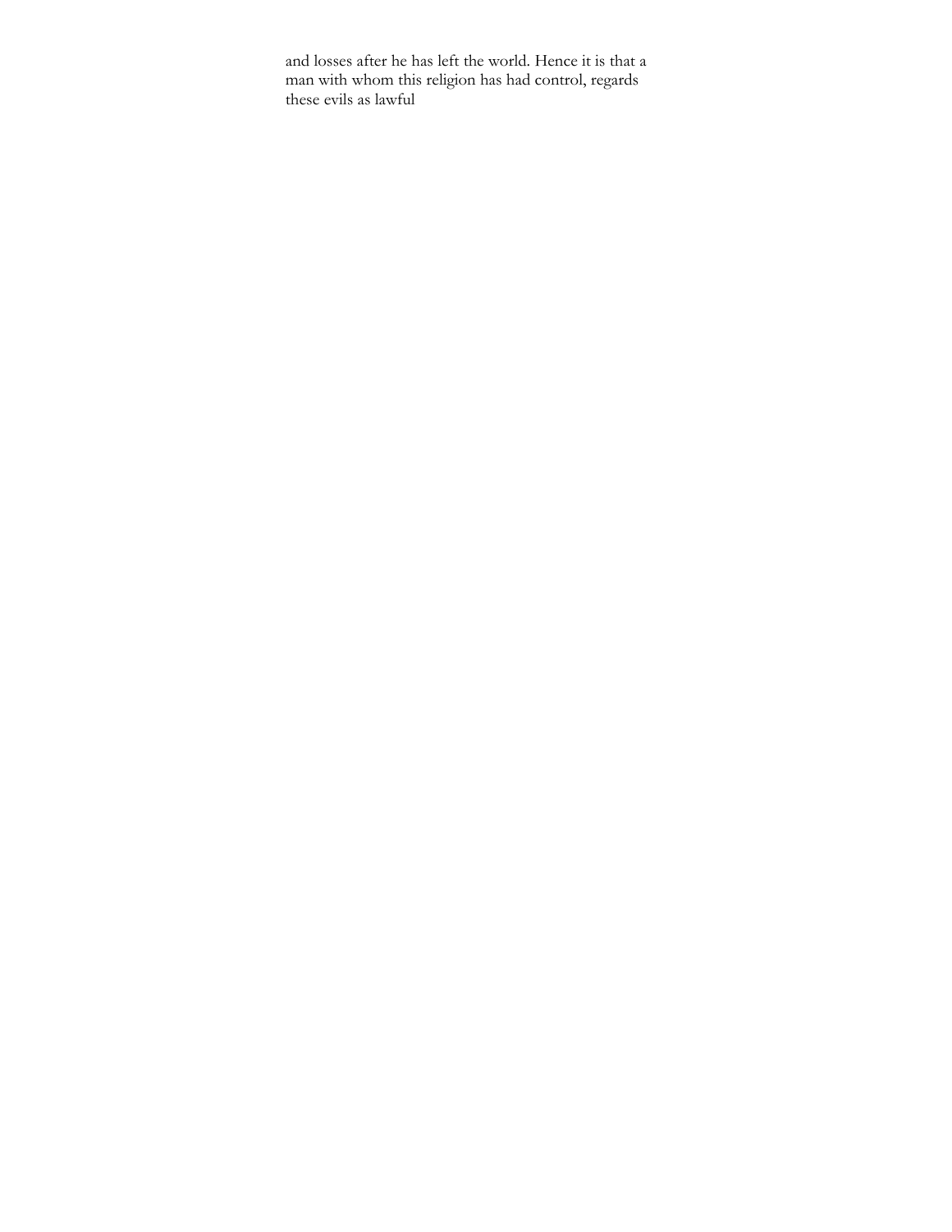and losses after he has left the world. Hence it is that a man with whom this religion has had control, regards these evils as lawful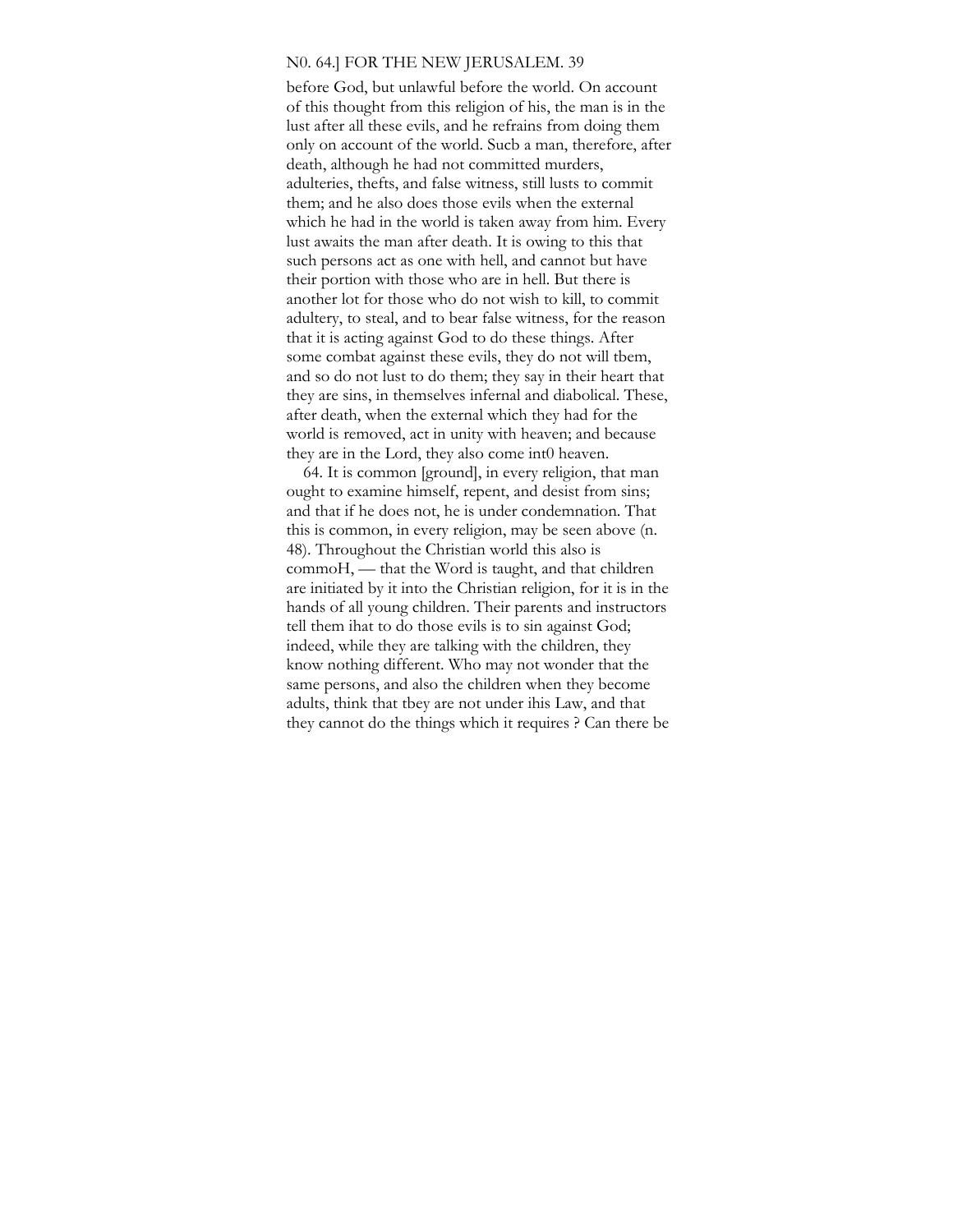before God, but unlawful before the world. On account of this thought from this religion of his, the man is in the lust after all these evils, and he refrains from doing them only on account of the world. Sucb a man, therefore, after death, although he had not committed murders, adulteries, thefts, and false witness, still lusts to commit them; and he also does those evils when the external which he had in the world is taken away from him. Every lust awaits the man after death. It is owing to this that such persons act as one with hell, and cannot but have their portion with those who are in hell. But there is another lot for those who do not wish to kill, to commit adultery, to steal, and to bear false witness, for the reason that it is acting against God to do these things. After some combat against these evils, they do not will tbem, and so do not lust to do them; they say in their heart that they are sins, in themselves infernal and diabolical. These, after death, when the external which they had for the world is removed, act in unity with heaven; and because they are in the Lord, they also come int0 heaven.

64. It is common [ground], in every religion, that man ought to examine himself, repent, and desist from sins; and that if he does not, he is under condemnation. That this is common, in every religion, may be seen above (n. 48). Throughout the Christian world this also is commoH, — that the Word is taught, and that children are initiated by it into the Christian religion, for it is in the hands of all young children. Their parents and instructors tell them ihat to do those evils is to sin against God; indeed, while they are talking with the children, they know nothing different. Who may not wonder that the same persons, and also the children when they become adults, think that tbey are not under ihis Law, and that they cannot do the things which it requires ? Can there be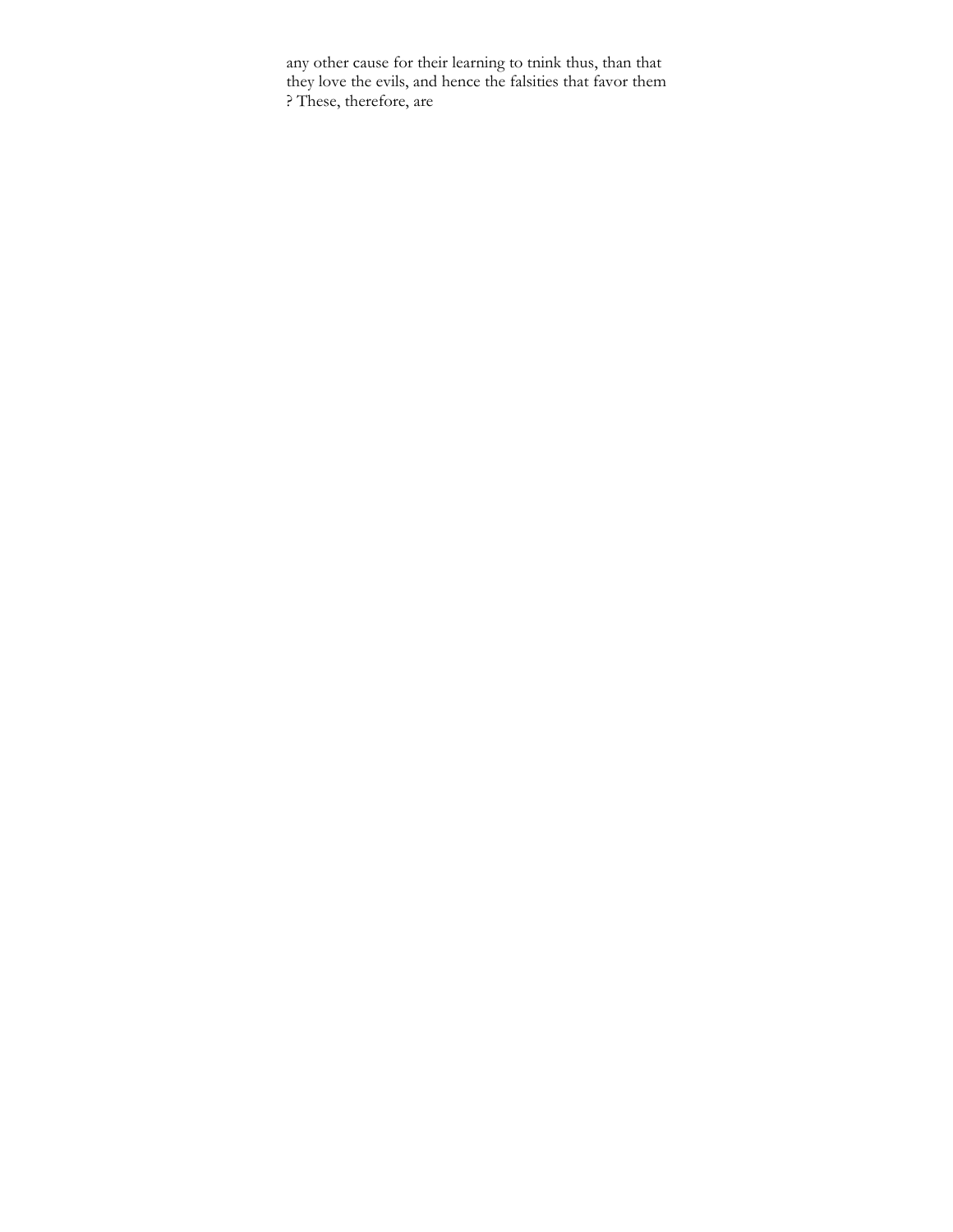any other cause for their learning to tnink thus, than that they love the evils, and hence the falsities that favor them ? These, therefore, are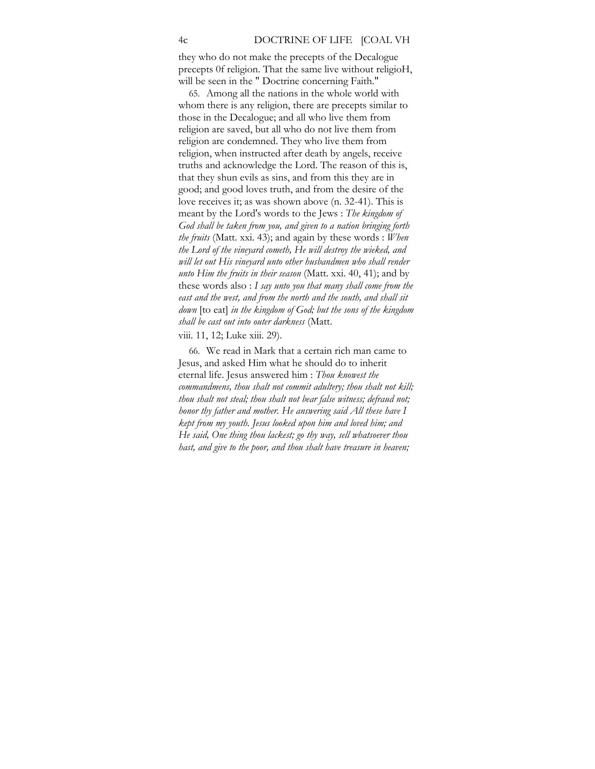they who do not make the precepts of the Decalogue precepts 0f religion. That the same live without religioH, will be seen in the " Doctrine concerning Faith."

65. Among all the nations in the whole world with whom there is any religion, there are precepts similar to those in the Decalogue; and all who live them from religion are saved, but all who do not live them from religion are condemned. They who live them from religion, when instructed after death by angels, receive truths and acknowledge the Lord. The reason of this is, that they shun evils as sins, and from this they are in good; and good loves truth, and from the desire of the love receives it; as was shown above (n. 32-41). This is meant by the Lord's words to the Jews : *The kingdom of God shall be taken from you, and given to a nation bringing forth the fruits* (Matt. xxi. 43); and again by these words : *When the Lord of the vineyard cometh, He will destroy the wieked, and will let out His vineyard unto other husbandmen who shall render unto Him the fruits in their season* (Matt. xxi. 40, 41); and by these words also : *I say unto you that many shall come from the east and the west, and from the north and the south, and shall sit down* [to eat] *in the kingdom of God; but the sons of the kingdom shall be cast out into outer darkness* (Matt. viii. 11, 12; Luke xiii. 29).

66. We read in Mark that a certain rich man came to Jesus, and asked Him what he should do to inherit eternal life. Jesus answered him : *Thou knowest the commandmens, thou shalt not commit adultery; thou shalt not kill; thou shalt not steal; thou shalt not bear false witness; defraud not; honor thy father and mother. He answering said All these have I kept from my youth. Jesus looked upon him and loved him; and He said, One thing thou lackest; go thy way, sell whatsoever thou hast, and give to the poor, and thou shalt have treasure in heaven;*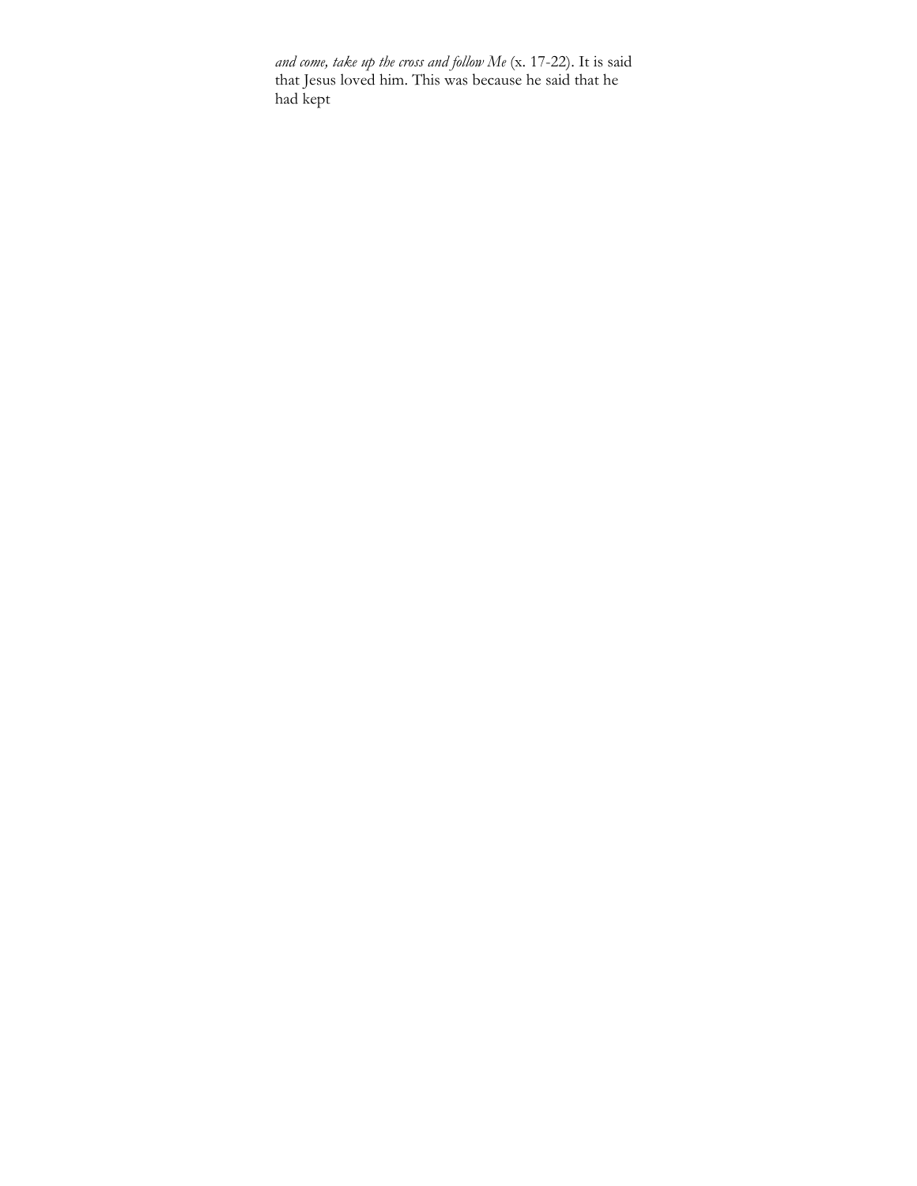*and come, take up the cross and follow Me* (x. 17-22). It is said that Jesus loved him. This was because he said that he had kept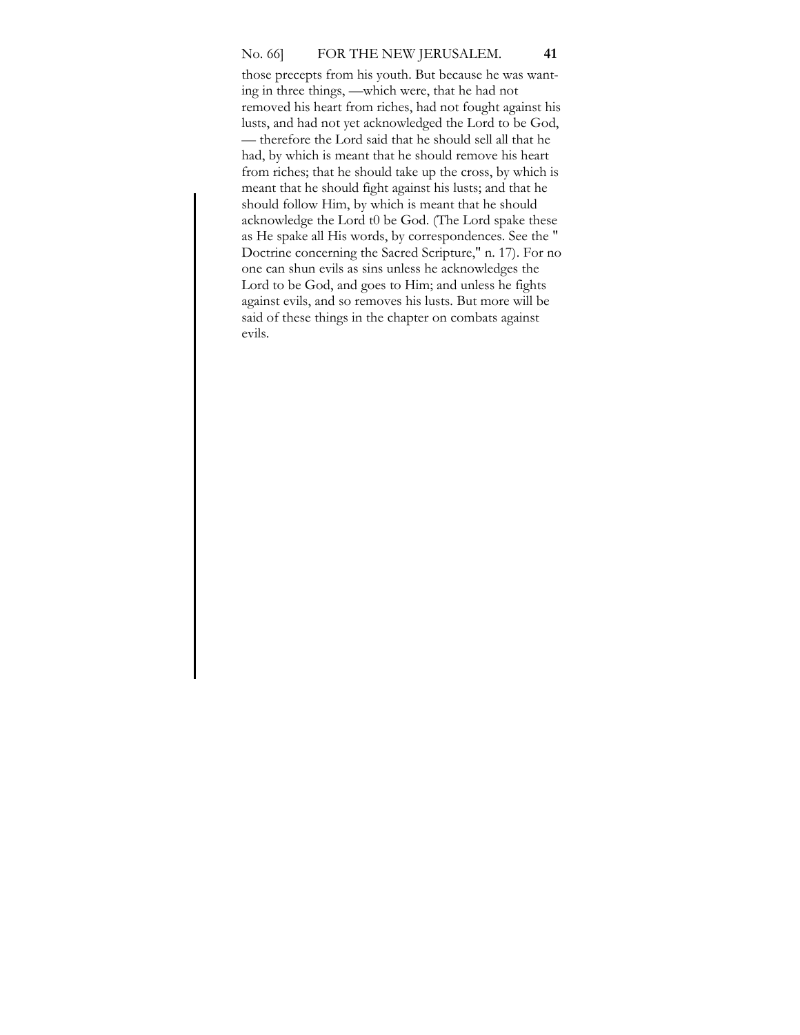those precepts from his youth. But because he was wanting in three things, —which were, that he had not removed his heart from riches, had not fought against his lusts, and had not yet acknowledged the Lord to be God, — therefore the Lord said that he should sell all that he had, by which is meant that he should remove his heart from riches; that he should take up the cross, by which is meant that he should fight against his lusts; and that he should follow Him, by which is meant that he should acknowledge the Lord t0 be God. (The Lord spake these as He spake all His words, by correspondences. See the " Doctrine concerning the Sacred Scripture," n. 17). For no one can shun evils as sins unless he acknowledges the Lord to be God, and goes to Him; and unless he fights against evils, and so removes his lusts. But more will be said of these things in the chapter on combats against evils.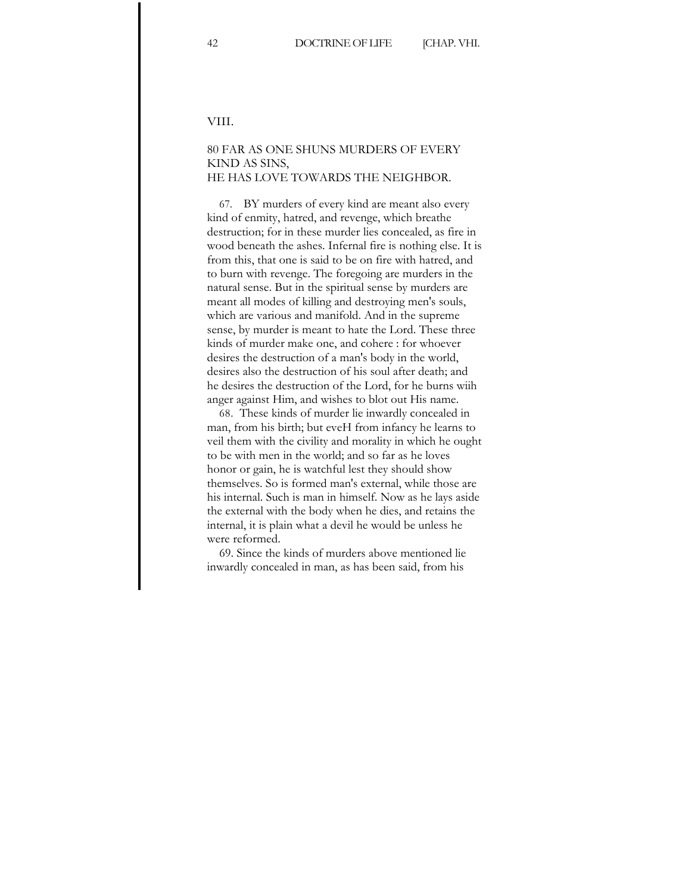## VIII.

### 80 FAR AS ONE SHUNS MURDERS OF EVERY KIND AS SINS, HE HAS LOVE TOWARDS THE NEIGHBOR.

67. BY murders of every kind are meant also every kind of enmity, hatred, and revenge, which breathe destruction; for in these murder lies concealed, as fire in wood beneath the ashes. Infernal fire is nothing else. It is from this, that one is said to be on fire with hatred, and to burn with revenge. The foregoing are murders in the natural sense. But in the spiritual sense by murders are meant all modes of killing and destroying men's souls, which are various and manifold. And in the supreme sense, by murder is meant to hate the Lord. These three kinds of murder make one, and cohere : for whoever desires the destruction of a man's body in the world, desires also the destruction of his soul after death; and he desires the destruction of the Lord, for he burns wiih anger against Him, and wishes to blot out His name.

68. These kinds of murder lie inwardly concealed in man, from his birth; but eveH from infancy he learns to veil them with the civility and morality in which he ought to be with men in the world; and so far as he loves honor or gain, he is watchful lest they should show themselves. So is formed man's external, while those are his internal. Such is man in himself. Now as he lays aside the external with the body when he dies, and retains the internal, it is plain what a devil he would be unless he were reformed.

69. Since the kinds of murders above mentioned lie inwardly concealed in man, as has been said, from his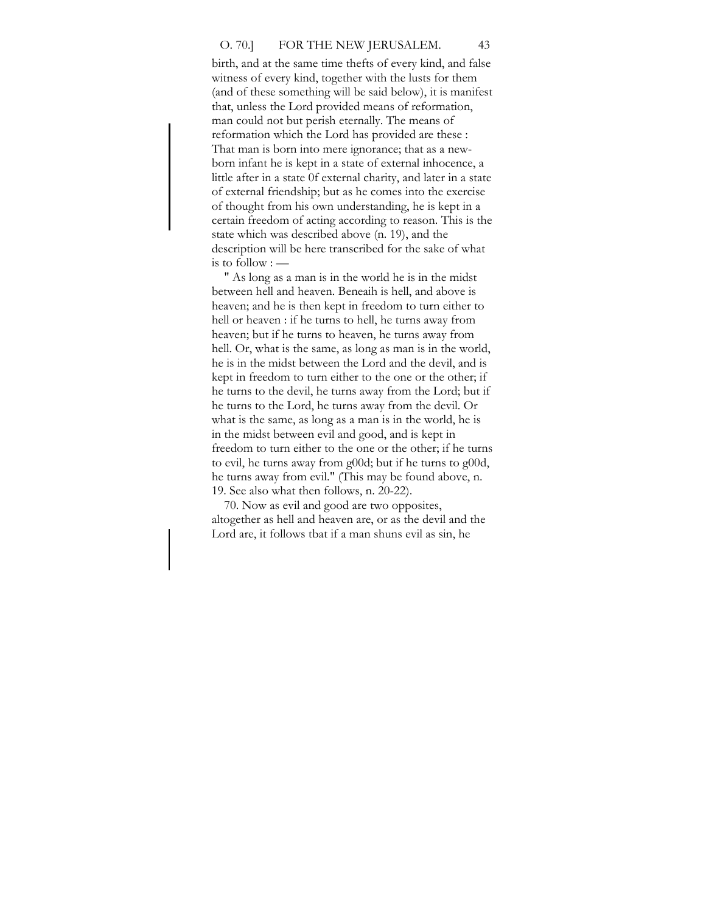birth, and at the same time thefts of every kind, and false witness of every kind, together with the lusts for them (and of these something will be said below), it is manifest that, unless the Lord provided means of reformation, man could not but perish eternally. The means of reformation which the Lord has provided are these : That man is born into mere ignorance; that as a new-born infant he is kept in a state of external inhocence, a little after in a state 0f external charity, and later in a state of external friendship; but as he comes into the exercise of thought from his own understanding, he is kept in a certain freedom of acting according to reason. This is the state which was described above (n. 19), and the description will be here transcribed for the sake of what is to follow : —

" As long as a man is in the world he is in the midst between hell and heaven. Beneaih is hell, and above is heaven; and he is then kept in freedom to turn either to hell or heaven : if he turns to hell, he turns away from heaven; but if he turns to heaven, he turns away from hell. Or, what is the same, as long as man is in the world, he is in the midst between the Lord and the devil, and is kept in freedom to turn either to the one or the other; if he turns to the devil, he turns away from the Lord; but if he turns to the Lord, he turns away from the devil. Or what is the same, as long as a man is in the world, he is in the midst between evil and good, and is kept in freedom to turn either to the one or the other; if he turns to evil, he turns away from g00d; but if he turns to g00d, he turns away from evil." (This may be found above, n. 19. See also what then follows, n. 20-22).

70. Now as evil and good are two opposites, altogether as hell and heaven are, or as the devil and the Lord are, it follows tbat if a man shuns evil as sin, he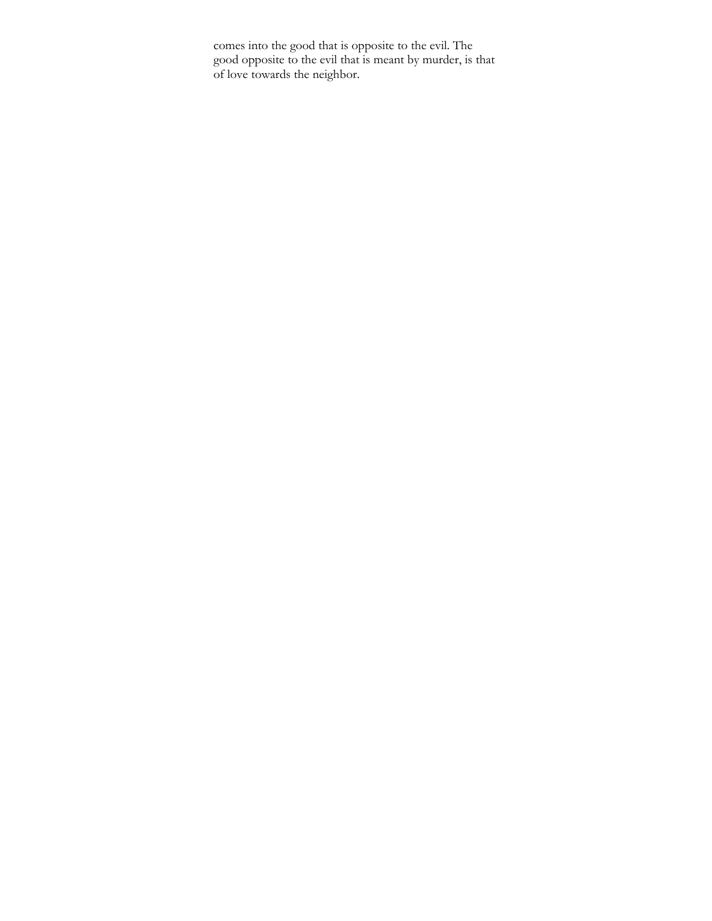comes into the good that is opposite to the evil. The good opposite to the evil that is meant by murder, is that of love towards the neighbor.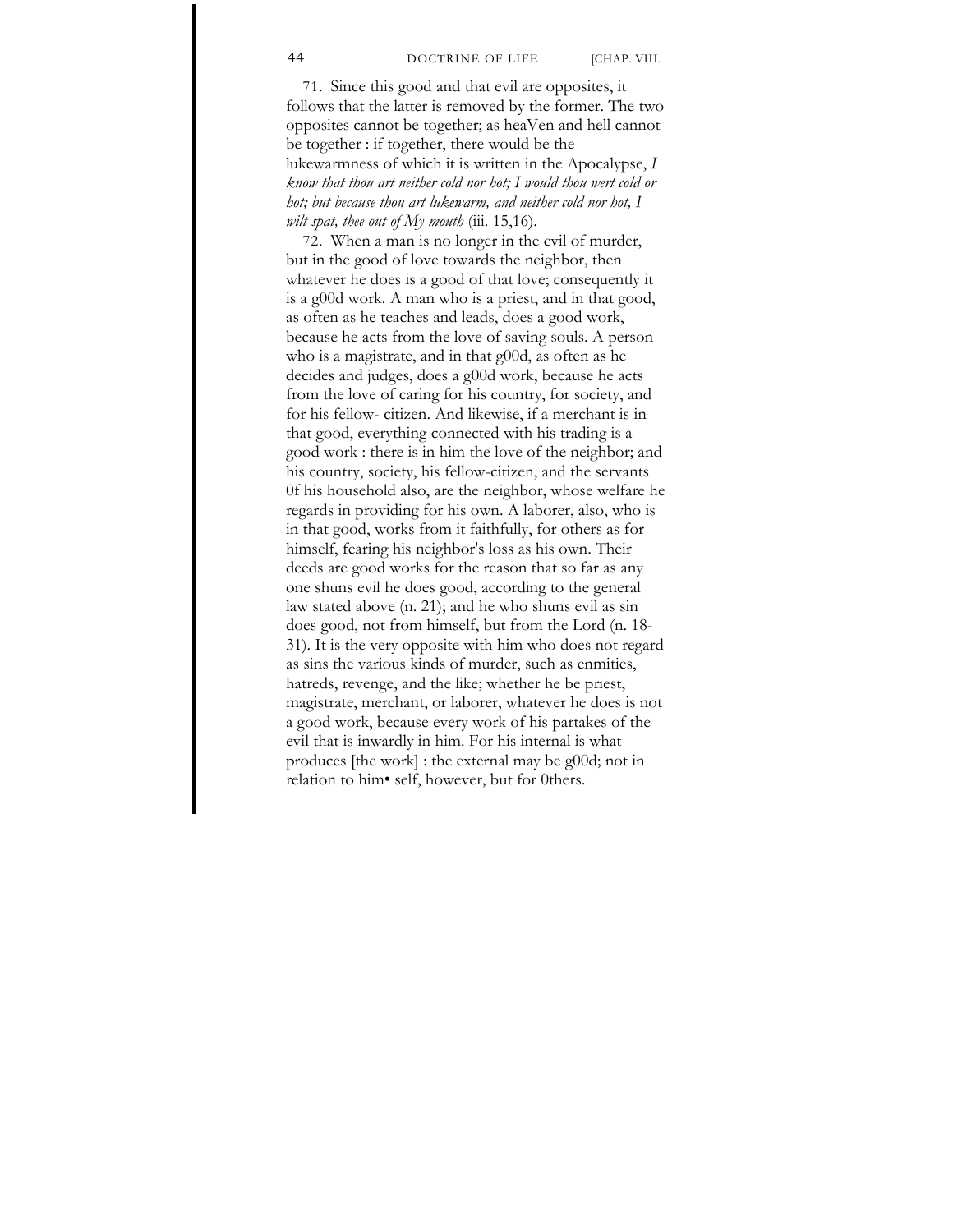71. Since this good and that evil are opposites, it follows that the latter is removed by the former. The two opposites cannot be together; as heaVen and hell cannot be together : if together, there would be the lukewarmness of which it is written in the Apocalypse, *I know that thou art neither cold nor hot; I would thou wert cold or hot; but because thou art lukewarm, and neither cold nor hot, I wilt spat, thee out of My mouth* (iii. 15,16).

72. When a man is no longer in the evil of murder, but in the good of love towards the neighbor, then whatever he does is a good of that love; consequently it is a g00d work. A man who is a priest, and in that good, as often as he teaches and leads, does a good work, because he acts from the love of saving souls. A person who is a magistrate, and in that g00d, as often as he decides and judges, does a g00d work, because he acts from the love of caring for his country, for society, and for his fellow- citizen. And likewise, if a merchant is in that good, everything connected with his trading is a good work : there is in him the love of the neighbor; and his country, society, his fellow-citizen, and the servants 0f his household also, are the neighbor, whose welfare he regards in providing for his own. A laborer, also, who is in that good, works from it faithfully, for others as for himself, fearing his neighbor's loss as his own. Their deeds are good works for the reason that so far as any one shuns evil he does good, according to the general law stated above (n. 21); and he who shuns evil as sin does good, not from himself, but from the Lord (n. 18-31). It is the very opposite with him who does not regard as sins the various kinds of murder, such as enmities, hatreds, revenge, and the like; whether he be priest, magistrate, merchant, or laborer, whatever he does is not a good work, because every work of his partakes of the evil that is inwardly in him. For his internal is what produces [the work] : the external may be g00d; not in relation to him• self, however, but for 0thers.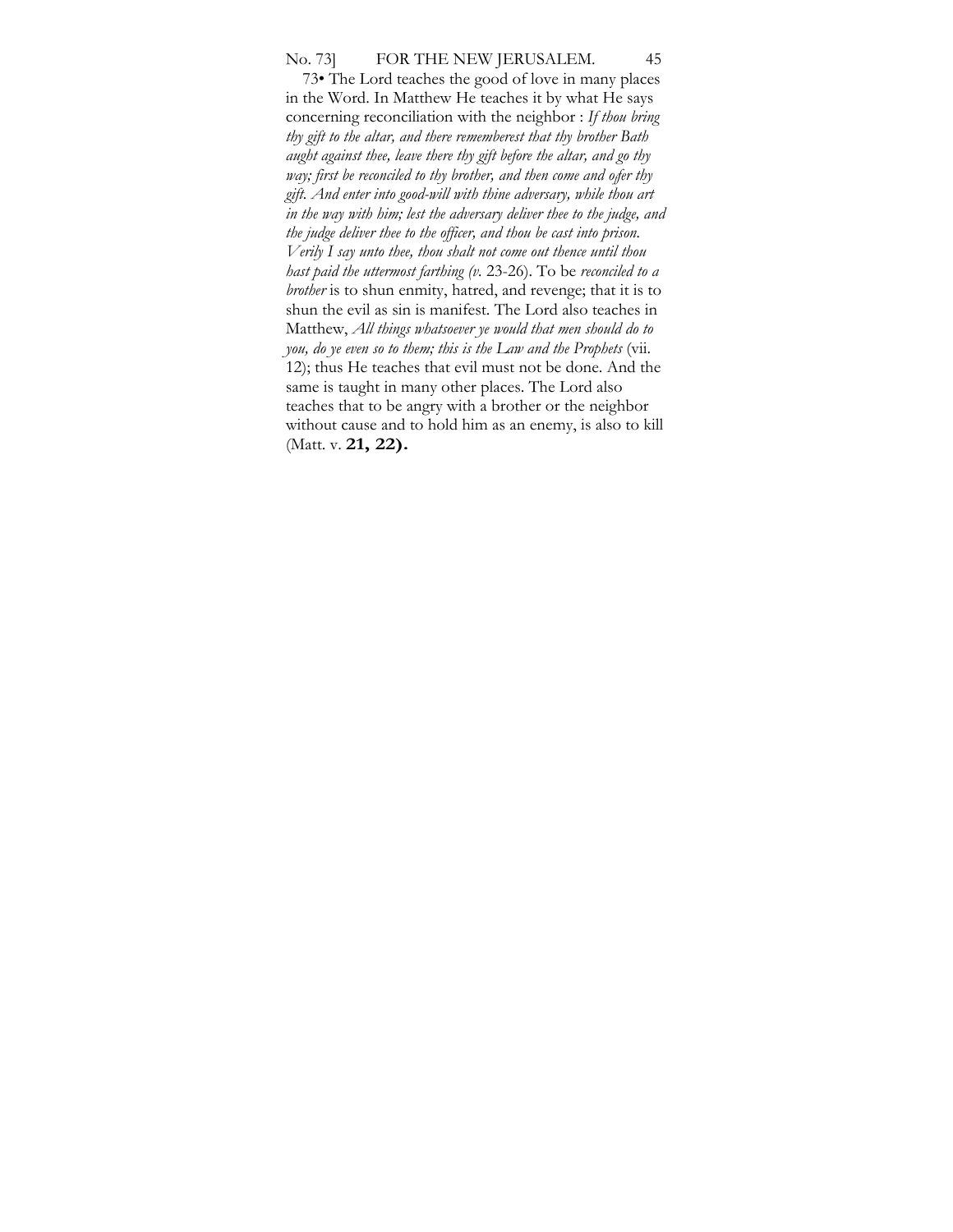73• The Lord teaches the good of love in many places in the Word. In Matthew He teaches it by what He says concerning reconciliation with the neighbor : *If thou bring thy gift to the altar, and there rememberest that thy brother Bath aught against thee, leave there thy gift before the altar, and go thy way; first be reconciled to thy brother, and then come and offer thy gift. And enter into good-will with thine adversary, while thou art in the way with him; lest the adversary deliver thee to the judge, and the judge deliver thee to the officer, and thou be cast into prison. Verily I say unto thee, thou shalt not come out thence until thou hast paid the uttermost farthing (v.* 23-26). To be *reconciled to a brother* is to shun enmity, hatred, and revenge; that it is to shun the evil as sin is manifest. The Lord also teaches in Matthew, *All things whatsoever ye would that men should do to you, do ye even so to them; this is the Law and the Prophets* (vii. 12); thus He teaches that evil must not be done. And the same is taught in many other places. The Lord also teaches that to be angry with a brother or the neighbor without cause and to hold him as an enemy, is also to kill (Matt. v. **21, 22).**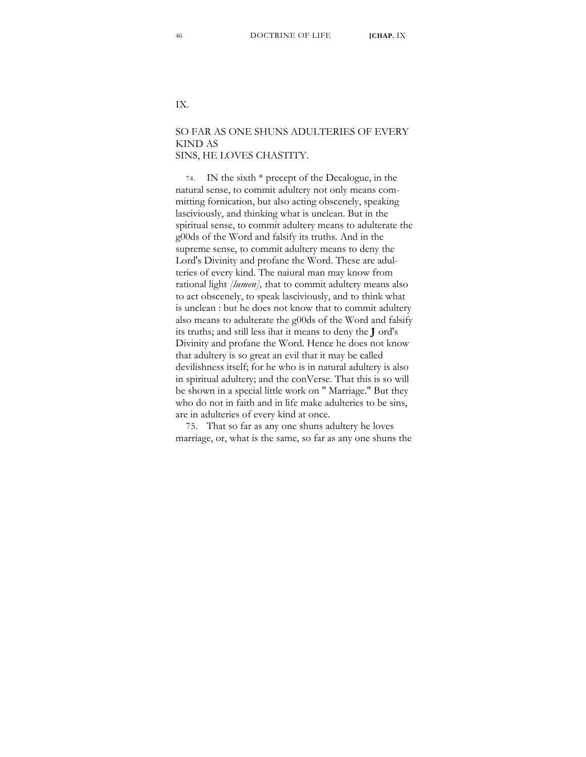# IX.

## SO FAR AS ONE SHUNS ADULTERIES OF EVERY KIND AS SINS, HE LOVES CHASTITY.

74. IN the sixth * precept of the Decalogue, in the natural sense, to commit adultery not only means committing fornication, but also acting obscenely, speaking lasciviously, and thinking what is unclean. But in the spiritual sense, to commit adultery means to adulterate the g00ds of the Word and falsify its truths. And in the supreme sense, to commit adultery means to deny the Lord's Divinity and profane the Word. These are adulteries of every kind. The naiural man may know from rational light *[lumen],* that to commit adultery means also to act obscenely, to speak lasciviously, and to think what is unclean : but he does not know that to commit adultery also means to adulterate the g00ds of the Word and falsify its truths; and still less ihat it means to deny the **J** ord's Divinity and profane the Word. Hence he does not know that adultery is so great an evil that it may be called devilishness itself; for he who is in natural adultery is also in spiritual adultery; and the conVerse. That this is so will be shown in a special little work on " Marriage." But they who do not in faith and in life make adulteries to be sins, are in adulteries of every kind at once.

75. That so far as any one shuns adultery he loves marriage, or, what is the same, so far as any one shuns the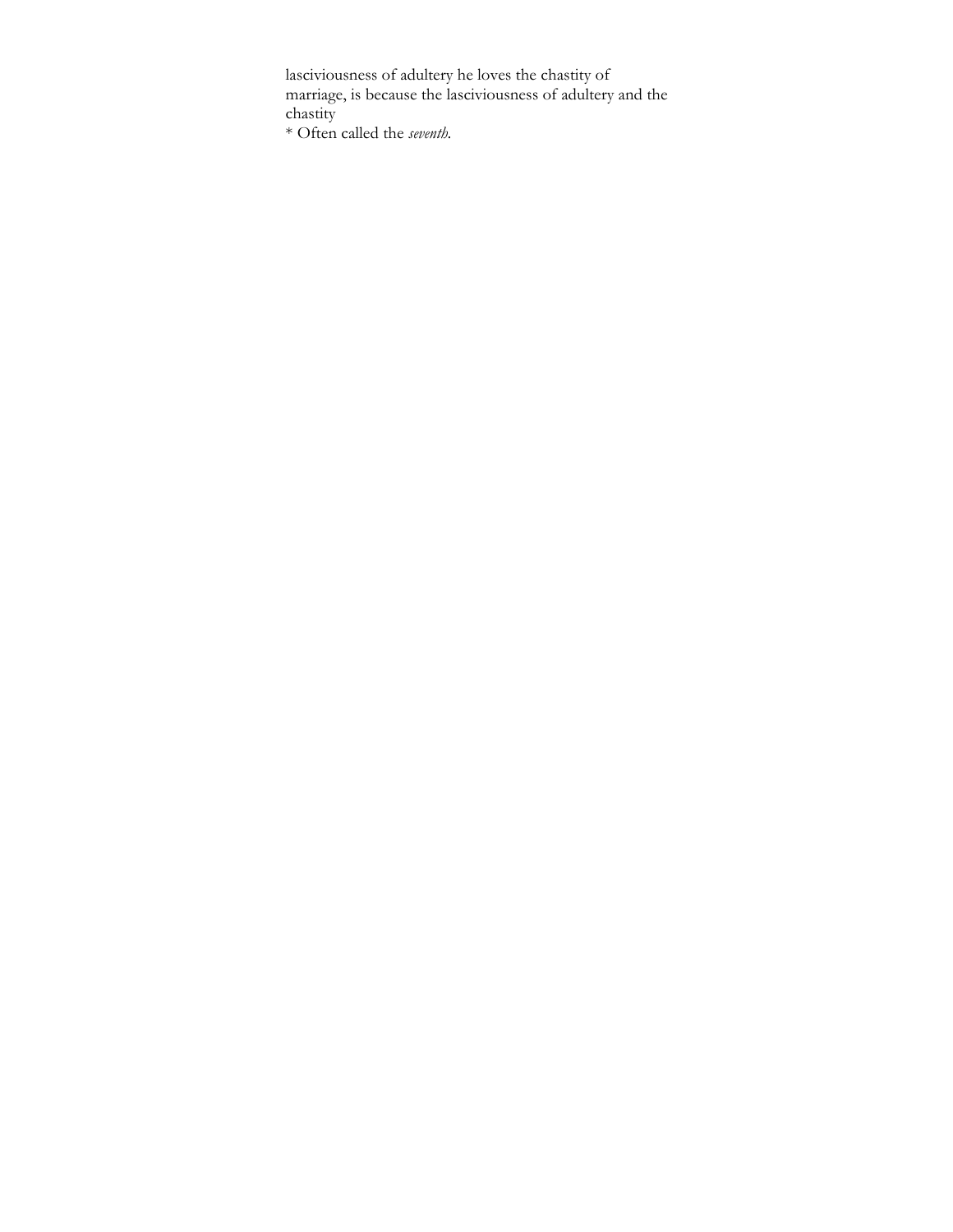lasciviousness of adultery he loves the chastity of marriage, is because the lasciviousness of adultery and the chastity

* Often called the *seventh*.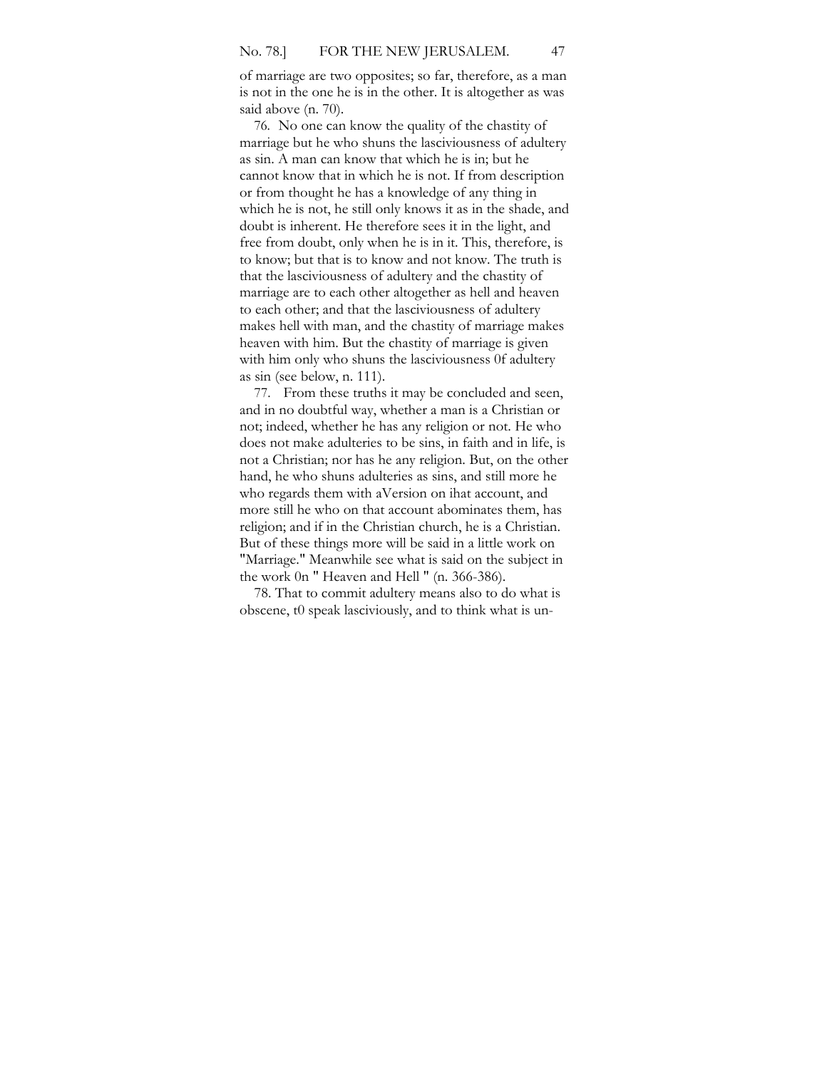of marriage are two opposites; so far, therefore, as a man is not in the one he is in the other. It is altogether as was said above (n. 70).

76. No one can know the quality of the chastity of marriage but he who shuns the lasciviousness of adultery as sin. A man can know that which he is in; but he cannot know that in which he is not. If from description or from thought he has a knowledge of any thing in which he is not, he still only knows it as in the shade, and doubt is inherent. He therefore sees it in the light, and free from doubt, only when he is in it. This, therefore, is to know; but that is to know and not know. The truth is that the lasciviousness of adultery and the chastity of marriage are to each other altogether as hell and heaven to each other; and that the lasciviousness of adultery makes hell with man, and the chastity of marriage makes heaven with him. But the chastity of marriage is given with him only who shuns the lasciviousness 0f adultery as sin (see below, n. 111).

77. From these truths it may be concluded and seen, and in no doubtful way, whether a man is a Christian or not; indeed, whether he has any religion or not. He who does not make adulteries to be sins, in faith and in life, is not a Christian; nor has he any religion. But, on the other hand, he who shuns adulteries as sins, and still more he who regards them with aVersion on ihat account, and more still he who on that account abominates them, has religion; and if in the Christian church, he is a Christian. But of these things more will be said in a little work on "Marriage." Meanwhile see what is said on the subject in the work 0n " Heaven and Hell " (n. 366-386).

78. That to commit adultery means also to do what is obscene, t0 speak lasciviously, and to think what is un-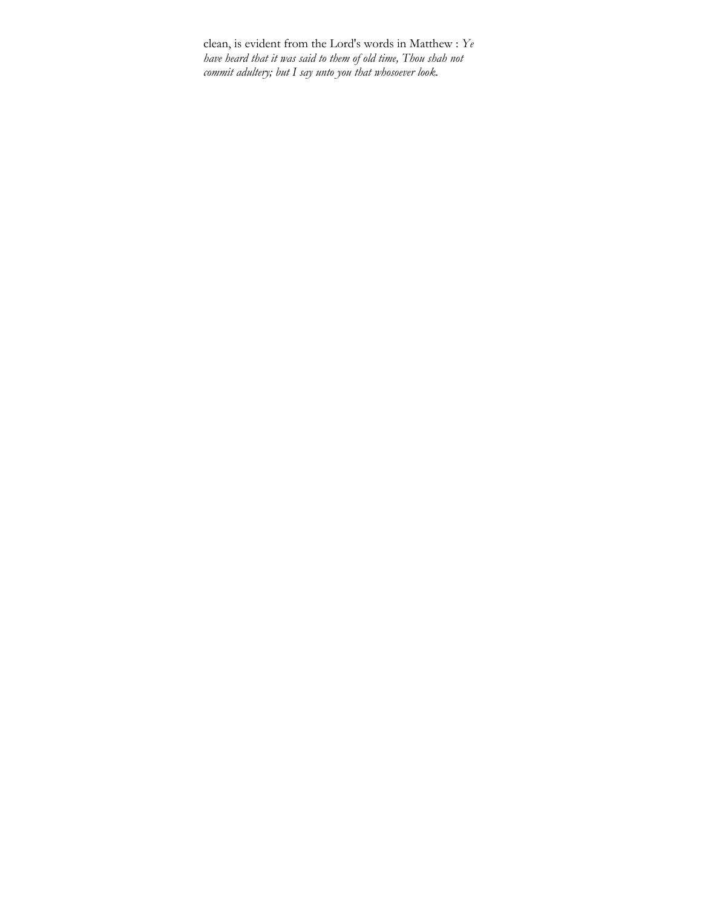clean, is evident from the Lord's words in Matthew : *Ye have heard that it was said to them of old time, Thou shah not commit adultery; but I say unto you that whosoever look.*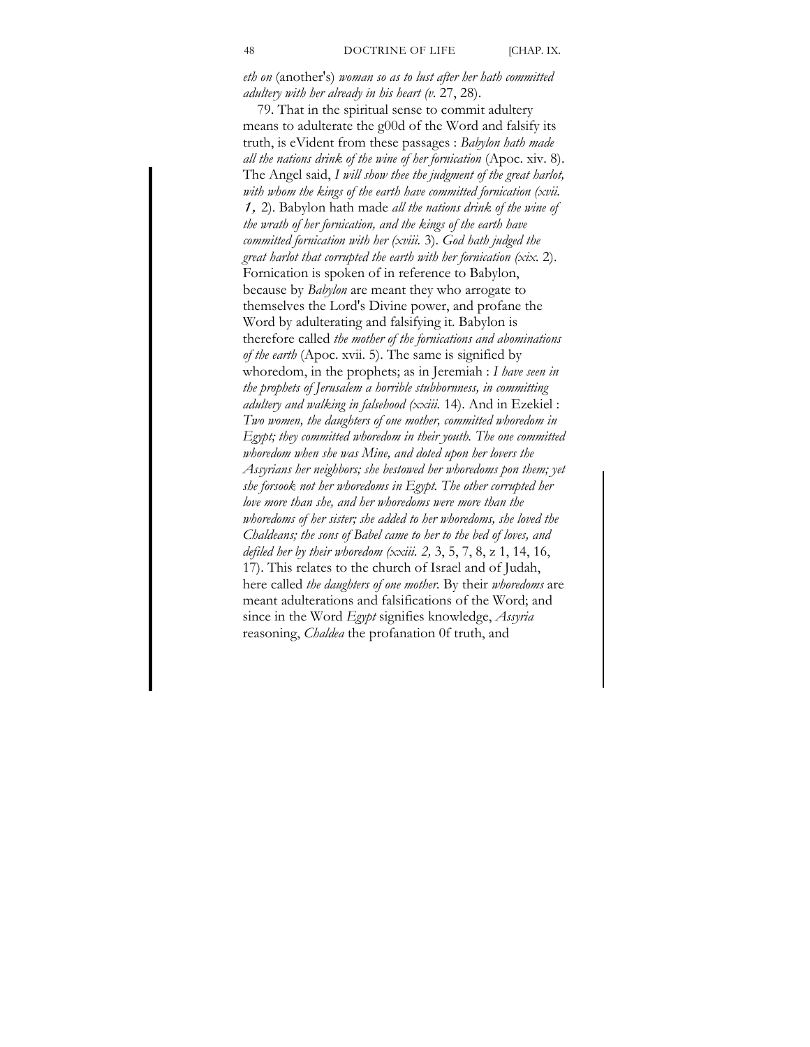*eth on* (another's) *woman so as to lust after her hath committed adultery with her already in his heart (v.* 27, 28).

79. That in the spiritual sense to commit adultery means to adulterate the g00d of the Word and falsify its truth, is eVident from these passages : *Babylon hath made all the nations drink of the wine of her fornication* (Apoc. xiv. 8). The Angel said, *I will show thee the judgment of the great harlot, with whom the kings of the earth have committed fornication (xvii. 1,* 2). Babylon hath made *all the nations drink of the wine of the wrath of her fornication, and the kings of the earth have committed fornication with her (xviii.* 3). *God hath judged the great harlot that corrupted the earth with her fornication (xix.* 2). Fornication is spoken of in reference to Babylon, because by *Babylon* are meant they who arrogate to themselves the Lord's Divine power, and profane the Word by adulterating and falsifying it. Babylon is therefore called *the mother of the fornications and abominations of the earth* (Apoc. xvii. 5). The same is signified by whoredom, in the prophets; as in Jeremiah : *I have seen in the prophets of Jerusalem a horrible stubbornness, in committing adultery and walking in falsehood (xxiii.* 14). And in Ezekiel : *Two women, the daughters of one mother, committed whoredom in Egypt; they committed whoredom in their youth. The one committed whoredom when she was Mine, and doted upon her lovers the Assyrians her neighbors; she bestowed her whoredoms pon them; yet she forsook not her whoredoms in Egypt. The other corrupted her love more than she, and her whoredoms were more than the whoredoms of her sister; she added to her whoredoms, she loved the Chaldeans; the sons of Babel came to her to the bed of loves, and defiled her by their whoredom (xxiii. 2,* 3, 5, 7, 8, z 1, 14, 16, 17). This relates to the church of Israel and of Judah, here called *the daughters of one mother.* By their *whoredoms* are meant adulterations and falsifications of the Word; and since in the Word *Egypt* signifies knowledge, *Assyria* reasoning, *Chaldea* the profanation 0f truth, and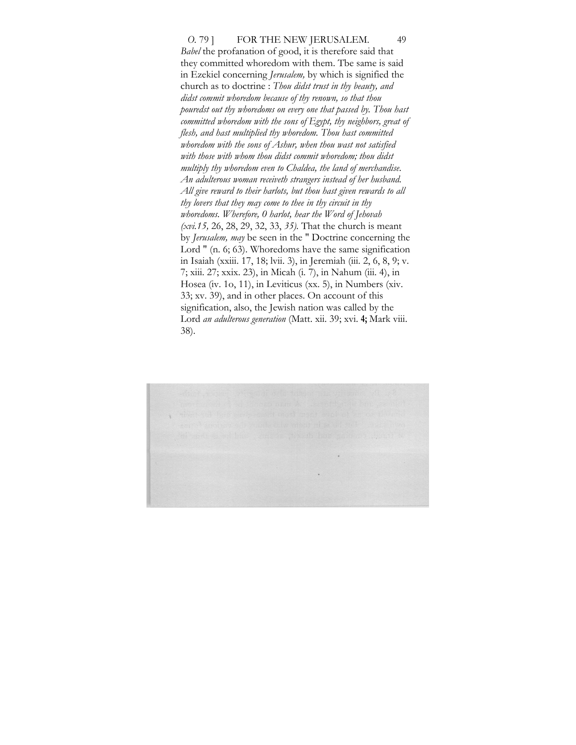*Babel* the profanation of good, it is therefore said that they committed whoredom with them. Tbe same is said in Ezekiel concerning *Jerusalem,* by which is signified the church as to doctrine : *Thou didst trust in thy beauty, and didst commit whoredom because of thy renown, so that thou pouredst out thy whoredoms on every one that passed by. Thou hast committed whoredom with the sons of Egypt, thy neighbors, great of flesh, and hast multiplied thy whoredom. Thou hast committed whoredom with the sons of Ashur, when thou wast not satisfied with those with whom thou didst commit whoredom; thou didst multiply thy whoredom even to Chaldea, the land of merchandise. An adulterous woman receiveth strangers instead of her husband. All give reward to their harlots, but thou hast given rewards to all thy lovers that they may come to thee in thy circuit in thy whoredoms. Wherefore, 0 harlot, hear the Word of Jehovah (xvi.15,* 26, 28, 29, 32, 33, *35).* That the church is meant by *Jerusalem, may* be seen in the " Doctrine concerning the Lord " (n. 6; 63). Whoredoms have the same signification in Isaiah (xxiii. 17, 18; lvii. 3), in Jeremiah (iii. 2, 6, 8, 9; v. 7; xiii. 27; xxix. 23), in Micah (i. 7), in Nahum (iii. 4), in Hosea (iv. 1o, 11), in Leviticus (xx. 5), in Numbers (xiv. 33; xv. 39), and in other places. On account of this signification, also, the Jewish nation was called by the Lord *an adulterous generation* (Matt. xii. 39; xvi. **4;** Mark viii. 38).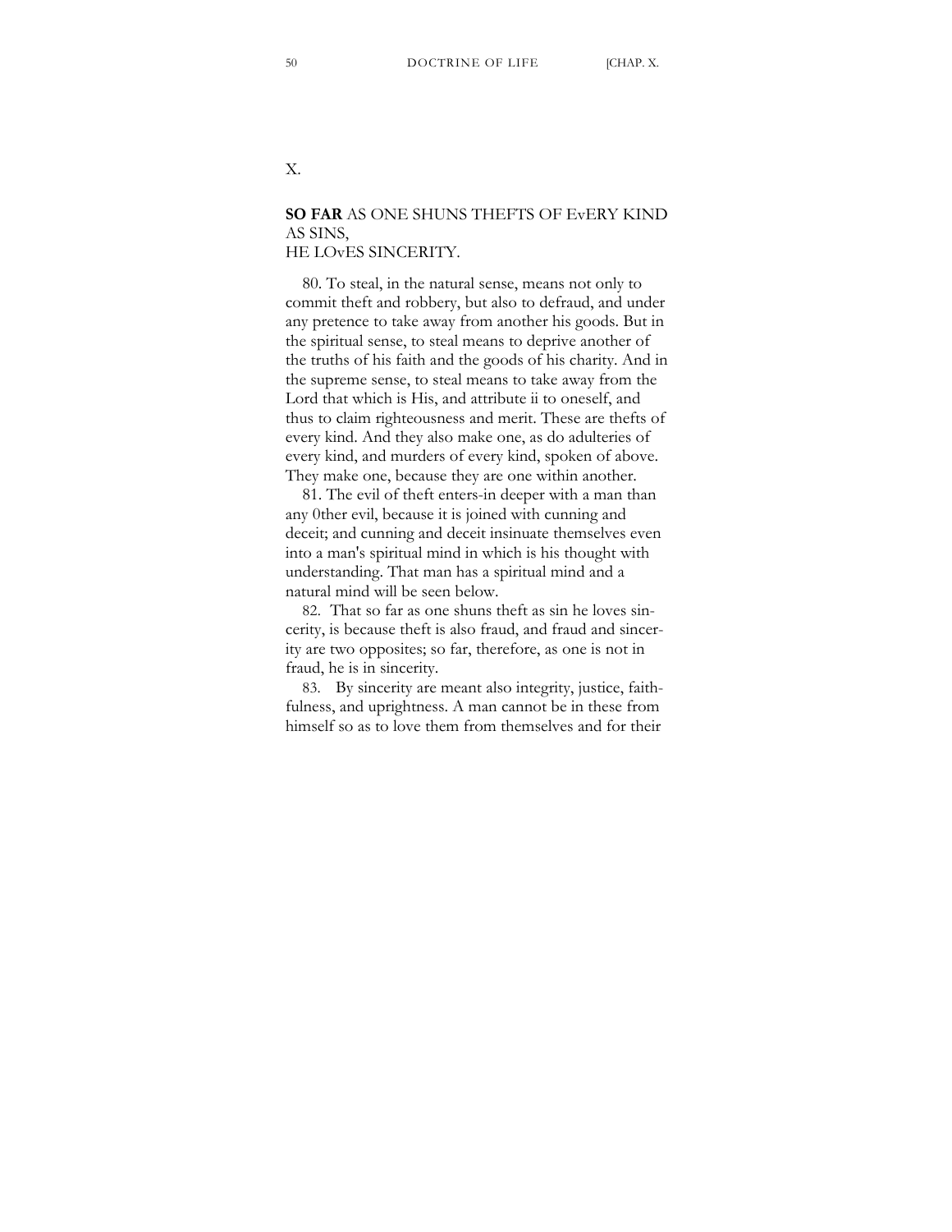X.

## **SO FAR** AS ONE SHUNS THEFTS OF EvERY KIND AS SINS, HE LOvES SINCERITY.

80. To steal, in the natural sense, means not only to commit theft and robbery, but also to defraud, and under any pretence to take away from another his goods. But in the spiritual sense, to steal means to deprive another of the truths of his faith and the goods of his charity. And in the supreme sense, to steal means to take away from the Lord that which is His, and attribute ii to oneself, and thus to claim righteousness and merit. These are thefts of every kind. And they also make one, as do adulteries of every kind, and murders of every kind, spoken of above. They make one, because they are one within another.

81. The evil of theft enters-in deeper with a man than any 0ther evil, because it is joined with cunning and deceit; and cunning and deceit insinuate themselves even into a man's spiritual mind in which is his thought with understanding. That man has a spiritual mind and a natural mind will be seen below.

82. That so far as one shuns theft as sin he loves sincerity, is because theft is also fraud, and fraud and sincerity are two opposites; so far, therefore, as one is not in fraud, he is in sincerity.

83. By sincerity are meant also integrity, justice, faithfulness, and uprightness. A man cannot be in these from himself so as to love them from themselves and for their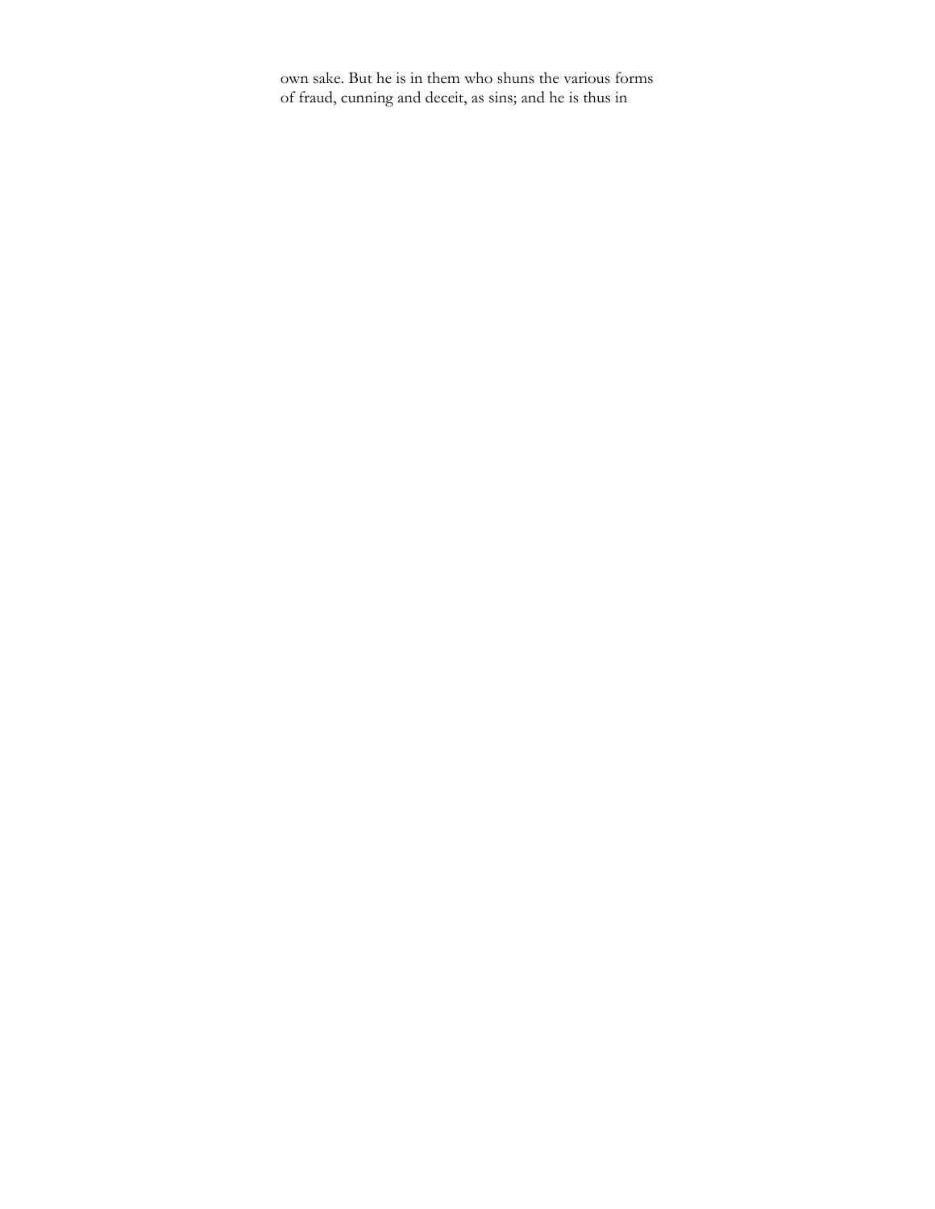own sake. But he is in them who shuns the various forms of fraud, cunning and deceit, as sins; and he is thus in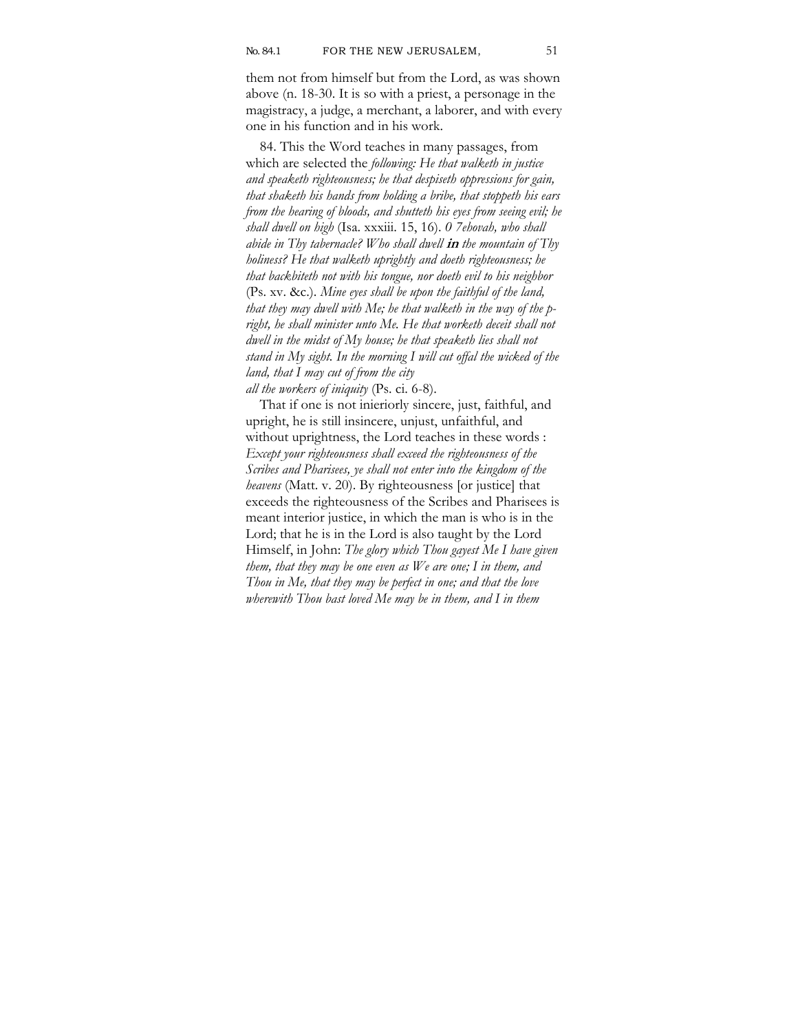them not from himself but from the Lord, as was shown above (n. 18-30. It is so with a priest, a personage in the magistracy, a judge, a merchant, a laborer, and with every one in his function and in his work.

84. This the Word teaches in many passages, from which are selected the *following: He that walketh in justice and speaketh righteousness; he that despiseth oppressions for gain, that shaketh his hands from holding a bribe, that stoppeth his ears from the hearing of bloods, and shutteth his eyes from seeing evil; he shall dwell on high* (Isa. xxxiii. 15, 16). *0 7ehovah, who shall abide in Thy tabernacle? Who shall dwell* ***in*** *the mountain of Thy holiness? He that walketh uprightly and doeth righteousness; he that backbiteth not with his tongue, nor doeth evil to his neighbor* (Ps. xv. &c.). *Mine eyes shall be upon the faithful of the land, that they may dwell with Me; he that walketh in the way of the p-right, he shall minister unto Me. He that worketh deceit shall not dwell in the midst of My house; he that speaketh lies shall not stand in My sight. In the morning I will cut offal the wicked of the land, that I may cut of from the city all the workers of iniquity* (Ps. ci. 6-8).

That if one is not inieriorly sincere, just, faithful, and upright, he is still insincere, unjust, unfaithful, and without uprightness, the Lord teaches in these words : *Except your righteousness shall exceed the righteousness of the Scribes and Pharisees, ye shall not enter into the kingdom of the heavens* (Matt. v. 20). By righteousness [or justice] that exceeds the righteousness of the Scribes and Pharisees is meant interior justice, in which the man is who is in the Lord; that he is in the Lord is also taught by the Lord Himself, in John: *The glory which Thou gayest Me I have given them, that they may be one even as We are one; I in them, and Thou in Me, that they may be perfect in one; and that the love wherewith Thou bast loved Me may be in them, and I in them*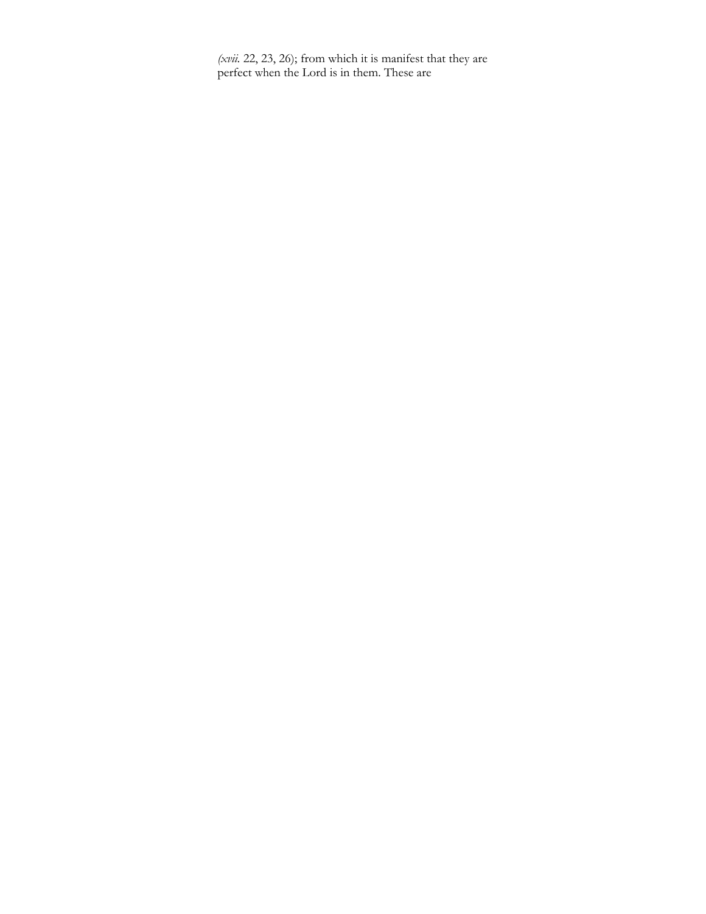*(xvii.* 22, 23, 26); from which it is manifest that they are perfect when the Lord is in them. These are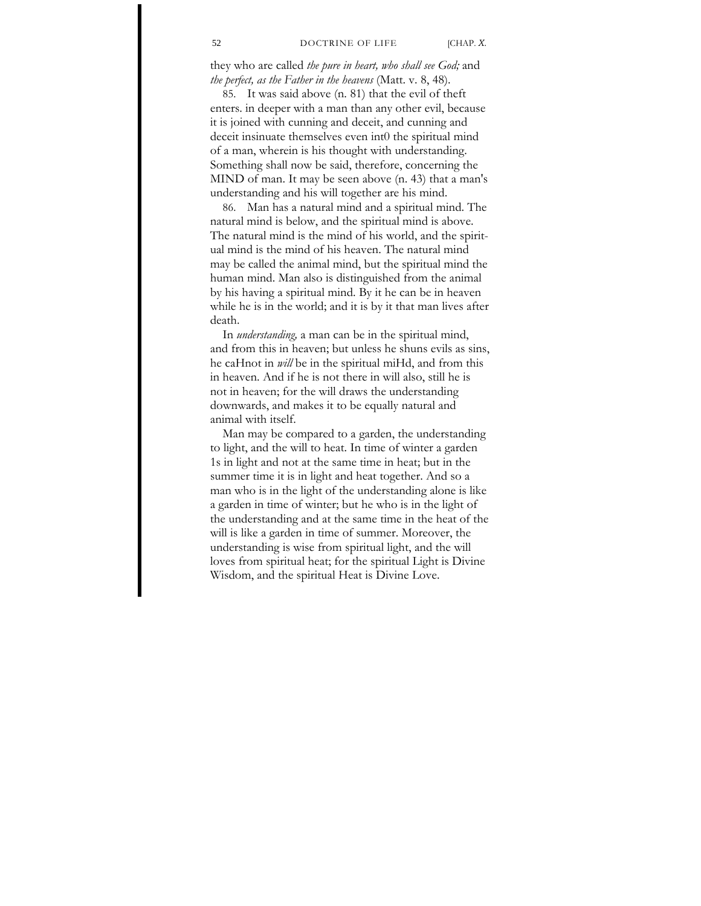they who are called *the pure in heart, who shall see God;* and *the perfect, as the Father in the heavens* (Matt. v. 8, 48).

85. It was said above (n. 81) that the evil of theft enters. in deeper with a man than any other evil, because it is joined with cunning and deceit, and cunning and deceit insinuate themselves even int0 the spiritual mind of a man, wherein is his thought with understanding. Something shall now be said, therefore, concerning the MIND of man. It may be seen above (n. 43) that a man's understanding and his will together are his mind.

86. Man has a natural mind and a spiritual mind. The natural mind is below, and the spiritual mind is above. The natural mind is the mind of his world, and the spiritual mind is the mind of his heaven. The natural mind may be called the animal mind, but the spiritual mind the human mind. Man also is distinguished from the animal by his having a spiritual mind. By it he can be in heaven while he is in the world; and it is by it that man lives after death.

In *understanding,* a man can be in the spiritual mind, and from this in heaven; but unless he shuns evils as sins, he caHnot in *will* be in the spiritual miHd, and from this in heaven. And if he is not there in will also, still he is not in heaven; for the will draws the understanding downwards, and makes it to be equally natural and animal with itself.

Man may be compared to a garden, the understanding to light, and the will to heat. In time of winter a garden 1s in light and not at the same time in heat; but in the summer time it is in light and heat together. And so a man who is in the light of the understanding alone is like a garden in time of winter; but he who is in the light of the understanding and at the same time in the heat of the will is like a garden in time of summer. Moreover, the understanding is wise from spiritual light, and the will loves from spiritual heat; for the spiritual Light is Divine Wisdom, and the spiritual Heat is Divine Love.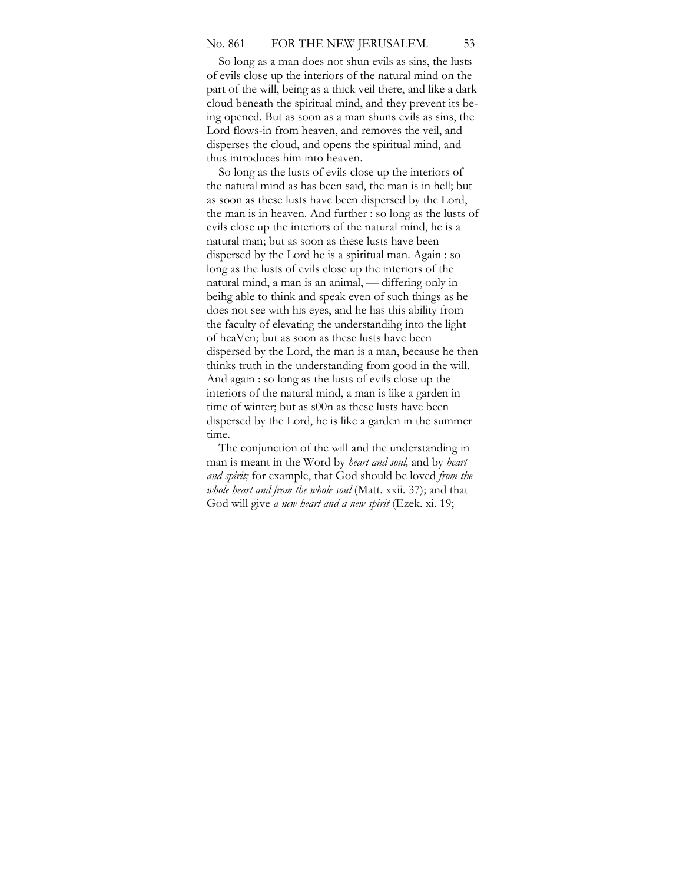So long as a man does not shun evils as sins, the lusts of evils close up the interiors of the natural mind on the part of the will, being as a thick veil there, and like a dark cloud beneath the spiritual mind, and they prevent its being opened. But as soon as a man shuns evils as sins, the Lord flows-in from heaven, and removes the veil, and disperses the cloud, and opens the spiritual mind, and thus introduces him into heaven.

So long as the lusts of evils close up the interiors of the natural mind as has been said, the man is in hell; but as soon as these lusts have been dispersed by the Lord, the man is in heaven. And further : so long as the lusts of evils close up the interiors of the natural mind, he is a natural man; but as soon as these lusts have been dispersed by the Lord he is a spiritual man. Again : so long as the lusts of evils close up the interiors of the natural mind, a man is an animal, — differing only in beihg able to think and speak even of such things as he does not see with his eyes, and he has this ability from the faculty of elevating the understandihg into the light of heaVen; but as soon as these lusts have been dispersed by the Lord, the man is a man, because he then thinks truth in the understanding from good in the will. And again : so long as the lusts of evils close up the interiors of the natural mind, a man is like a garden in time of winter; but as s00n as these lusts have been dispersed by the Lord, he is like a garden in the summer time.

The conjunction of the will and the understanding in man is meant in the Word by *heart and soul,* and by *heart and spirit;* for example, that God should be loved *from the whole heart and from the whole soul* (Matt. xxii. 37); and that God will give *a new heart and a new spirit* (Ezek. xi. 19;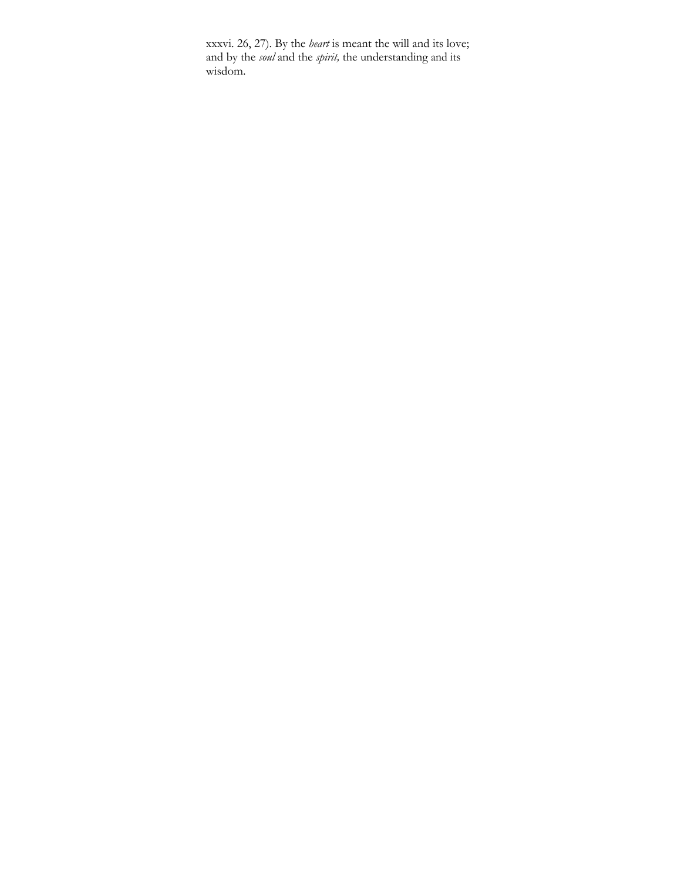xxxvi. 26, 27). By the *heart* is meant the will and its love; and by the *soul* and the *spirit,* the understanding and its wisdom.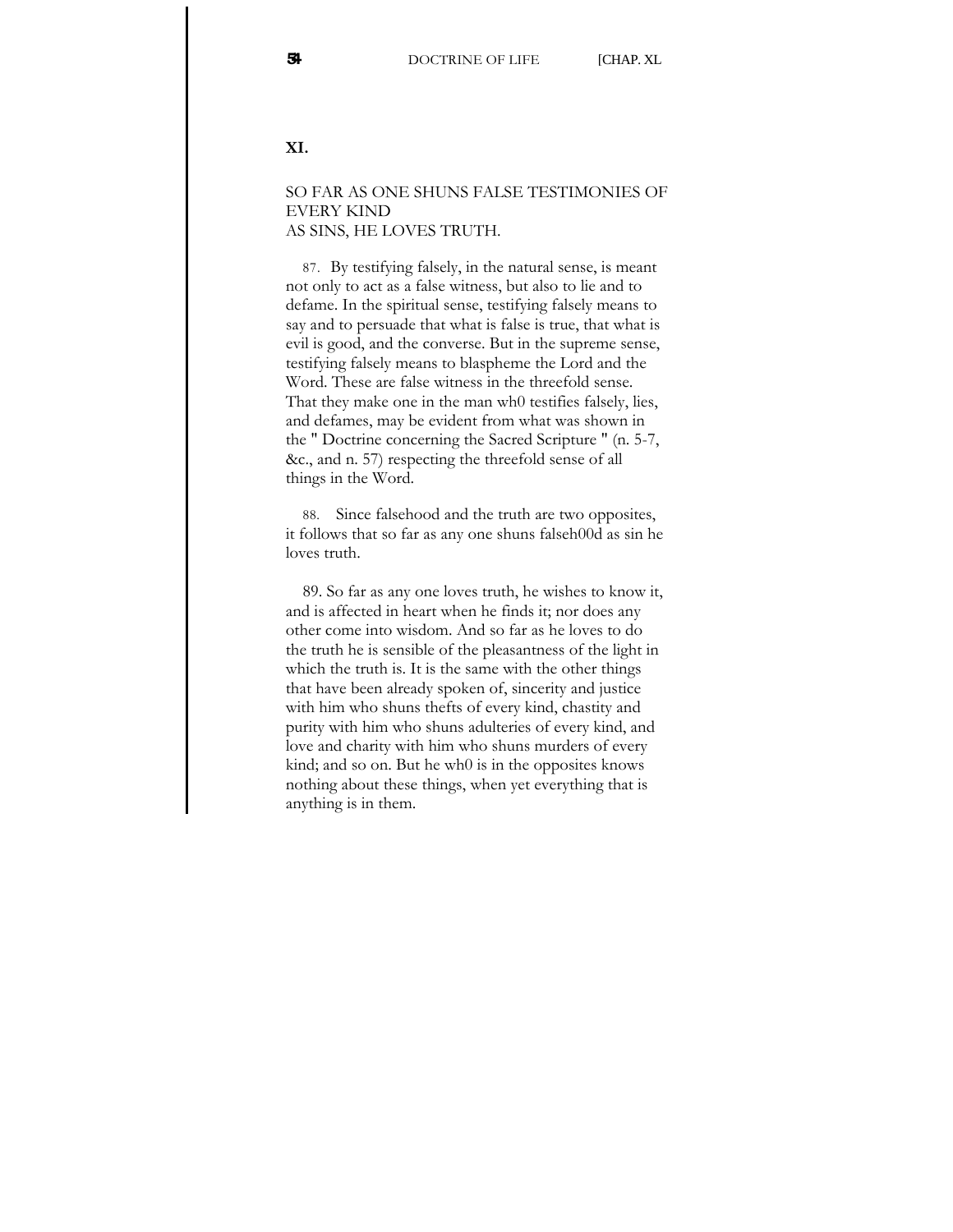## XI.

### SO FAR AS ONE SHUNS FALSE TESTIMONIES OF EVERY KIND AS SINS, HE LOVES TRUTH.

87. By testifying falsely, in the natural sense, is meant not only to act as a false witness, but also to lie and to defame. In the spiritual sense, testifying falsely means to say and to persuade that what is false is true, that what is evil is good, and the converse. But in the supreme sense, testifying falsely means to blaspheme the Lord and the Word. These are false witness in the threefold sense. That they make one in the man wh0 testifies falsely, lies, and defames, may be evident from what was shown in the " Doctrine concerning the Sacred Scripture " (n. 5-7, &c., and n. 57) respecting the threefold sense of all things in the Word.

88. Since falsehood and the truth are two opposites, it follows that so far as any one shuns falseh00d as sin he loves truth.

89. So far as any one loves truth, he wishes to know it, and is affected in heart when he finds it; nor does any other come into wisdom. And so far as he loves to do the truth he is sensible of the pleasantness of the light in which the truth is. It is the same with the other things that have been already spoken of, sincerity and justice with him who shuns thefts of every kind, chastity and purity with him who shuns adulteries of every kind, and love and charity with him who shuns murders of every kind; and so on. But he wh0 is in the opposites knows nothing about these things, when yet everything that is anything is in them.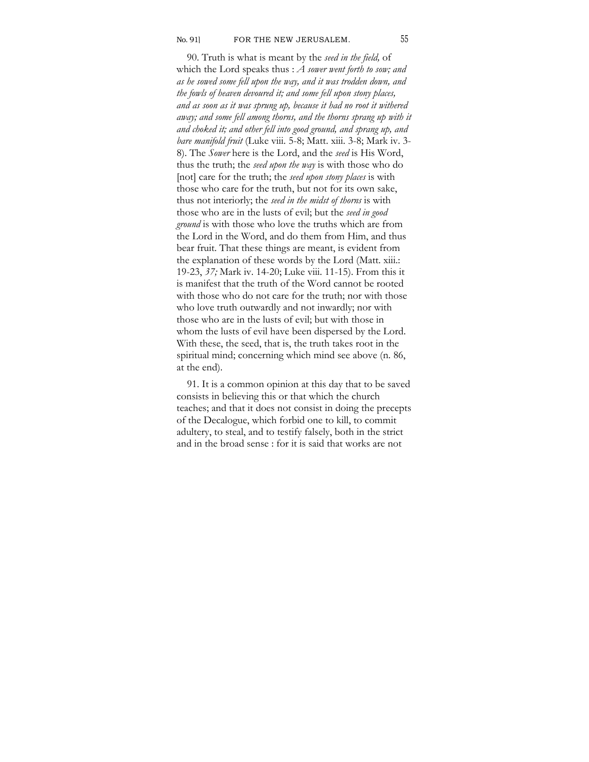90. Truth is what is meant by the *seed in the field,* of which the Lord speaks thus : *A sower went forth to sow; and as he sowed some fell upon the way, and it was trodden down, and the fowls of heaven devoured it; and some fell upon stony places, and as soon as it was sprung up, because it had no root it withered away; and some fell among thorns, and the thorns sprang up with it and choked it; and other fell into good ground, and sprang up, and bare manifold fruit* (Luke viii. 5-8; Matt. xiii. 3-8; Mark iv. 3-8). The *Sower* here is the Lord, and the *seed* is His Word, thus the truth; the *seed upon the way* is with those who do [not] care for the truth; the *seed upon stony places* is with those who care for the truth, but not for its own sake, thus not interiorly; the *seed in the midst of thorns* is with those who are in the lusts of evil; but the *seed in good ground* is with those who love the truths which are from the Lord in the Word, and do them from Him, and thus bear fruit. That these things are meant, is evident from the explanation of these words by the Lord (Matt. xiii.: 19-23, *37;* Mark iv. 14-20; Luke viii. 11-15). From this it is manifest that the truth of the Word cannot be rooted with those who do not care for the truth; nor with those who love truth outwardly and not inwardly; nor with those who are in the lusts of evil; but with those in whom the lusts of evil have been dispersed by the Lord. With these, the seed, that is, the truth takes root in the spiritual mind; concerning which mind see above (n. 86, at the end).

91. It is a common opinion at this day that to be saved consists in believing this or that which the church teaches; and that it does not consist in doing the precepts of the Decalogue, which forbid one to kill, to commit adultery, to steal, and to testify falsely, both in the strict and in the broad sense : for it is said that works are not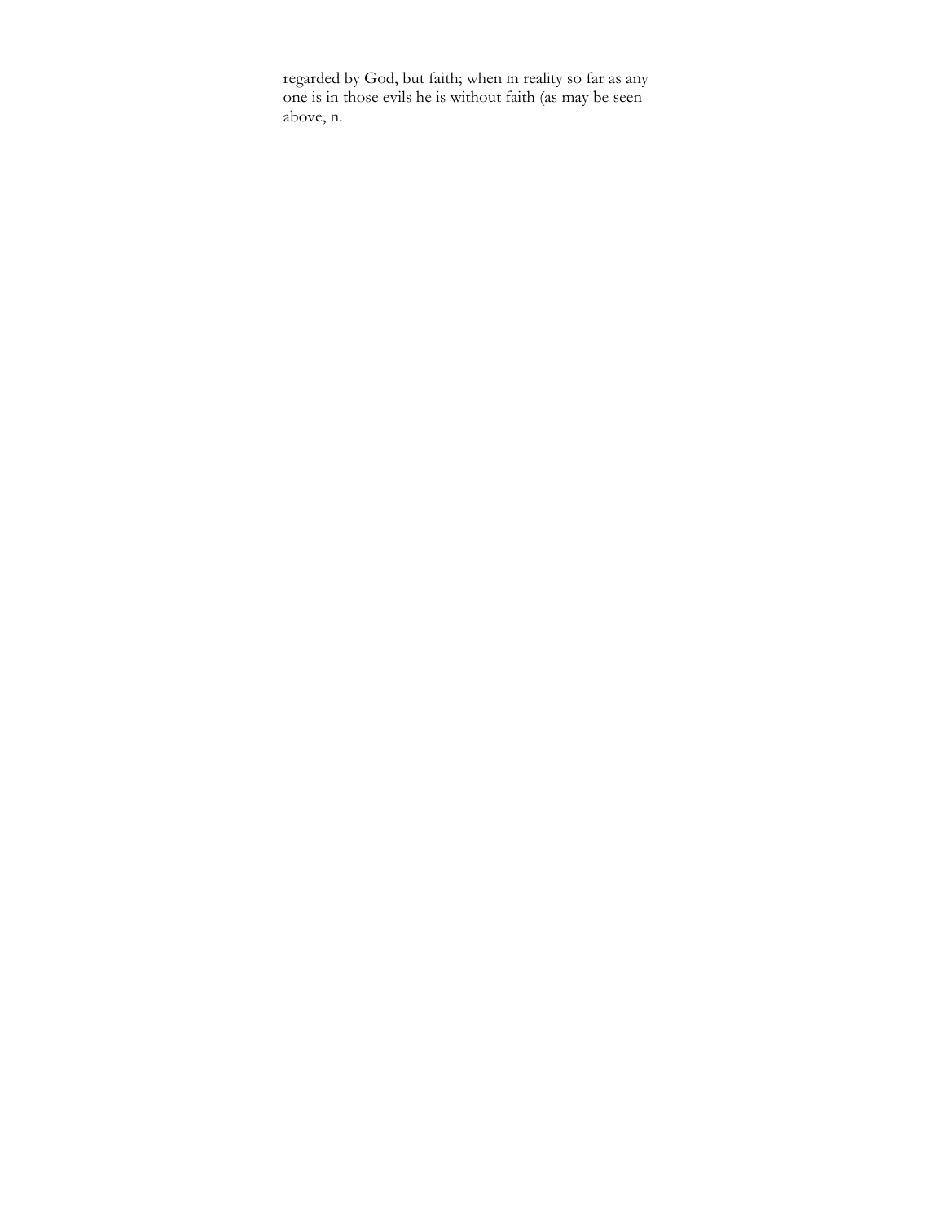regarded by God, but faith; when in reality so far as any one is in those evils he is without faith (as may be seen above, n.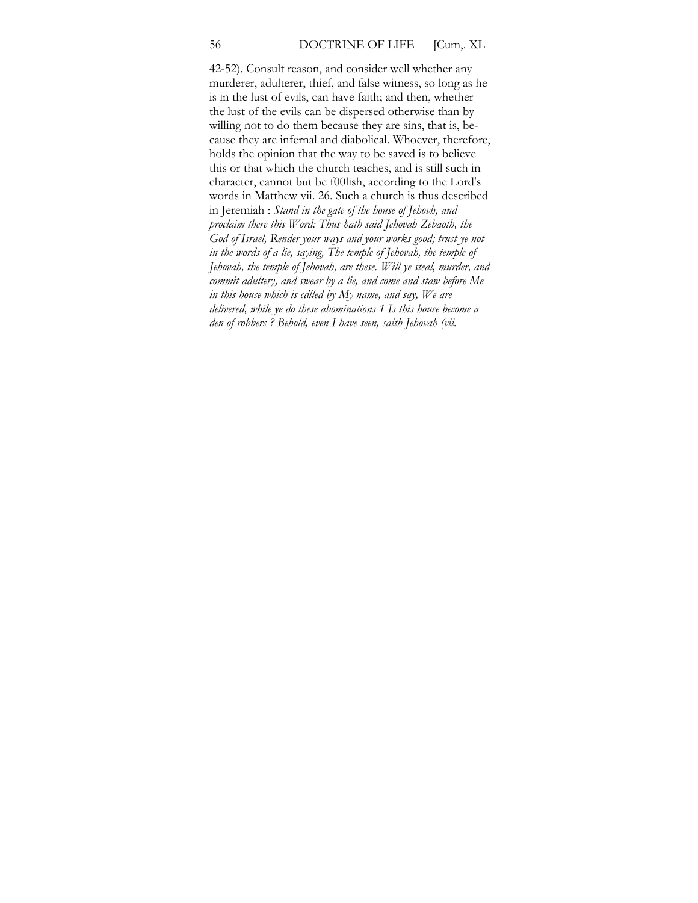42-52). Consult reason, and consider well whether any murderer, adulterer, thief, and false witness, so long as he is in the lust of evils, can have faith; and then, whether the lust of the evils can be dispersed otherwise than by willing not to do them because they are sins, that is, because they are infernal and diabolical. Whoever, therefore, holds the opinion that the way to be saved is to believe this or that which the church teaches, and is still such in character, cannot but be f00lish, according to the Lord's words in Matthew vii. 26. Such a church is thus described in Jeremiah : *Stand in the gate of the house of Jehovh, and proclaim there this Word: Thus hath said Jehovah Zebaoth, the God of Israel, Render your ways and your works good; trust ye not in the words of a lie, saying, The temple of Jehovah, the temple of Jehovah, the temple of Jehovah, are these. Will ye steal, murder, and commit adultery, and swear by a lie, and come and staw before Me in this house which is cdlled by My name, and say, We are delivered, while ye do these abominations 1 Is this house become a den of robbers ? Behold, even I have seen, saith Jehovah (vii.*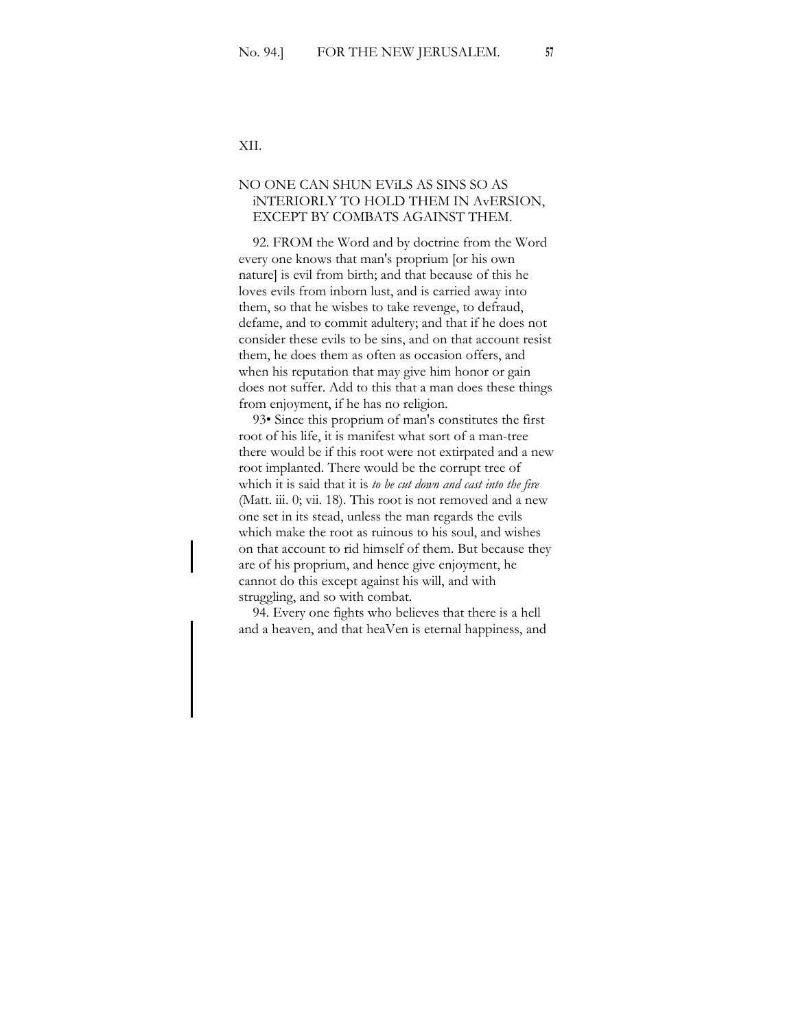## XII.

### NO ONE CAN SHUN EViLS AS SINS SO AS iNTERIORLY TO HOLD THEM IN AvERSION, EXCEPT BY COMBATS AGAINST THEM.

92. FROM the Word and by doctrine from the Word every one knows that man's proprium [or his own nature] is evil from birth; and that because of this he loves evils from inborn lust, and is carried away into them, so that he wisbes to take revenge, to defraud, defame, and to commit adultery; and that if he does not consider these evils to be sins, and on that account resist them, he does them as often as occasion offers, and when his reputation that may give him honor or gain does not suffer. Add to this that a man does these things from enjoyment, if he has no religion.

93• Since this proprium of man's constitutes the first root of his life, it is manifest what sort of a man-tree there would be if this root were not extirpated and a new root implanted. There would be the corrupt tree of which it is said that it is *to be cut down and cast into the fire* (Matt. iii. 0; vii. 18). This root is not removed and a new one set in its stead, unless the man regards the evils which make the root as ruinous to his soul, and wishes on that account to rid himself of them. But because they are of his proprium, and hence give enjoyment, he cannot do this except against his will, and with struggling, and so with combat.

94. Every one fights who believes that there is a hell and a heaven, and that heaVen is eternal happiness, and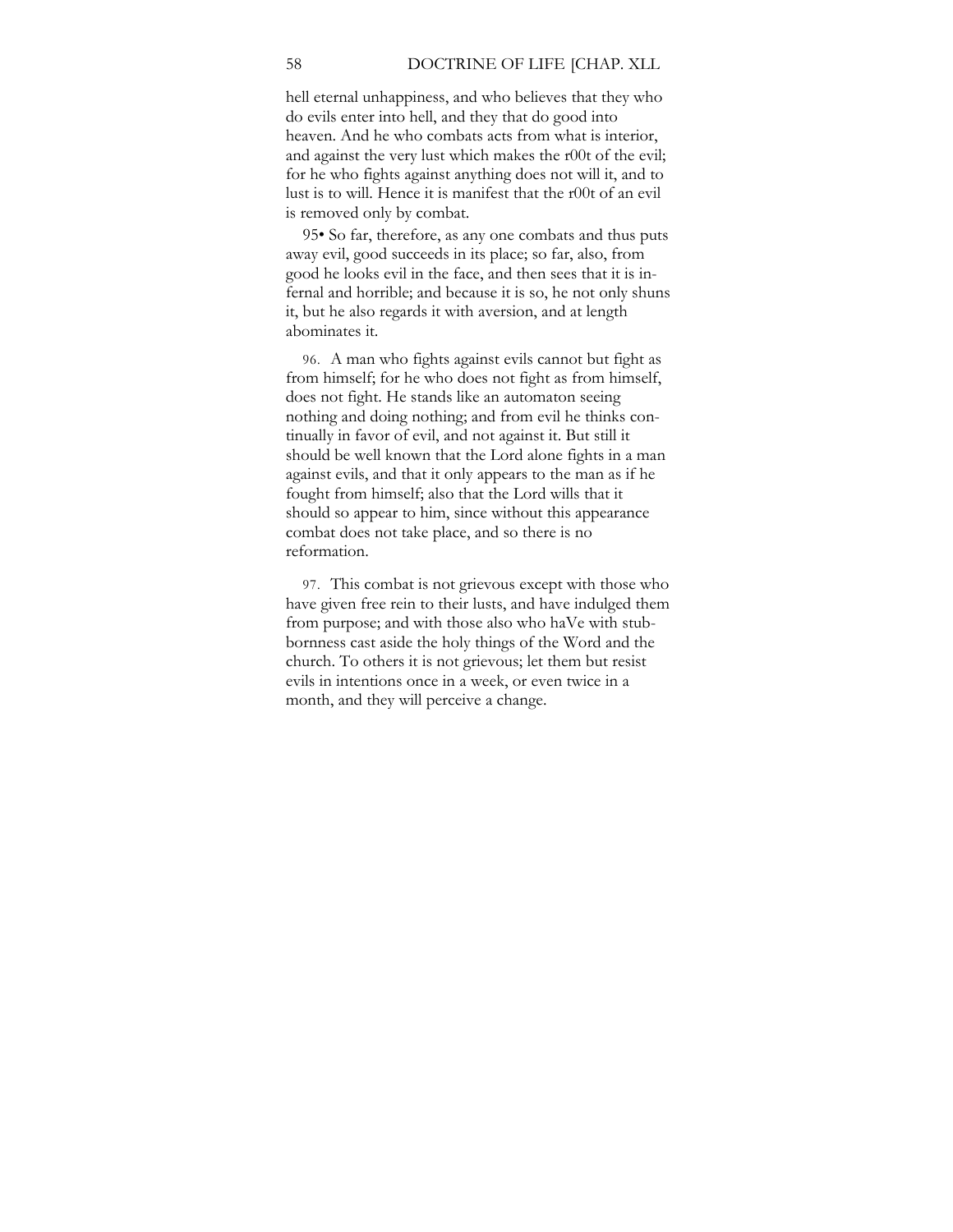hell eternal unhappiness, and who believes that they who do evils enter into hell, and they that do good into heaven. And he who combats acts from what is interior, and against the very lust which makes the r00t of the evil; for he who fights against anything does not will it, and to lust is to will. Hence it is manifest that the r00t of an evil is removed only by combat.

95• So far, therefore, as any one combats and thus puts away evil, good succeeds in its place; so far, also, from good he looks evil in the face, and then sees that it is infernal and horrible; and because it is so, he not only shuns it, but he also regards it with aversion, and at length abominates it.

96. A man who fights against evils cannot but fight as from himself; for he who does not fight as from himself, does not fight. He stands like an automaton seeing nothing and doing nothing; and from evil he thinks continually in favor of evil, and not against it. But still it should be well known that the Lord alone fights in a man against evils, and that it only appears to the man as if he fought from himself; also that the Lord wills that it should so appear to him, since without this appearance combat does not take place, and so there is no reformation.

97. This combat is not grievous except with those who have given free rein to their lusts, and have indulged them from purpose; and with those also who haVe with stubbornness cast aside the holy things of the Word and the church. To others it is not grievous; let them but resist evils in intentions once in a week, or even twice in a month, and they will perceive a change.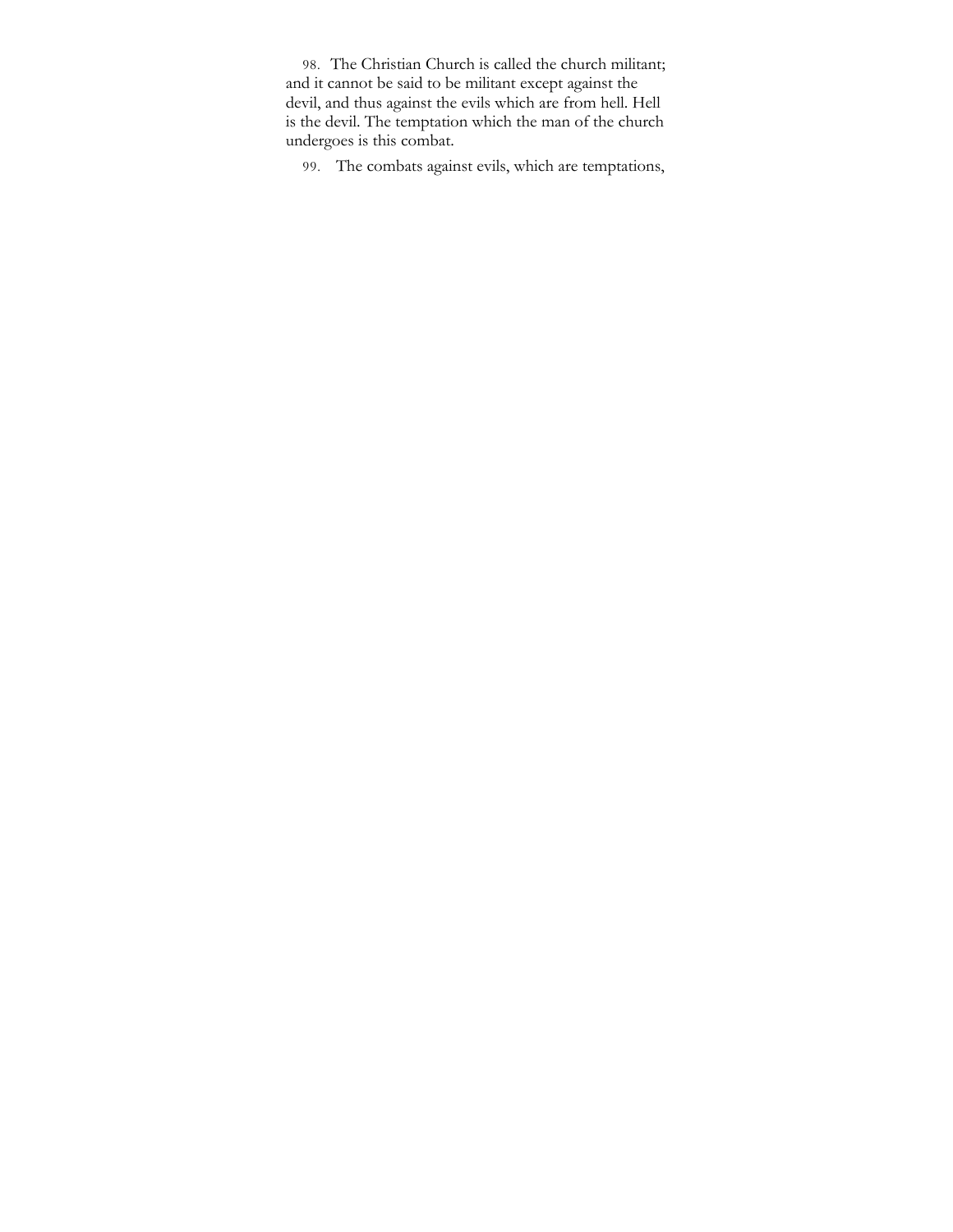98. The Christian Church is called the church militant; and it cannot be said to be militant except against the devil, and thus against the evils which are from hell. Hell is the devil. The temptation which the man of the church undergoes is this combat.

99. The combats against evils, which are temptations,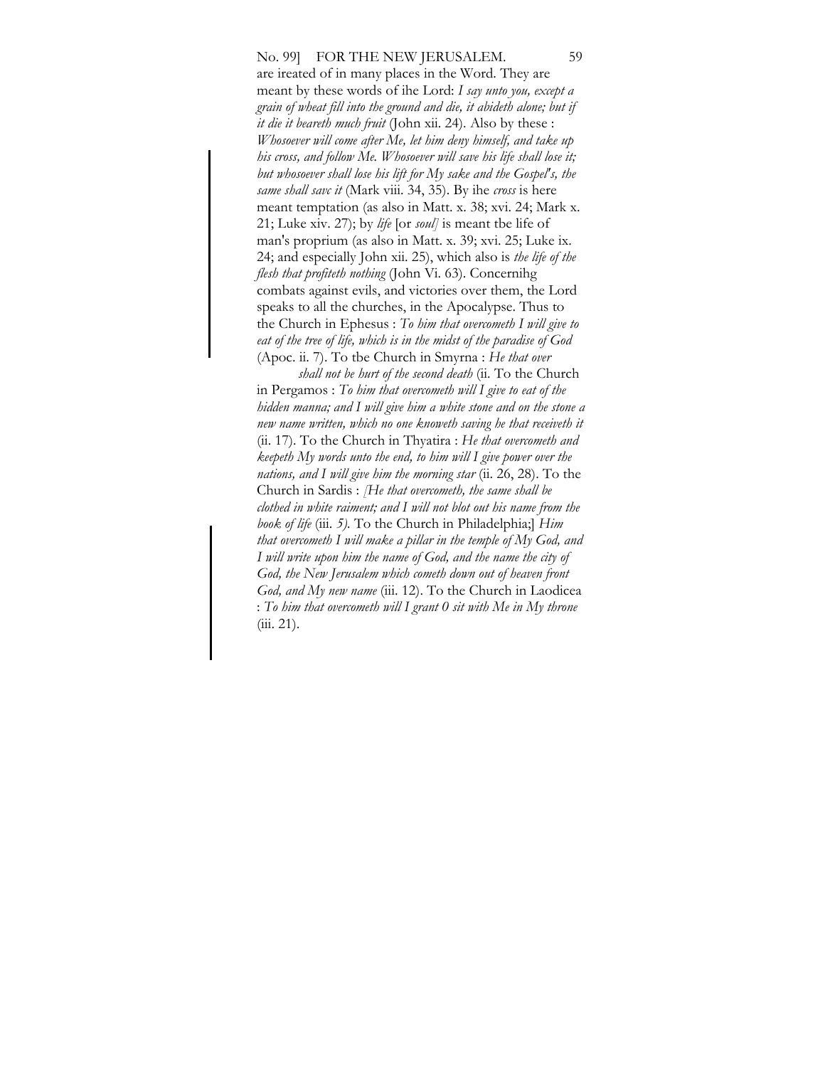are ireated of in many places in the Word. They are meant by these words of ihe Lord: *I say unto you, except a grain of wheat fill into the ground and die, it abideth alone; but if it die it beareth much fruit* (John xii. 24). Also by these : *Whosoever will come after Me, let him deny himself, and take up his cross, and follow Me. Whosoever will save his life shall lose it; but whosoever shall lose his lift for My sake and the Gospel's, the same shall savc it* (Mark viii. 34, 35). By ihe *cross* is here meant temptation (as also in Matt. x. 38; xvi. 24; Mark x. 21; Luke xiv. 27); by *life* [or *soul]* is meant tbe life of man's proprium (as also in Matt. x. 39; xvi. 25; Luke ix. 24; and especially John xii. 25), which also is *the life of the flesh that profiteth nothing* (John Vi. 63). Concernihg combats against evils, and victories over them, the Lord speaks to all the churches, in the Apocalypse. Thus to the Church in Ephesus : *To him that overcometh I will give to eat of the tree of life, which is in the midst of the paradise of God* (Apoc. ii. 7). To tbe Church in Smyrna : *He that over shall not be hurt of the second death* (ii. To the Church in Pergamos : *To him that overcometh will I give to eat of the hidden manna; and I will give him a white stone and on the stone a new name written, which no one knoweth saving he that receiveth it* (ii. 17). To the Church in Thyatira : *He that overcometh and keepeth My words unto the end, to him will I give power over the nations, and I will give him the morning star* (ii. 26, 28). To the Church in Sardis : *[He that overcometh, the same shall be clothed in white raiment; and I will not blot out his name from the book of life* (iii. *5).* To the Church in Philadelphia;] *Him that overcometh I will make a pillar in the temple of My God, and I will write upon him the name of God, and the name the city of God, the New Jerusalem which cometh down out of heaven front God, and My new name* (iii. 12). To the Church in Laodicea : *To him that overcometh will I grant 0 sit with Me in My throne* (iii. 21).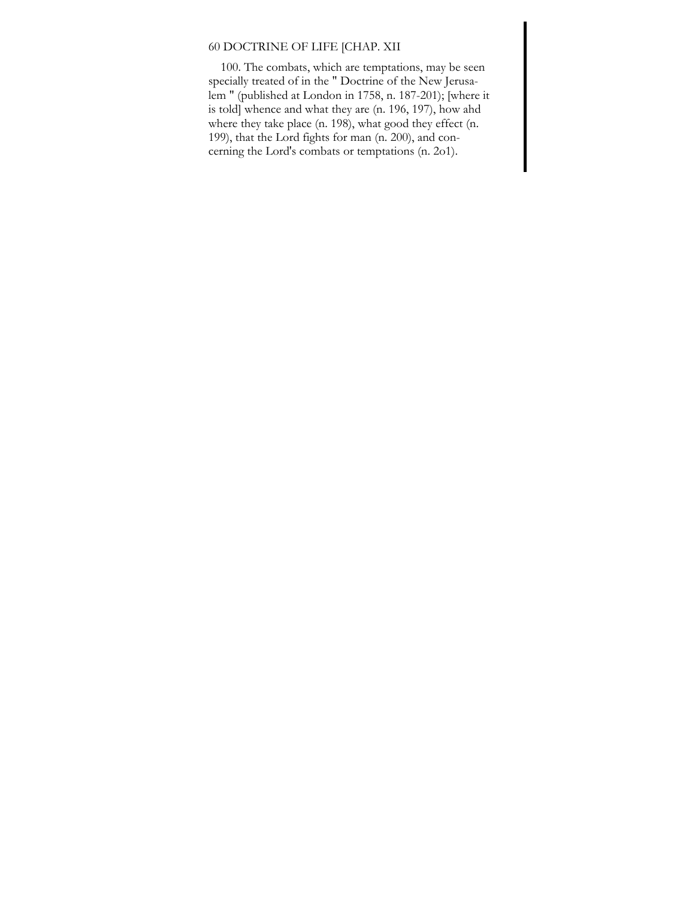100. The combats, which are temptations, may be seen specially treated of in the " Doctrine of the New Jerusalem " (published at London in 1758, n. 187-201); [where it is told] whence and what they are (n. 196, 197), how ahd where they take place (n. 198), what good they effect (n. 199), that the Lord fights for man (n. 200), and concerning the Lord's combats or temptations (n. 2o1).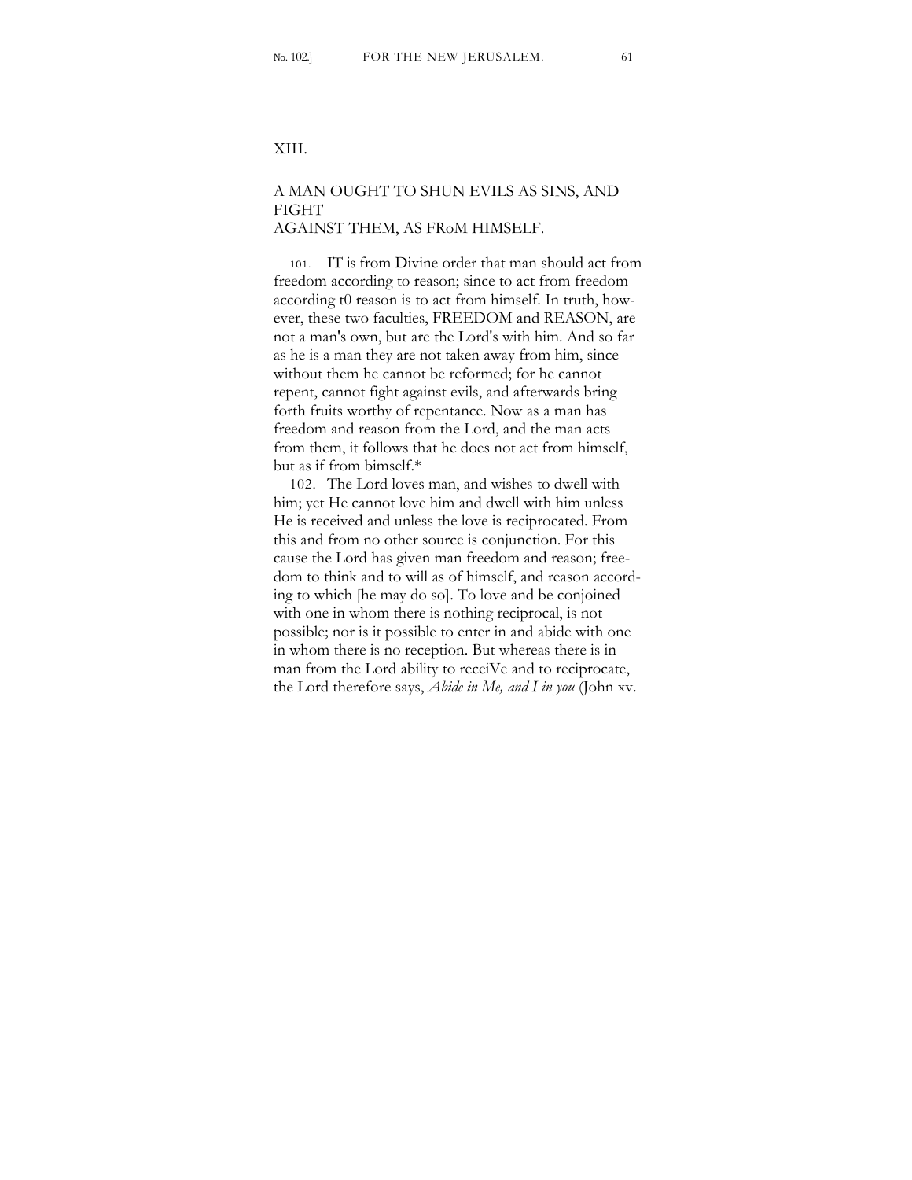## XIII.

### A MAN OUGHT TO SHUN EVILS AS SINS, AND FIGHT AGAINST THEM, AS FROM HIMSELF.

101. IT is from Divine order that man should act from freedom according to reason; since to act from freedom according t0 reason is to act from himself. In truth, however, these two faculties, FREEDOM and REASON, are not a man's own, but are the Lord's with him. And so far as he is a man they are not taken away from him, since without them he cannot be reformed; for he cannot repent, cannot fight against evils, and afterwards bring forth fruits worthy of repentance. Now as a man has freedom and reason from the Lord, and the man acts from them, it follows that he does not act from himself, but as if from bimself.*

102. The Lord loves man, and wishes to dwell with him; yet He cannot love him and dwell with him unless He is received and unless the love is reciprocated. From this and from no other source is conjunction. For this cause the Lord has given man freedom and reason; freedom to think and to will as of himself, and reason according to which [he may do so]. To love and be conjoined with one in whom there is nothing reciprocal, is not possible; nor is it possible to enter in and abide with one in whom there is no reception. But whereas there is in man from the Lord ability to receiVe and to reciprocate, the Lord therefore says, *Abide in Me, and I in you* (John xv.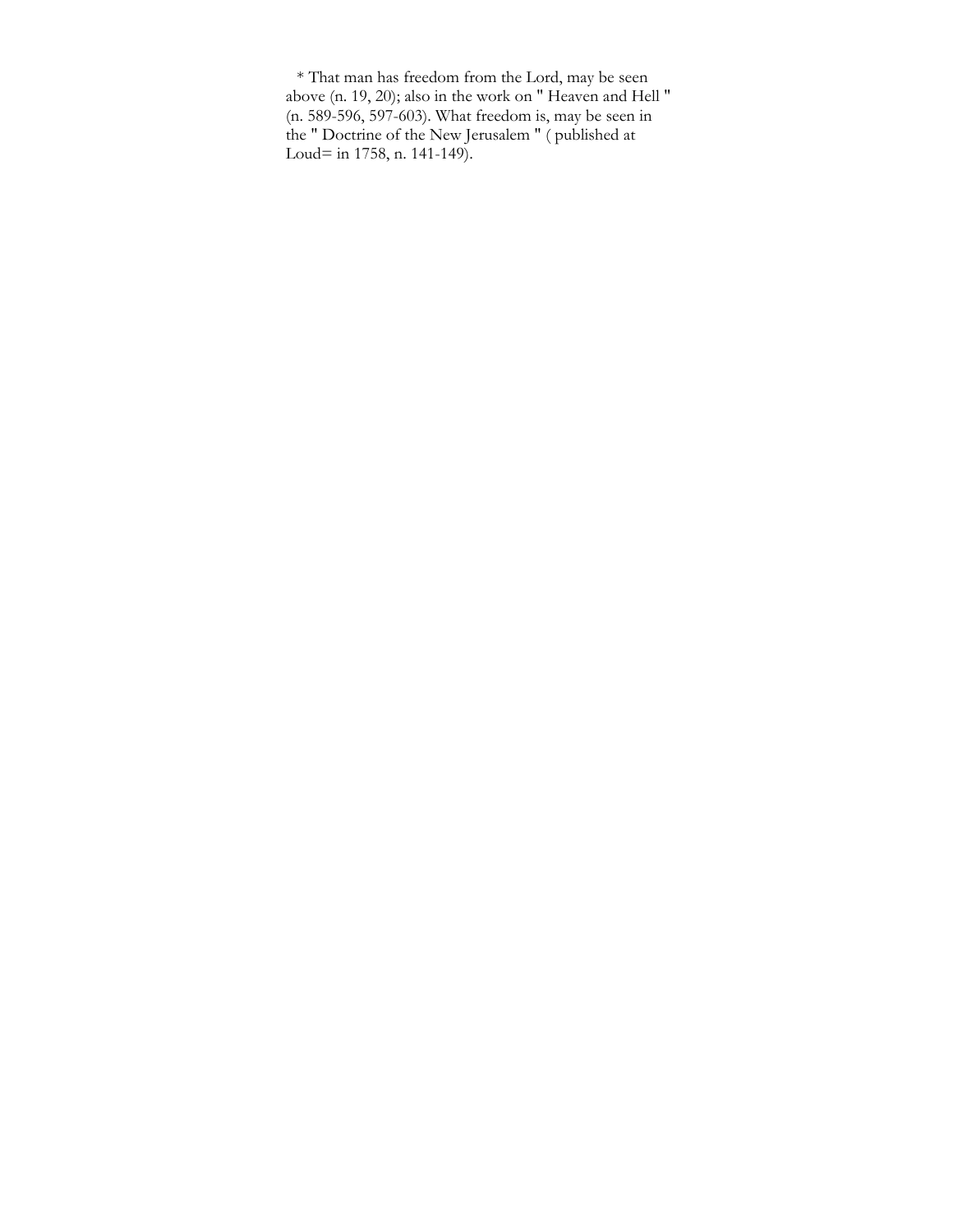* That man has freedom from the Lord, may be seen above (n. 19, 20); also in the work on " Heaven and Hell " (n. 589-596, 597-603). What freedom is, may be seen in the " Doctrine of the New Jerusalem " ( published at Loud= in 1758, n. 141-149).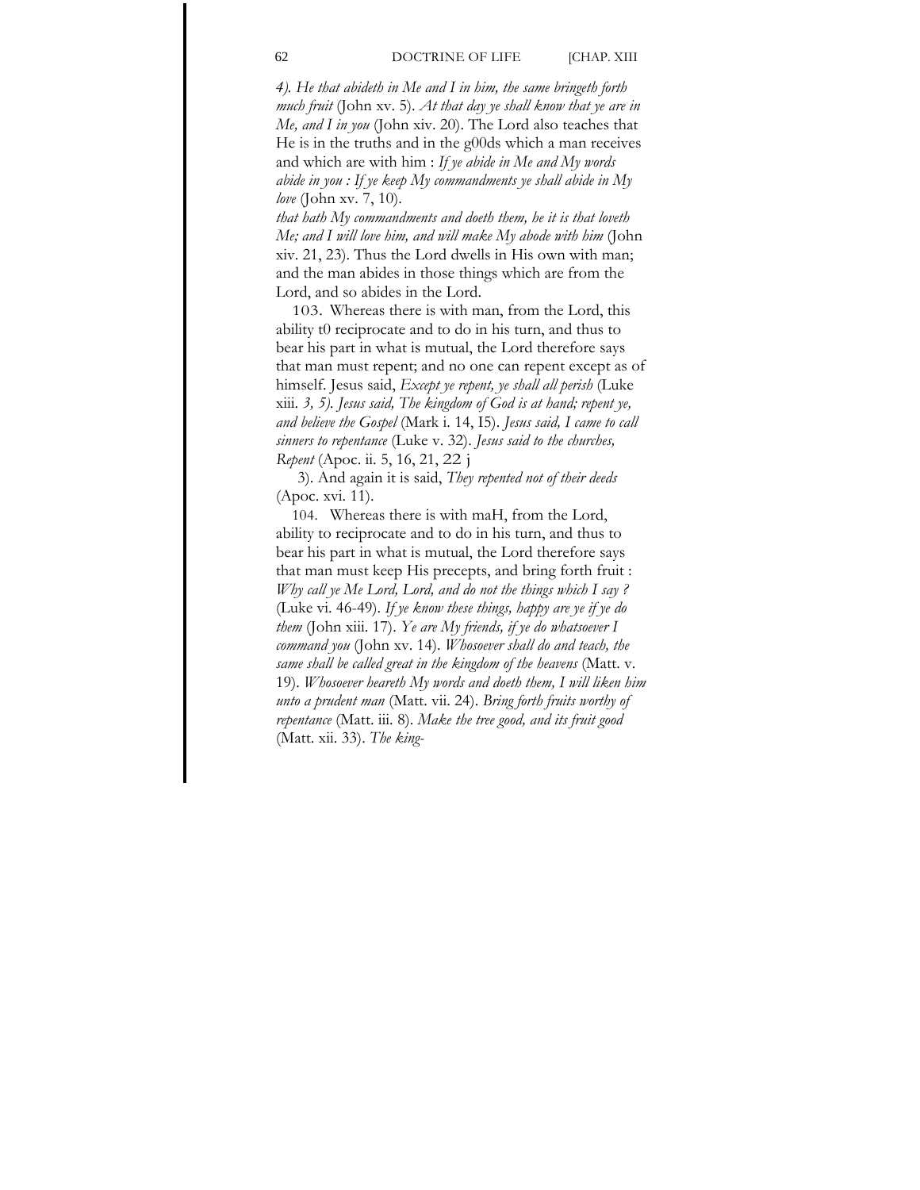*4). He that abideth in Me and I in him, the same bringeth forth much fruit* (John xv. 5). *At that day ye shall know that ye are in Me, and I in you* (John xiv. 20). The Lord also teaches that He is in the truths and in the g00ds which a man receives and which are with him : *If ye abide in Me and My words abide in you : If ye keep My commandments ye shall abide in My love* (John xv. 7, 10).
*that hath My commandments and doeth them, he it is that loveth Me; and I will love him, and will make My abode with him* (John xiv. 21, 23). Thus the Lord dwells in His own with man; and the man abides in those things which are from the Lord, and so abides in the Lord.

103. Whereas there is with man, from the Lord, this ability t0 reciprocate and to do in his turn, and thus to bear his part in what is mutual, the Lord therefore says that man must repent; and no one can repent except as of himself. Jesus said, *Except ye repent, ye shall all perish* (Luke xiii. *3, 5). Jesus said, The kingdom of God is at hand; repent ye, and believe the Gospel* (Mark i. 14, I5). *Jesus said, I came to call sinners to repentance* (Luke v. 32). *Jesus said to the churches, Repent* (Apoc. ii. 5, 16, 21, 22 j
3). And again it is said, *They repented not of their deeds* (Apoc. xvi. 11).

104. Whereas there is with maH, from the Lord, ability to reciprocate and to do in his turn, and thus to bear his part in what is mutual, the Lord therefore says that man must keep His precepts, and bring forth fruit : *Why call ye Me Lord, Lord, and do not the things which I say ?* (Luke vi. 46-49). *If ye know these things, happy are ye if ye do them* (John xiii. 17). *Ye are My friends, if ye do whatsoever I command you* (John xv. 14). *Whosoever shall do and teach, the same shall be called great in the kingdom of the heavens* (Matt. v. 19). *Whosoever heareth My words and doeth them, I will liken him unto a prudent man* (Matt. vii. 24). *Bring forth fruits worthy of repentance* (Matt. iii. 8). *Make the tree good, and its fruit good* (Matt. xii. 33). *The king-*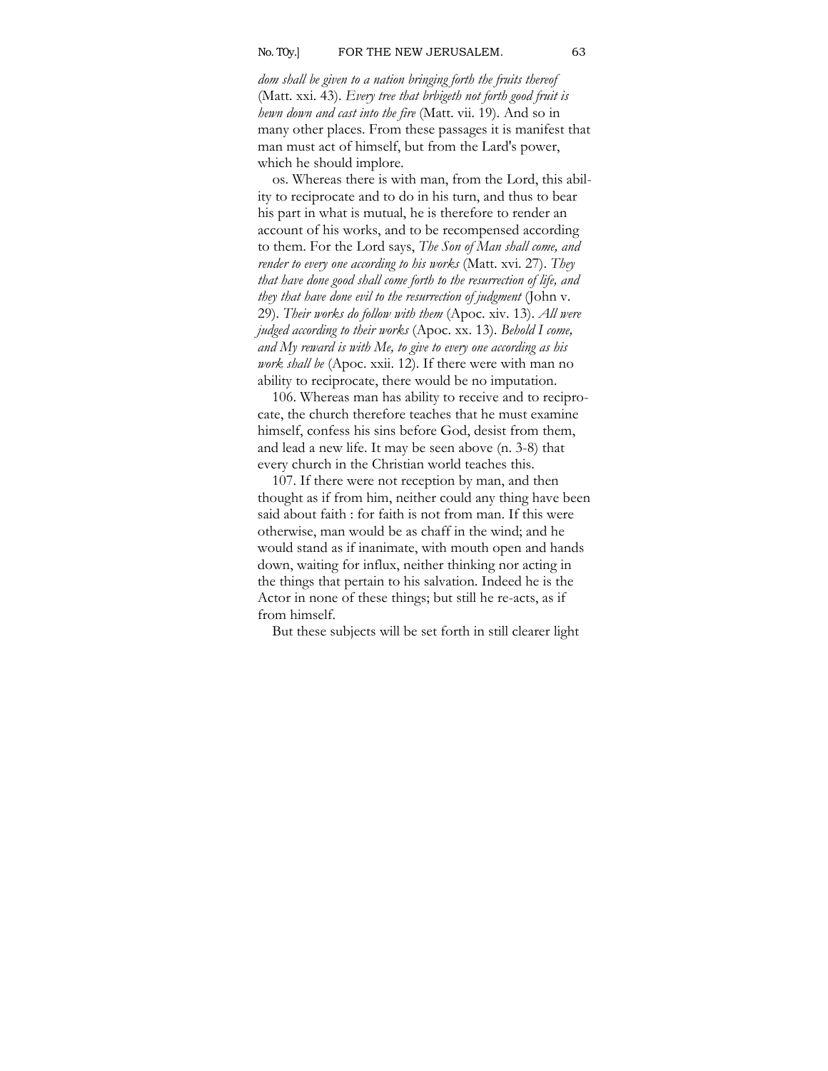*dom shall be given to a nation bringing forth the fruits thereof* (Matt. xxi. 43). *Every tree that brbigeth not forth good fruit is hewn down and cast into the fire* (Matt. vii. 19). And so in many other places. From these passages it is manifest that man must act of himself, but from the Lard's power, which he should implore.

os. Whereas there is with man, from the Lord, this ability to reciprocate and to do in his turn, and thus to bear his part in what is mutual, he is therefore to render an account of his works, and to be recompensed according to them. For the Lord says, *The Son of Man shall come, and render to every one according to his works* (Matt. xvi. 27). *They that have done good shall come forth to the resurrection of life, and they that have done evil to the resurrection of judgment* (John v. 29). *Their works do follow with them* (Apoc. xiv. 13). *All were judged according to their works* (Apoc. xx. 13). *Behold I come, and My reward is with Me, to give to every one according as his work shall be* (Apoc. xxii. 12). If there were with man no ability to reciprocate, there would be no imputation.

106. Whereas man has ability to receive and to reciprocate, the church therefore teaches that he must examine himself, confess his sins before God, desist from them, and lead a new life. It may be seen above (n. 3-8) that every church in the Christian world teaches this.

107. If there were not reception by man, and then thought as if from him, neither could any thing have been said about faith : for faith is not from man. If this were otherwise, man would be as chaff in the wind; and he would stand as if inanimate, with mouth open and hands down, waiting for influx, neither thinking nor acting in the things that pertain to his salvation. Indeed he is the Actor in none of these things; but still he re-acts, as if from himself.

But these subjects will be set forth in still clearer light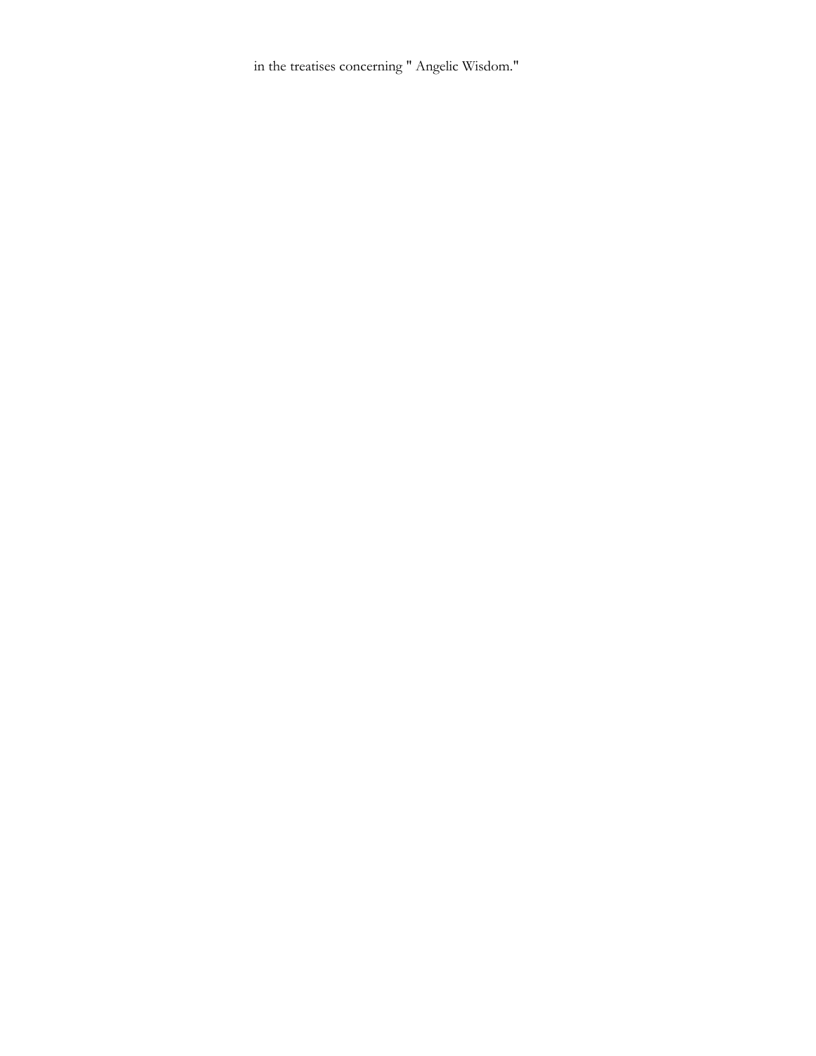in the treatises concerning " Angelic Wisdom."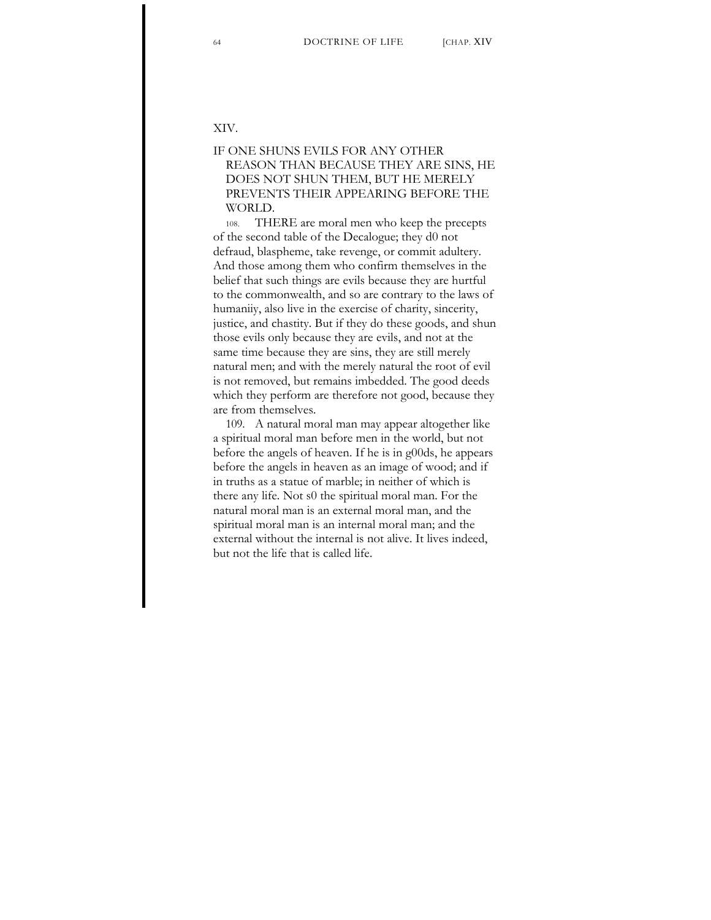## XIV.

## IF ONE SHUNS EVILS FOR ANY OTHER REASON THAN BECAUSE THEY ARE SINS, HE DOES NOT SHUN THEM, BUT HE MERELY PREVENTS THEIR APPEARING BEFORE THE WORLD.

108. THERE are moral men who keep the precepts of the second table of the Decalogue; they d0 not defraud, blaspheme, take revenge, or commit adultery. And those among them who confirm themselves in the belief that such things are evils because they are hurtful to the commonwealth, and so are contrary to the laws of humaniiy, also live in the exercise of charity, sincerity, justice, and chastity. But if they do these goods, and shun those evils only because they are evils, and not at the same time because they are sins, they are still merely natural men; and with the merely natural the root of evil is not removed, but remains imbedded. The good deeds which they perform are therefore not good, because they are from themselves.

109. A natural moral man may appear altogether like a spiritual moral man before men in the world, but not before the angels of heaven. If he is in g00ds, he appears before the angels in heaven as an image of wood; and if in truths as a statue of marble; in neither of which is there any life. Not s0 the spiritual moral man. For the natural moral man is an external moral man, and the spiritual moral man is an internal moral man; and the external without the internal is not alive. It lives indeed, but not the life that is called life.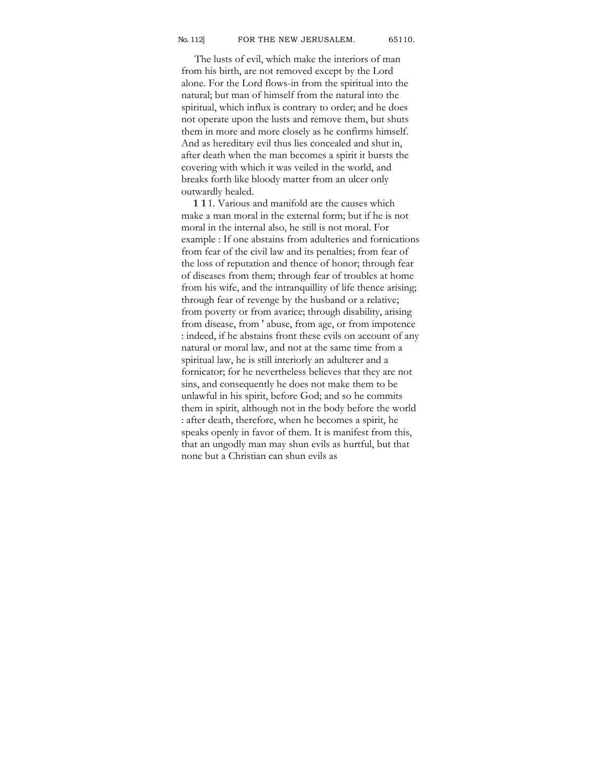The lusts of evil, which make the interiors of man from his birth, are not removed except by the Lord alone. For the Lord flows-in from the spiritual into the natural; but man of himself from the natural into the spiritual, which influx is contrary to order; and he does not operate upon the lusts and remove them, but shuts them in more and more closely as he confirms himself. And as hereditary evil thus lies concealed and shut in, after death when the man becomes a spirit it bursts the covering with which it was veiled in the world, and breaks forth like bloody matter from an ulcer only outwardly healed.

111. Various and manifold are the causes which make a man moral in the external form; but if he is not moral in the internal also, he still is not moral. For example : If one abstains from adulteries and fornications from fear of the civil law and its penalties; from fear of the loss of reputation and thence of honor; through fear of diseases from them; through fear of troubles at home from his wife, and the intranquillity of life thence arising; through fear of revenge by the husband or a relative; from poverty or from avarice; through disability, arising from disease, from ' abuse, from age, or from impotence : indeed, if he abstains front these evils on account of any natural or moral law, and not at the same time from a spiritual law, he is still interiorly an adulterer and a fornicator; for he nevertheless believes that they are not sins, and consequently he does not make them to be unlawful in his spirit, before God; and so he commits them in spirit, although not in the body before the world : after death, therefore, when he becomes a spirit, he speaks openly in favor of them. It is manifest from this, that an ungodly man may shun evils as hurtful, but that none but a Christian can shun evils as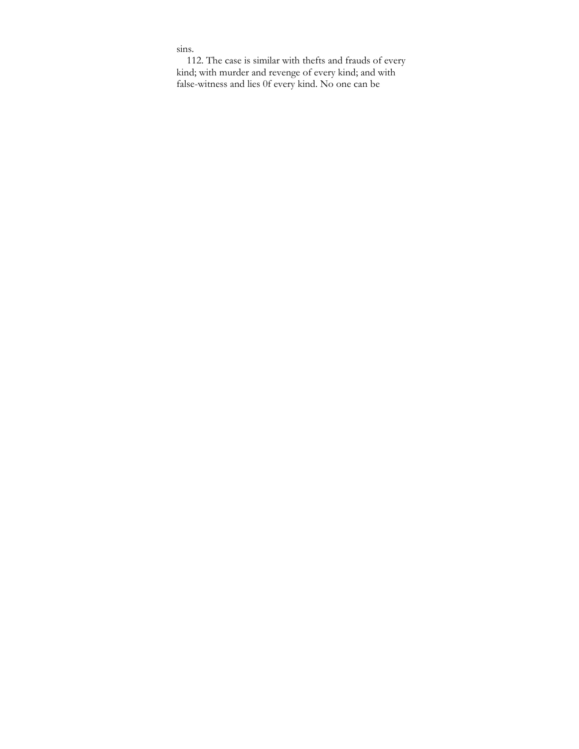sins.

112. The case is similar with thefts and frauds of every kind; with murder and revenge of every kind; and with false-witness and lies 0f every kind. No one can be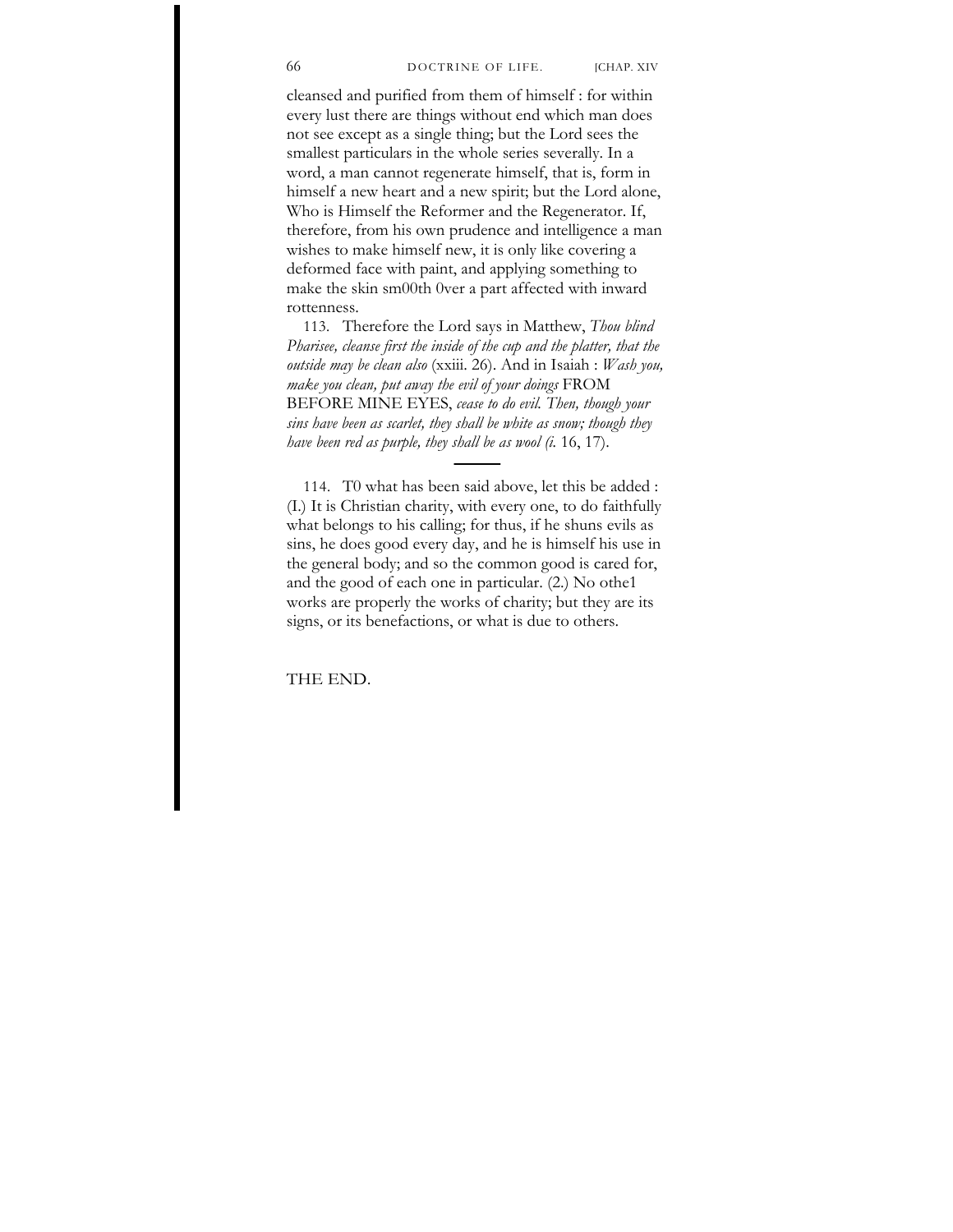cleansed and purified from them of himself : for within every lust there are things without end which man does not see except as a single thing; but the Lord sees the smallest particulars in the whole series severally. In a word, a man cannot regenerate himself, that is, form in himself a new heart and a new spirit; but the Lord alone, Who is Himself the Reformer and the Regenerator. If, therefore, from his own prudence and intelligence a man wishes to make himself new, it is only like covering a deformed face with paint, and applying something to make the skin sm00th 0ver a part affected with inward rottenness.

113. Therefore the Lord says in Matthew, *Thou blind Pharisee, cleanse first the inside of the cup and the platter, that the outside may be clean also* (xxiii. 26). And in Isaiah : *Wash you, make you clean, put away the evil of your doings* FROM BEFORE MINE EYES, *cease to do evil. Then, though your sins have been as scarlet, they shall be white as snow; though they have been red as purple, they shall be as wool (i.* 16, 17).

---

114. T0 what has been said above, let this be added : (I.) It is Christian charity, with every one, to do faithfully what belongs to his calling; for thus, if he shuns evils as sins, he does good every day, and he is himself his use in the general body; and so the common good is cared for, and the good of each one in particular. (2.) No othe1 works are properly the works of charity; but they are its signs, or its benefactions, or what is due to others.

THE END.